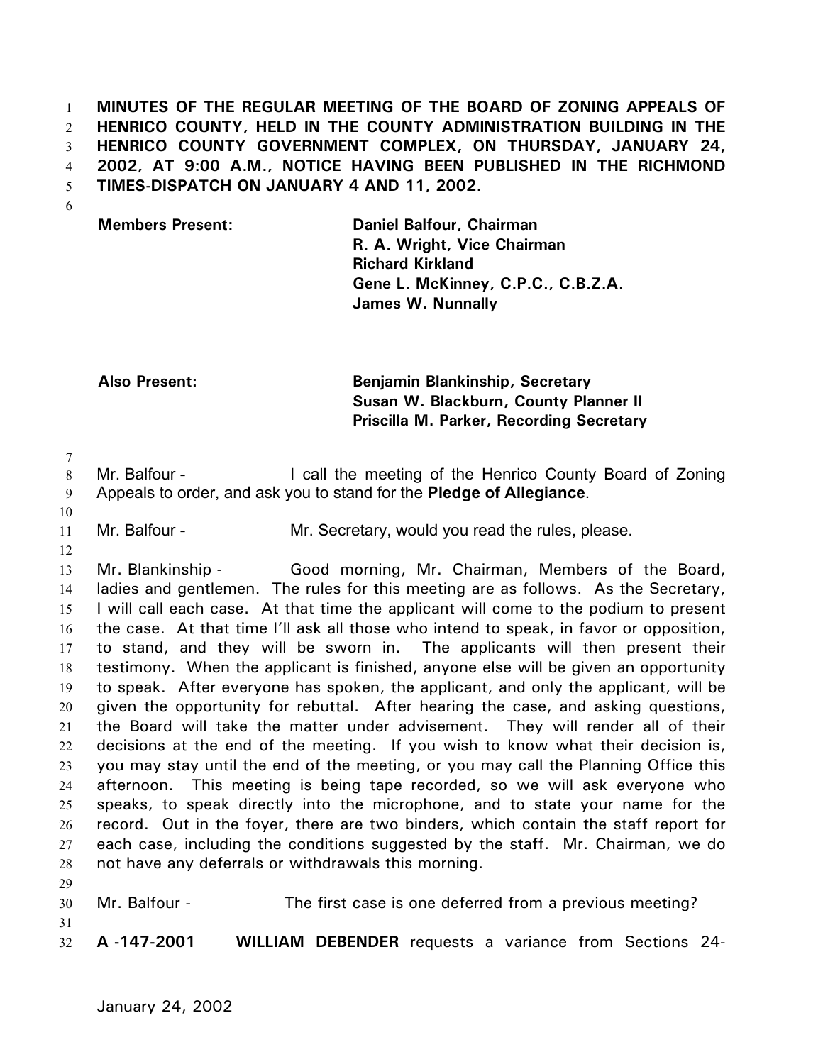**MINUTES OF THE REGULAR MEETING OF THE BOARD OF ZONING APPEALS OF HENRICO COUNTY, HELD IN THE COUNTY ADMINISTRATION BUILDING IN THE HENRICO COUNTY GOVERNMENT COMPLEX, ON THURSDAY, JANUARY 24, 2002, AT 9:00 A.M., NOTICE HAVING BEEN PUBLISHED IN THE RICHMOND TIMES-DISPATCH ON JANUARY 4 AND 11, 2002.**

| | |
|---|---|
| **Members Present:** | **Daniel Balfour, Chairman** |
| | **R. A. Wright, Vice Chairman** |
| | **Richard Kirkland** |
| | **Gene L. McKinney, C.P.C., C.B.Z.A.** |
| | **James W. Nunnally** |
| | |
| **Also Present:** | **Benjamin Blankinship, Secretary** |
| | **Susan W. Blackburn, County Planner II** |
| | **Priscilla M. Parker, Recording Secretary** |

Mr. Balfour - I call the meeting of the Henrico County Board of Zoning Appeals to order, and ask you to stand for the **Pledge of Allegiance**.

Mr. Balfour - Mr. Secretary, would you read the rules, please.

Mr. Blankinship - Good morning, Mr. Chairman, Members of the Board, ladies and gentlemen. The rules for this meeting are as follows. As the Secretary, I will call each case. At that time the applicant will come to the podium to present the case. At that time I'll ask all those who intend to speak, in favor or opposition, to stand, and they will be sworn in. The applicants will then present their testimony. When the applicant is finished, anyone else will be given an opportunity to speak. After everyone has spoken, the applicant, and only the applicant, will be given the opportunity for rebuttal. After hearing the case, and asking questions, the Board will take the matter under advisement. They will render all of their decisions at the end of the meeting. If you wish to know what their decision is, you may stay until the end of the meeting, or you may call the Planning Office this afternoon. This meeting is being tape recorded, so we will ask everyone who speaks, to speak directly into the microphone, and to state your name for the record. Out in the foyer, there are two binders, which contain the staff report for each case, including the conditions suggested by the staff. Mr. Chairman, we do not have any deferrals or withdrawals this morning.

Mr. Balfour - The first case is one deferred from a previous meeting?

**A -147-2001 WILLIAM DEBENDER** requests a variance from Sections 24-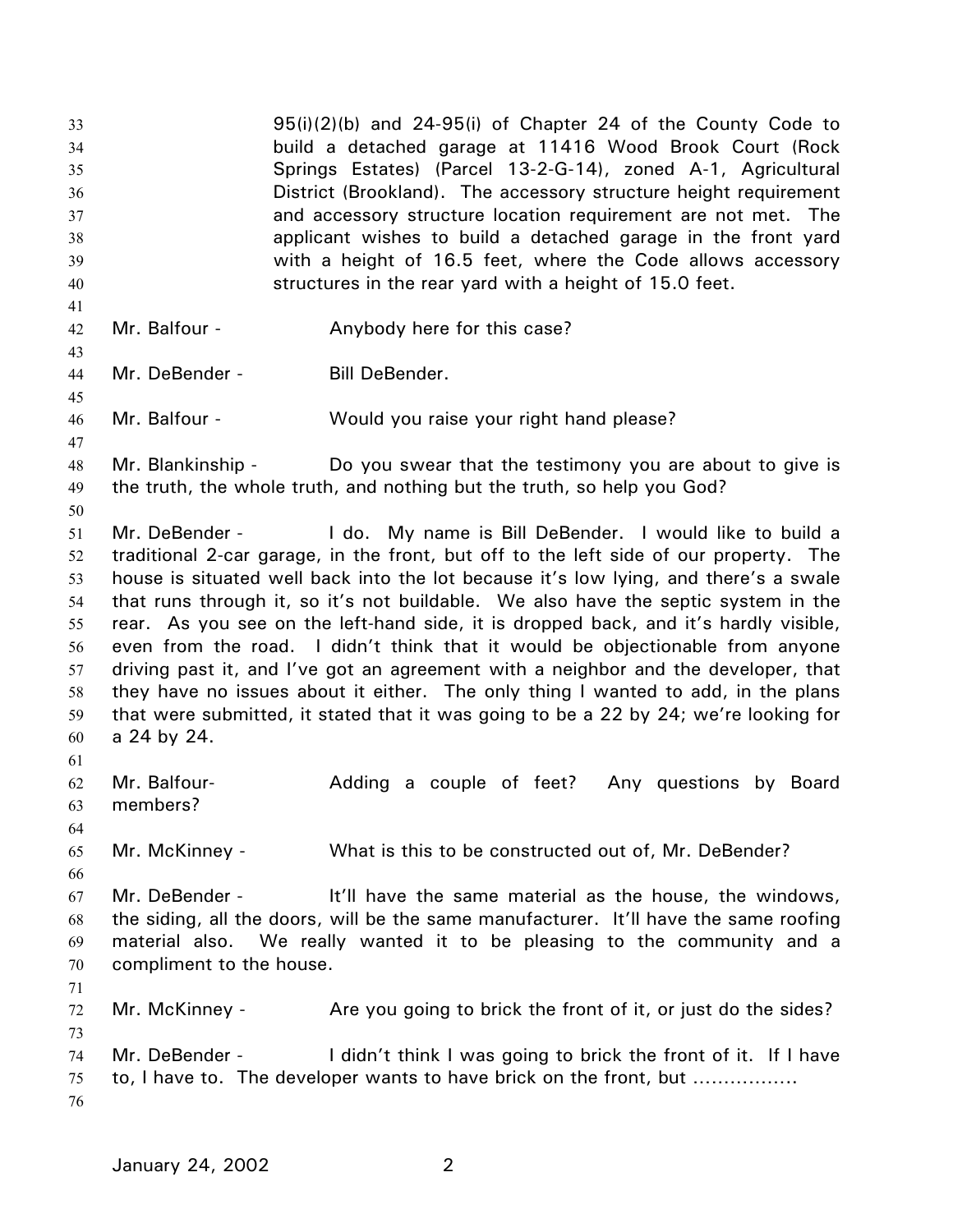95(i)(2)(b) and 24-95(i) of Chapter 24 of the County Code to build a detached garage at 11416 Wood Brook Court (Rock Springs Estates) (Parcel 13-2-G-14), zoned A-1, Agricultural District (Brookland). The accessory structure height requirement and accessory structure location requirement are not met. The applicant wishes to build a detached garage in the front yard with a height of 16.5 feet, where the Code allows accessory structures in the rear yard with a height of 15.0 feet.

Mr. Balfour - Anybody here for this case?

Mr. DeBender - Bill DeBender.

Mr. Balfour - Would you raise your right hand please?

Mr. Blankinship - Do you swear that the testimony you are about to give is the truth, the whole truth, and nothing but the truth, so help you God?

Mr. DeBender - I do. My name is Bill DeBender. I would like to build a traditional 2-car garage, in the front, but off to the left side of our property. The house is situated well back into the lot because it's low lying, and there's a swale that runs through it, so it's not buildable. We also have the septic system in the rear. As you see on the left-hand side, it is dropped back, and it's hardly visible, even from the road. I didn't think that it would be objectionable from anyone driving past it, and I've got an agreement with a neighbor and the developer, that they have no issues about it either. The only thing I wanted to add, in the plans that were submitted, it stated that it was going to be a 22 by 24; we're looking for a 24 by 24.

Mr. Balfour- Adding a couple of feet? Any questions by Board members?

Mr. McKinney - What is this to be constructed out of, Mr. DeBender?

Mr. DeBender - It'll have the same material as the house, the windows, the siding, all the doors, will be the same manufacturer. It'll have the same roofing material also. We really wanted it to be pleasing to the community and a compliment to the house.

Mr. McKinney - Are you going to brick the front of it, or just do the sides?

Mr. DeBender - I didn't think I was going to brick the front of it. If I have to, I have to. The developer wants to have brick on the front, but .................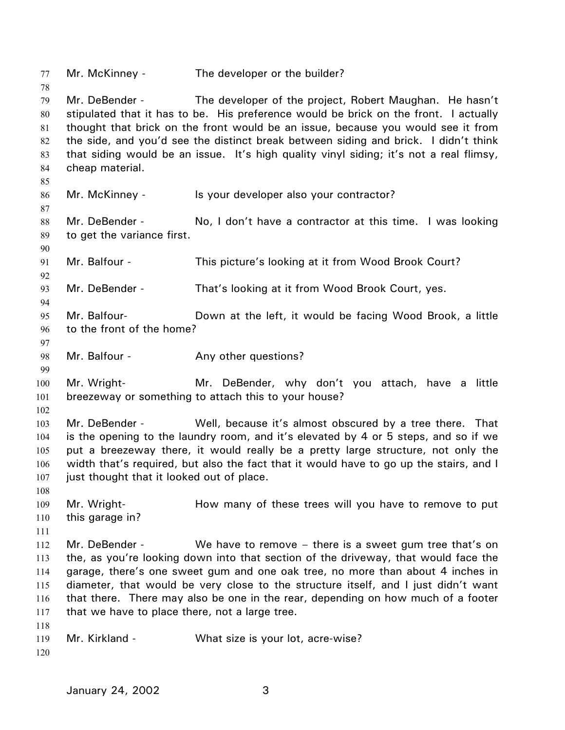Mr. McKinney - The developer or the builder?

Mr. DeBender - The developer of the project, Robert Maughan. He hasn't stipulated that it has to be. His preference would be brick on the front. I actually thought that brick on the front would be an issue, because you would see it from the side, and you'd see the distinct break between siding and brick. I didn't think that siding would be an issue. It's high quality vinyl siding; it's not a real flimsy, cheap material.

Mr. McKinney - Is your developer also your contractor?

Mr. DeBender - No, I don't have a contractor at this time. I was looking to get the variance first.

Mr. Balfour - This picture's looking at it from Wood Brook Court?

Mr. DeBender - That's looking at it from Wood Brook Court, yes.

Mr. Balfour- Down at the left, it would be facing Wood Brook, a little to the front of the home?

Mr. Balfour - Any other questions?

Mr. Wright- Mr. DeBender, why don't you attach, have a little breezeway or something to attach this to your house?

Mr. DeBender - Well, because it's almost obscured by a tree there. That is the opening to the laundry room, and it's elevated by 4 or 5 steps, and so if we put a breezeway there, it would really be a pretty large structure, not only the width that's required, but also the fact that it would have to go up the stairs, and I just thought that it looked out of place.

Mr. Wright- How many of these trees will you have to remove to put this garage in?

Mr. DeBender - We have to remove – there is a sweet gum tree that's on the, as you're looking down into that section of the driveway, that would face the garage, there's one sweet gum and one oak tree, no more than about 4 inches in diameter, that would be very close to the structure itself, and I just didn't want that there. There may also be one in the rear, depending on how much of a footer that we have to place there, not a large tree.

Mr. Kirkland - What size is your lot, acre-wise?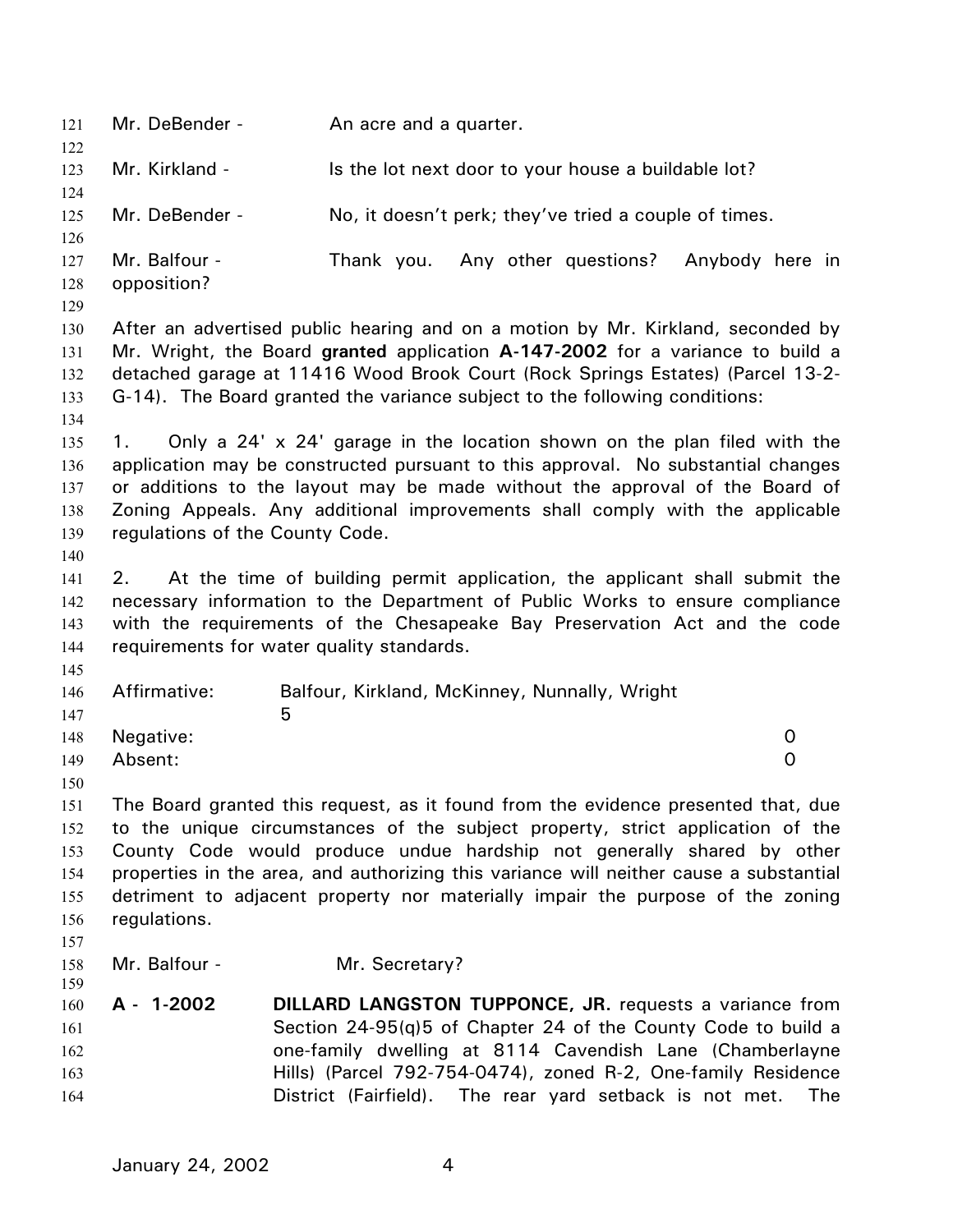Mr. DeBender - An acre and a quarter.

Mr. Kirkland - Is the lot next door to your house a buildable lot?

Mr. DeBender - No, it doesn't perk; they've tried a couple of times.

Mr. Balfour - Thank you. Any other questions? Anybody here in opposition?

After an advertised public hearing and on a motion by Mr. Kirkland, seconded by Mr. Wright, the Board **granted** application **A-147-2002** for a variance to build a detached garage at 11416 Wood Brook Court (Rock Springs Estates) (Parcel 13-2-G-14). The Board granted the variance subject to the following conditions:

1. Only a 24' x 24' garage in the location shown on the plan filed with the application may be constructed pursuant to this approval. No substantial changes or additions to the layout may be made without the approval of the Board of Zoning Appeals. Any additional improvements shall comply with the applicable regulations of the County Code.

2. At the time of building permit application, the applicant shall submit the necessary information to the Department of Public Works to ensure compliance with the requirements of the Chesapeake Bay Preservation Act and the code requirements for water quality standards.

| | | |
|---|---|---|
| Affirmative: | Balfour, Kirkland, McKinney, Nunnally, Wright | 5 |
| Negative: | | 0 |
| Absent: | | 0 |

The Board granted this request, as it found from the evidence presented that, due to the unique circumstances of the subject property, strict application of the County Code would produce undue hardship not generally shared by other properties in the area, and authorizing this variance will neither cause a substantial detriment to adjacent property nor materially impair the purpose of the zoning regulations.

Mr. Balfour - Mr. Secretary?

**A - 1-2002** **DILLARD LANGSTON TUPPONCE, JR.** requests a variance from Section 24-95(q)5 of Chapter 24 of the County Code to build a one-family dwelling at 8114 Cavendish Lane (Chamberlayne Hills) (Parcel 792-754-0474), zoned R-2, One-family Residence District (Fairfield). The rear yard setback is not met. The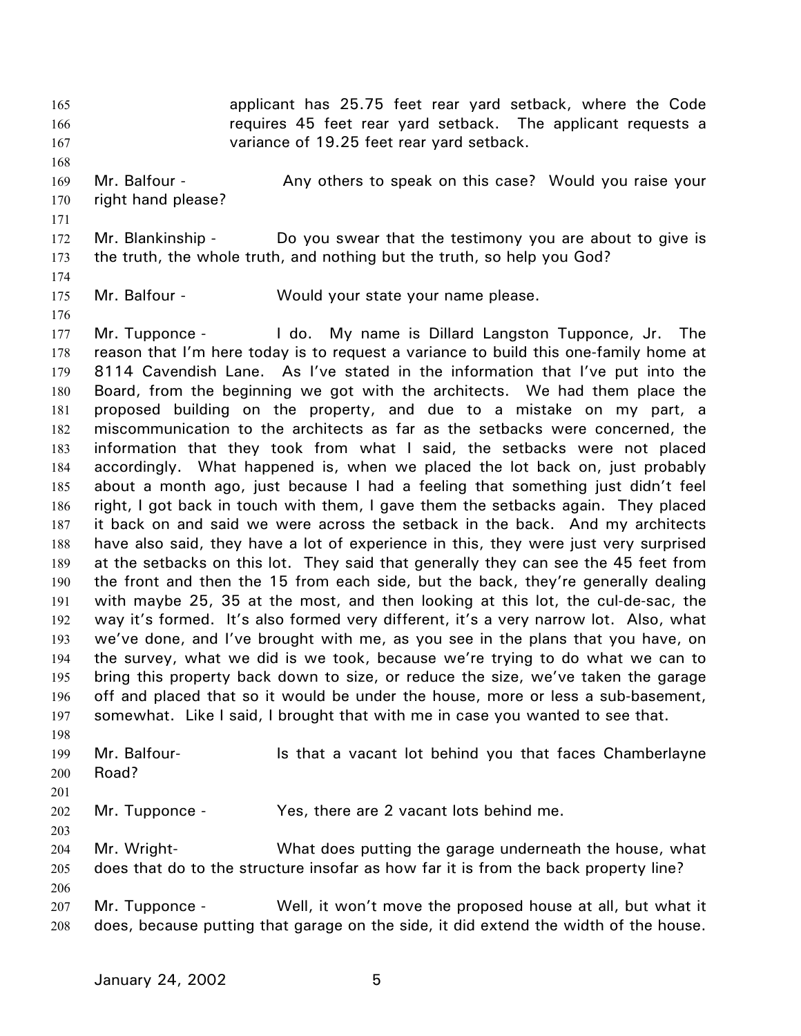applicant has 25.75 feet rear yard setback, where the Code requires 45 feet rear yard setback. The applicant requests a variance of 19.25 feet rear yard setback.

Mr. Balfour - Any others to speak on this case? Would you raise your right hand please?

Mr. Blankinship - Do you swear that the testimony you are about to give is the truth, the whole truth, and nothing but the truth, so help you God?

Mr. Balfour - Would your state your name please.

Mr. Tupponce - I do. My name is Dillard Langston Tupponce, Jr. The reason that I'm here today is to request a variance to build this one-family home at 8114 Cavendish Lane. As I've stated in the information that I've put into the Board, from the beginning we got with the architects. We had them place the proposed building on the property, and due to a mistake on my part, a miscommunication to the architects as far as the setbacks were concerned, the information that they took from what I said, the setbacks were not placed accordingly. What happened is, when we placed the lot back on, just probably about a month ago, just because I had a feeling that something just didn't feel right, I got back in touch with them, I gave them the setbacks again. They placed it back on and said we were across the setback in the back. And my architects have also said, they have a lot of experience in this, they were just very surprised at the setbacks on this lot. They said that generally they can see the 45 feet from the front and then the 15 from each side, but the back, they're generally dealing with maybe 25, 35 at the most, and then looking at this lot, the cul-de-sac, the way it's formed. It's also formed very different, it's a very narrow lot. Also, what we've done, and I've brought with me, as you see in the plans that you have, on the survey, what we did is we took, because we're trying to do what we can to bring this property back down to size, or reduce the size, we've taken the garage off and placed that so it would be under the house, more or less a sub-basement, somewhat. Like I said, I brought that with me in case you wanted to see that.

Mr. Balfour- Is that a vacant lot behind you that faces Chamberlayne Road?

Mr. Tupponce - Yes, there are 2 vacant lots behind me.

Mr. Wright- What does putting the garage underneath the house, what does that do to the structure insofar as how far it is from the back property line?

Mr. Tupponce - Well, it won't move the proposed house at all, but what it does, because putting that garage on the side, it did extend the width of the house.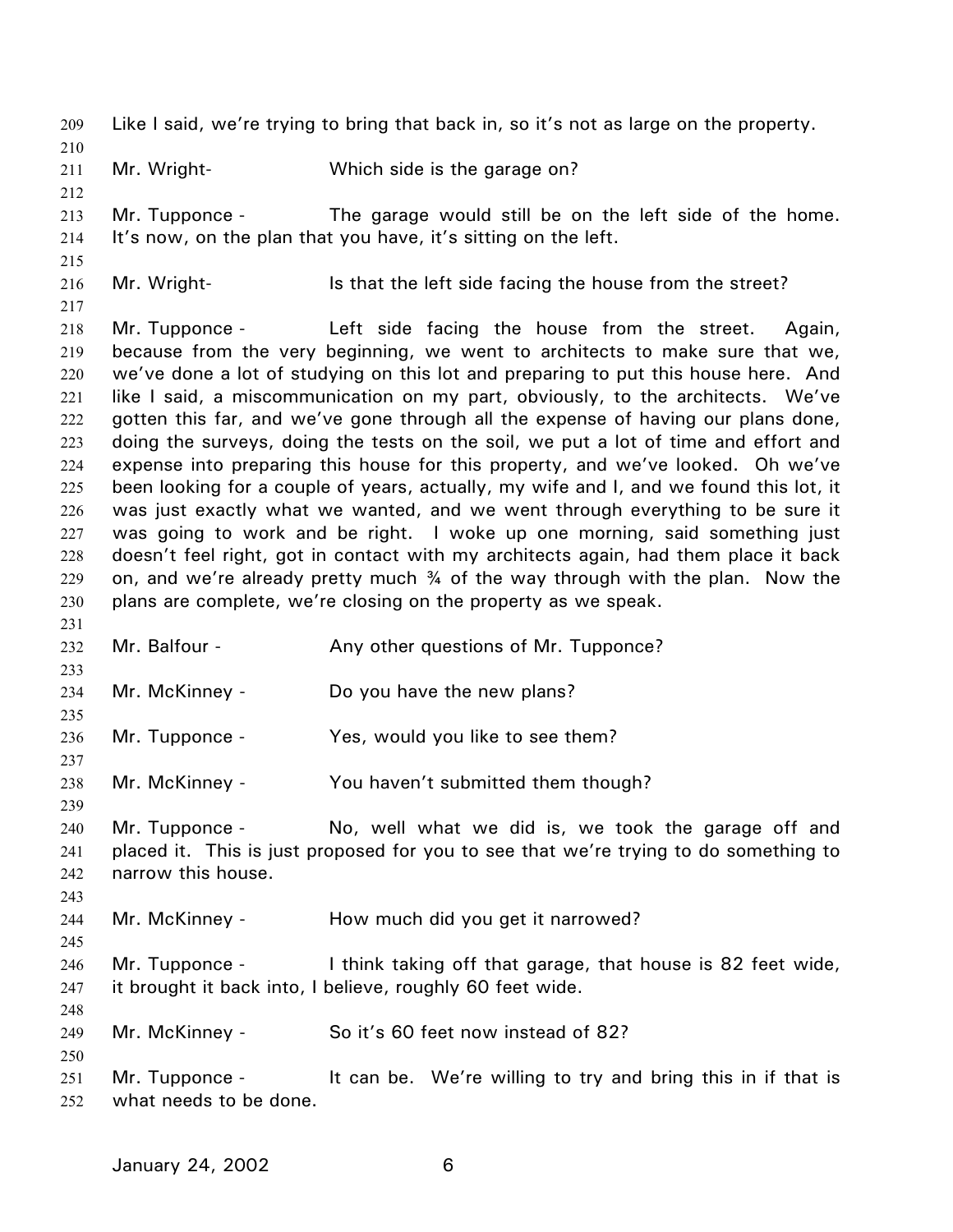Like I said, we're trying to bring that back in, so it's not as large on the property.

Mr. Wright- Which side is the garage on?

Mr. Tupponce - The garage would still be on the left side of the home. It's now, on the plan that you have, it's sitting on the left.

Mr. Wright- Is that the left side facing the house from the street?

Mr. Tupponce - Left side facing the house from the street. Again, because from the very beginning, we went to architects to make sure that we, we've done a lot of studying on this lot and preparing to put this house here. And like I said, a miscommunication on my part, obviously, to the architects. We've gotten this far, and we've gone through all the expense of having our plans done, doing the surveys, doing the tests on the soil, we put a lot of time and effort and expense into preparing this house for this property, and we've looked. Oh we've been looking for a couple of years, actually, my wife and I, and we found this lot, it was just exactly what we wanted, and we went through everything to be sure it was going to work and be right. I woke up one morning, said something just doesn't feel right, got in contact with my architects again, had them place it back on, and we're already pretty much ¾ of the way through with the plan. Now the plans are complete, we're closing on the property as we speak.

Mr. Balfour - Any other questions of Mr. Tupponce?

Mr. McKinney - Do you have the new plans?

Mr. Tupponce - Yes, would you like to see them?

Mr. McKinney - You haven't submitted them though?

Mr. Tupponce - No, well what we did is, we took the garage off and placed it. This is just proposed for you to see that we're trying to do something to narrow this house.

Mr. McKinney - How much did you get it narrowed?

Mr. Tupponce - I think taking off that garage, that house is 82 feet wide, it brought it back into, I believe, roughly 60 feet wide.

Mr. McKinney - So it's 60 feet now instead of 82?

Mr. Tupponce - It can be. We're willing to try and bring this in if that is what needs to be done.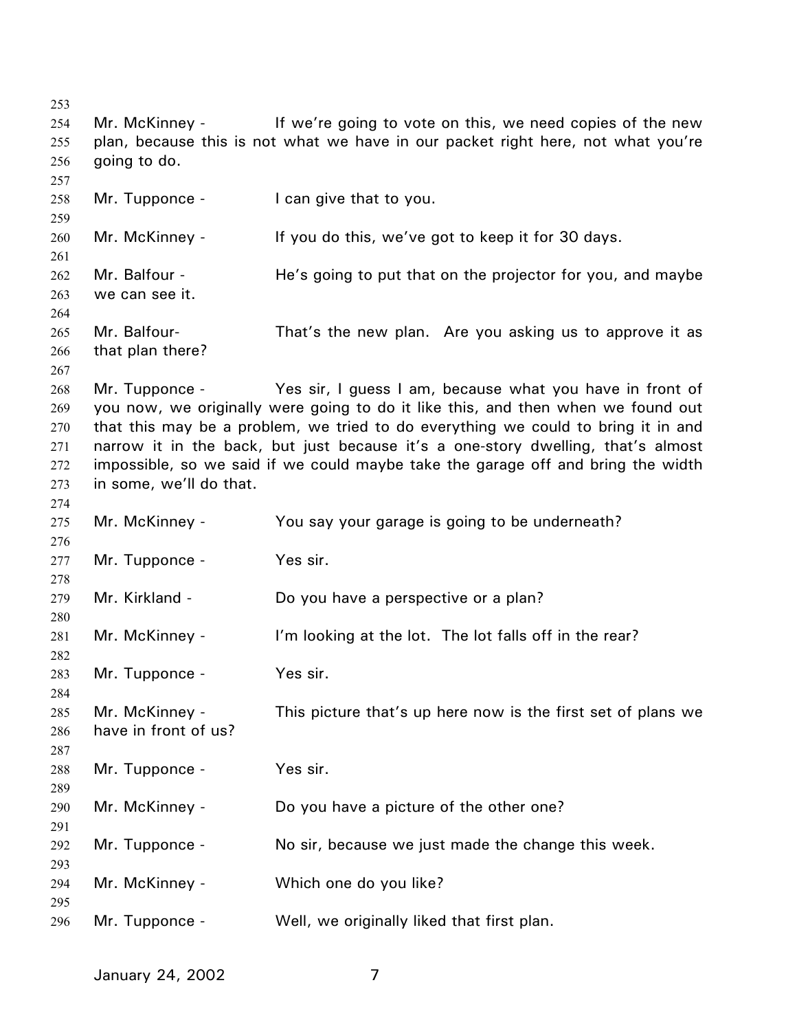Mr. McKinney - If we're going to vote on this, we need copies of the new plan, because this is not what we have in our packet right here, not what you're going to do.

Mr. Tupponce - I can give that to you.

Mr. McKinney - If you do this, we've got to keep it for 30 days.

Mr. Balfour - He's going to put that on the projector for you, and maybe we can see it.

Mr. Balfour- That's the new plan. Are you asking us to approve it as that plan there?

Mr. Tupponce - Yes sir, I guess I am, because what you have in front of you now, we originally were going to do it like this, and then when we found out that this may be a problem, we tried to do everything we could to bring it in and narrow it in the back, but just because it's a one-story dwelling, that's almost impossible, so we said if we could maybe take the garage off and bring the width in some, we'll do that.

Mr. McKinney - You say your garage is going to be underneath?

Mr. Tupponce - Yes sir.

Mr. Kirkland - Do you have a perspective or a plan?

Mr. McKinney - I'm looking at the lot. The lot falls off in the rear?

Mr. Tupponce - Yes sir.

Mr. McKinney - This picture that's up here now is the first set of plans we have in front of us?

Mr. Tupponce - Yes sir.

Mr. McKinney - Do you have a picture of the other one?

Mr. Tupponce - No sir, because we just made the change this week.

Mr. McKinney - Which one do you like?

Mr. Tupponce - Well, we originally liked that first plan.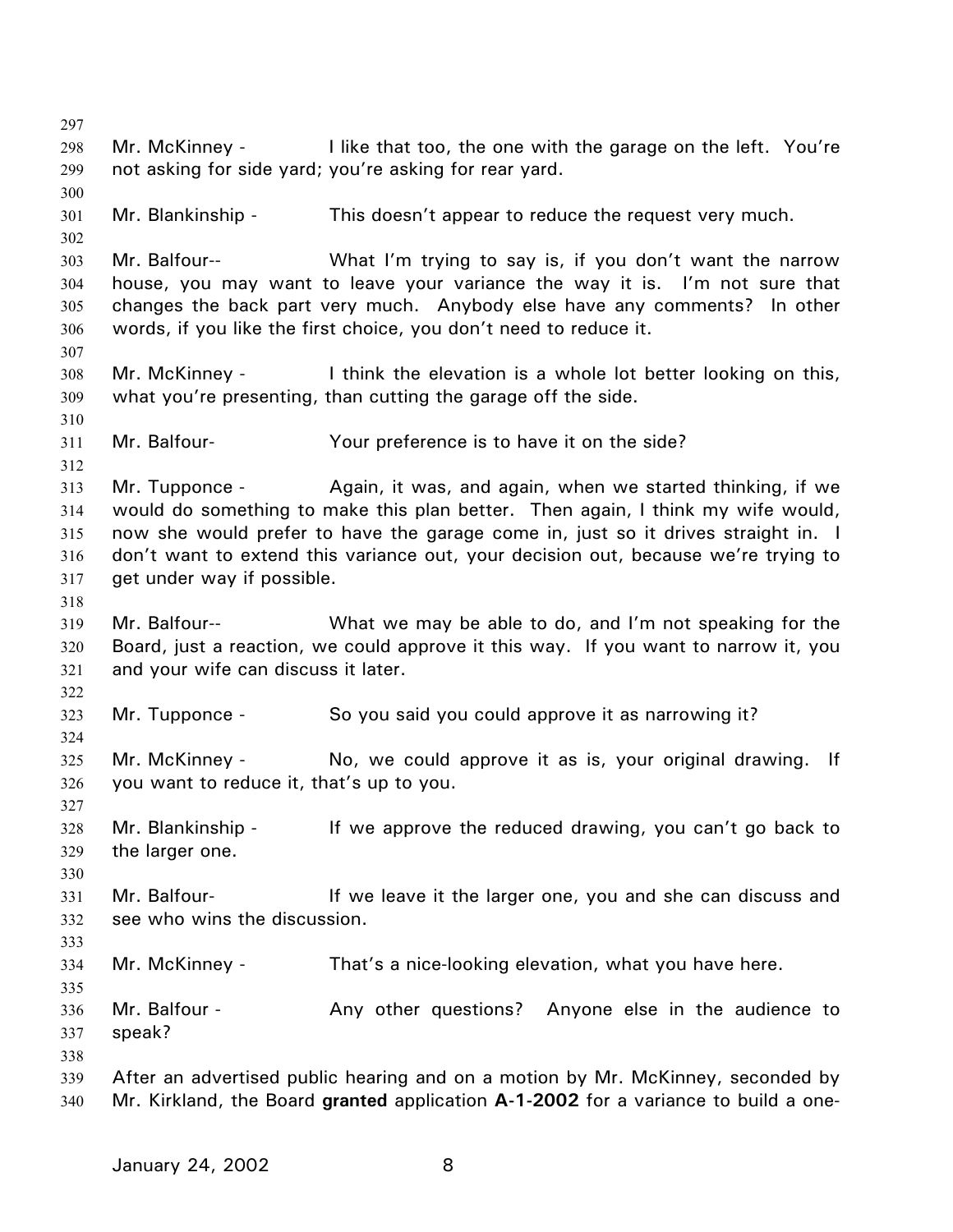Mr. McKinney - I like that too, the one with the garage on the left. You're not asking for side yard; you're asking for rear yard.

Mr. Blankinship - This doesn't appear to reduce the request very much.

Mr. Balfour-- What I'm trying to say is, if you don't want the narrow house, you may want to leave your variance the way it is. I'm not sure that changes the back part very much. Anybody else have any comments? In other words, if you like the first choice, you don't need to reduce it.

Mr. McKinney - I think the elevation is a whole lot better looking on this, what you're presenting, than cutting the garage off the side.

Mr. Balfour- Your preference is to have it on the side?

Mr. Tupponce - Again, it was, and again, when we started thinking, if we would do something to make this plan better. Then again, I think my wife would, now she would prefer to have the garage come in, just so it drives straight in. I don't want to extend this variance out, your decision out, because we're trying to get under way if possible.

Mr. Balfour-- What we may be able to do, and I'm not speaking for the Board, just a reaction, we could approve it this way. If you want to narrow it, you and your wife can discuss it later.

Mr. Tupponce - So you said you could approve it as narrowing it?

Mr. McKinney - No, we could approve it as is, your original drawing. If you want to reduce it, that's up to you.

Mr. Blankinship - If we approve the reduced drawing, you can't go back to the larger one.

Mr. Balfour- If we leave it the larger one, you and she can discuss and see who wins the discussion.

Mr. McKinney - That's a nice-looking elevation, what you have here.

Mr. Balfour - Any other questions? Anyone else in the audience to speak?

After an advertised public hearing and on a motion by Mr. McKinney, seconded by Mr. Kirkland, the Board **granted** application **A-1-2002** for a variance to build a one-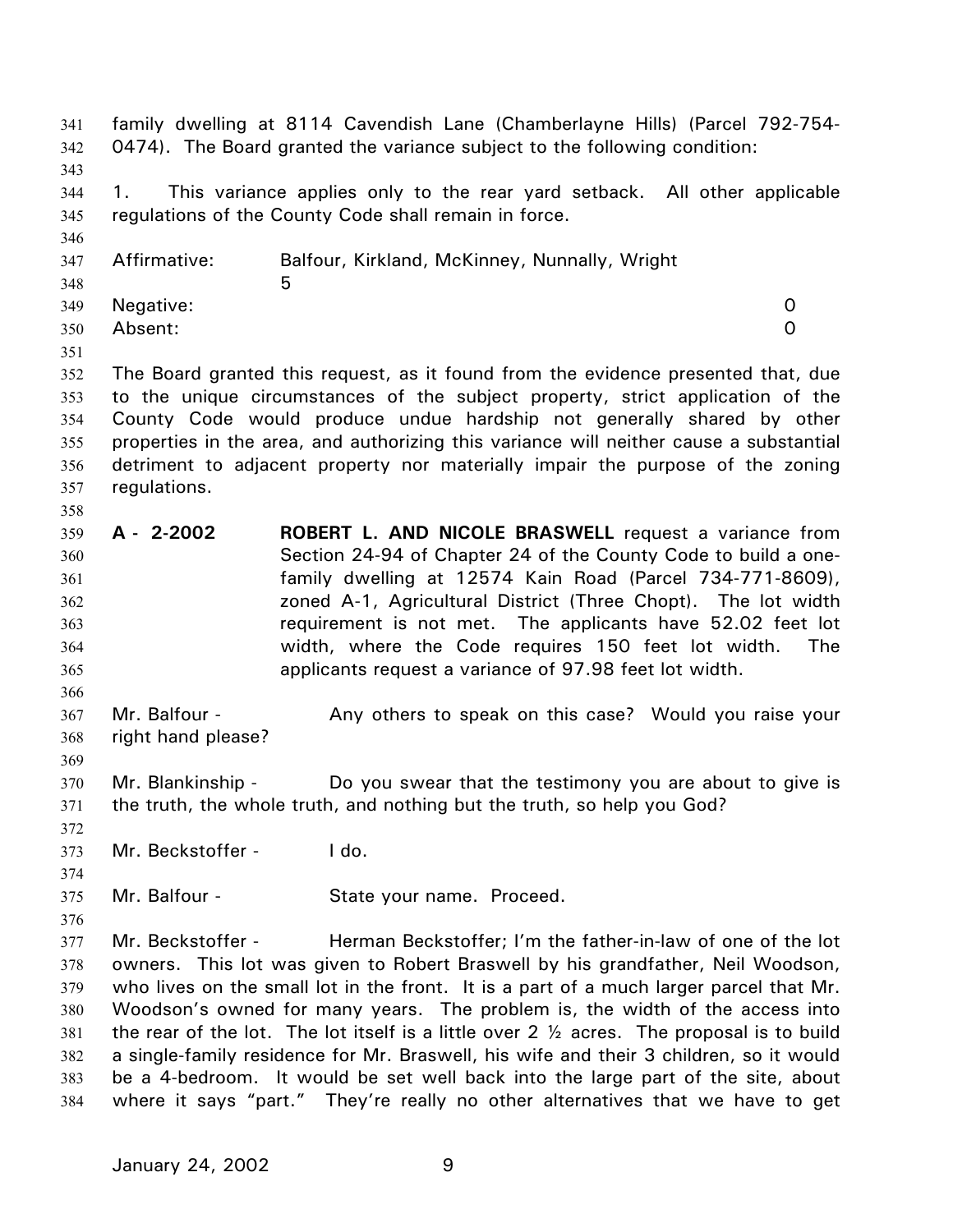family dwelling at 8114 Cavendish Lane (Chamberlayne Hills) (Parcel 792-754-0474). The Board granted the variance subject to the following condition:

1. This variance applies only to the rear yard setback. All other applicable regulations of the County Code shall remain in force.

| | | |
|---|---|---|
| Affirmative: | Balfour, Kirkland, McKinney, Nunnally, Wright | 5 |
| Negative: | | 0 |
| Absent: | | 0 |

The Board granted this request, as it found from the evidence presented that, due to the unique circumstances of the subject property, strict application of the County Code would produce undue hardship not generally shared by other properties in the area, and authorizing this variance will neither cause a substantial detriment to adjacent property nor materially impair the purpose of the zoning regulations.

**A - 2-2002** **ROBERT L. AND NICOLE BRASWELL** request a variance from Section 24-94 of Chapter 24 of the County Code to build a one-family dwelling at 12574 Kain Road (Parcel 734-771-8609), zoned A-1, Agricultural District (Three Chopt). The lot width requirement is not met. The applicants have 52.02 feet lot width, where the Code requires 150 feet lot width. The applicants request a variance of 97.98 feet lot width.

Mr. Balfour - Any others to speak on this case? Would you raise your right hand please?

Mr. Blankinship - Do you swear that the testimony you are about to give is the truth, the whole truth, and nothing but the truth, so help you God?

Mr. Beckstoffer - I do.

Mr. Balfour - State your name. Proceed.

Mr. Beckstoffer - Herman Beckstoffer; I'm the father-in-law of one of the lot owners. This lot was given to Robert Braswell by his grandfather, Neil Woodson, who lives on the small lot in the front. It is a part of a much larger parcel that Mr. Woodson's owned for many years. The problem is, the width of the access into the rear of the lot. The lot itself is a little over 2 ½ acres. The proposal is to build a single-family residence for Mr. Braswell, his wife and their 3 children, so it would be a 4-bedroom. It would be set well back into the large part of the site, about where it says "part." They're really no other alternatives that we have to get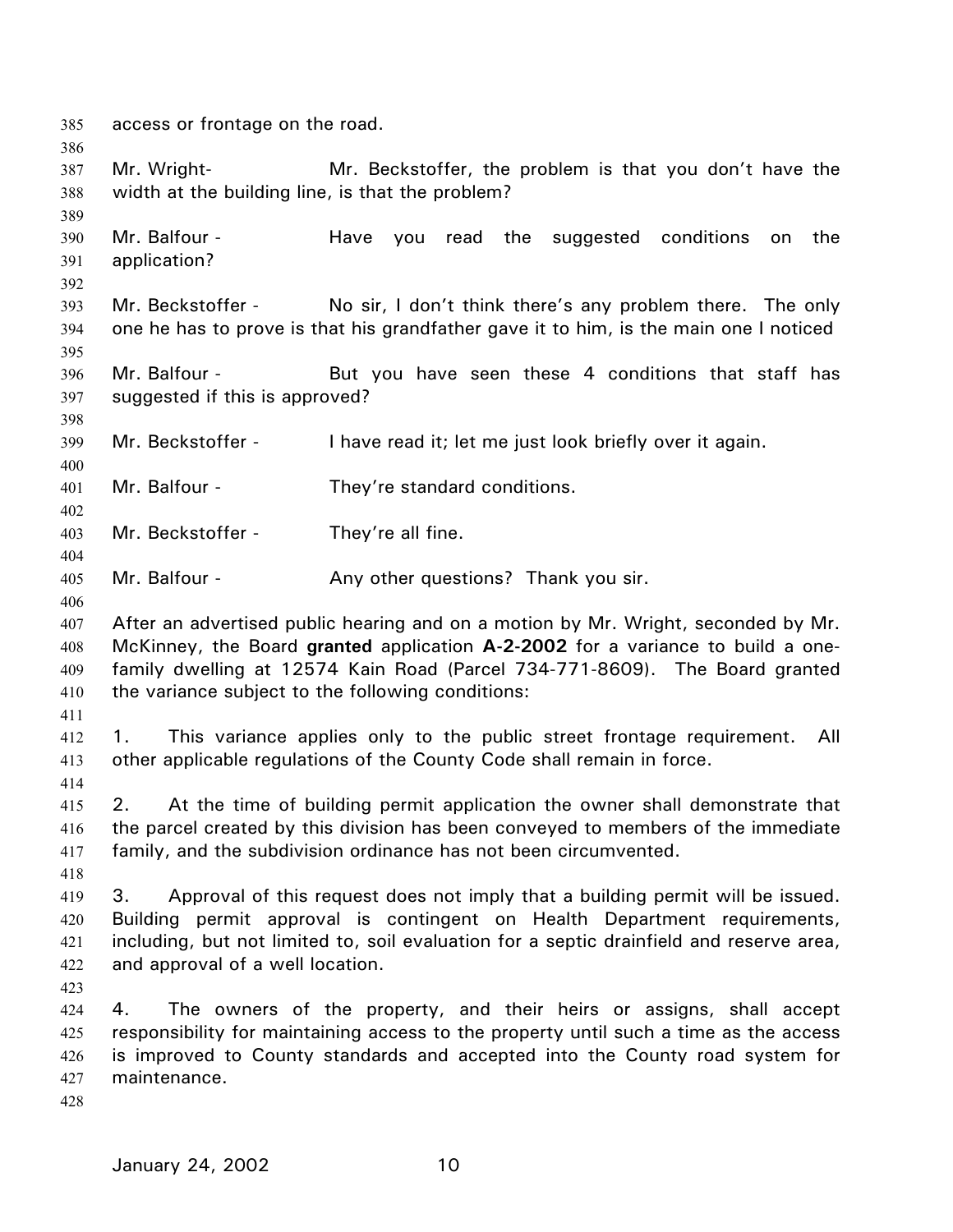access or frontage on the road.

Mr. Wright- Mr. Beckstoffer, the problem is that you don't have the width at the building line, is that the problem?

Mr. Balfour - Have you read the suggested conditions on the application?

Mr. Beckstoffer - No sir, I don't think there's any problem there. The only one he has to prove is that his grandfather gave it to him, is the main one I noticed

Mr. Balfour - But you have seen these 4 conditions that staff has suggested if this is approved?

Mr. Beckstoffer - I have read it; let me just look briefly over it again.

Mr. Balfour - They're standard conditions.

Mr. Beckstoffer - They're all fine.

Mr. Balfour - Any other questions? Thank you sir.

After an advertised public hearing and on a motion by Mr. Wright, seconded by Mr. McKinney, the Board **granted** application **A-2-2002** for a variance to build a one-family dwelling at 12574 Kain Road (Parcel 734-771-8609). The Board granted the variance subject to the following conditions:

1. This variance applies only to the public street frontage requirement. All other applicable regulations of the County Code shall remain in force.

2. At the time of building permit application the owner shall demonstrate that the parcel created by this division has been conveyed to members of the immediate family, and the subdivision ordinance has not been circumvented.

3. Approval of this request does not imply that a building permit will be issued. Building permit approval is contingent on Health Department requirements, including, but not limited to, soil evaluation for a septic drainfield and reserve area, and approval of a well location.

4. The owners of the property, and their heirs or assigns, shall accept responsibility for maintaining access to the property until such a time as the access is improved to County standards and accepted into the County road system for maintenance.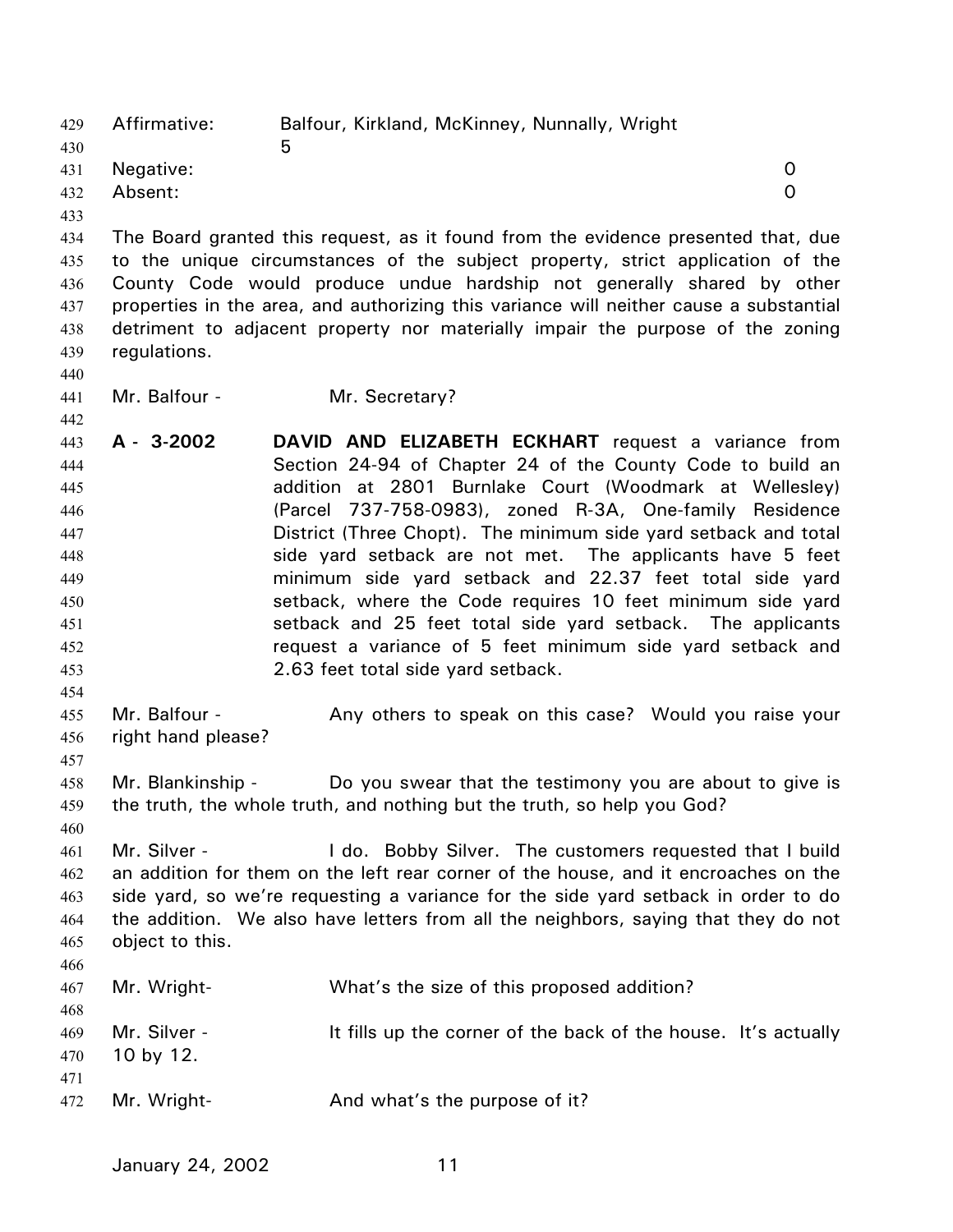Affirmative: Balfour, Kirkland, McKinney, Nunnally, Wright 5

Negative: 0

Absent: 0

The Board granted this request, as it found from the evidence presented that, due to the unique circumstances of the subject property, strict application of the County Code would produce undue hardship not generally shared by other properties in the area, and authorizing this variance will neither cause a substantial detriment to adjacent property nor materially impair the purpose of the zoning regulations.

Mr. Balfour - Mr. Secretary?

**A - 3-2002** **DAVID AND ELIZABETH ECKHART** request a variance from Section 24-94 of Chapter 24 of the County Code to build an addition at 2801 Burnlake Court (Woodmark at Wellesley) (Parcel 737-758-0983), zoned R-3A, One-family Residence District (Three Chopt). The minimum side yard setback and total side yard setback are not met. The applicants have 5 feet minimum side yard setback and 22.37 feet total side yard setback, where the Code requires 10 feet minimum side yard setback and 25 feet total side yard setback. The applicants request a variance of 5 feet minimum side yard setback and 2.63 feet total side yard setback.

Mr. Balfour - Any others to speak on this case? Would you raise your right hand please?

Mr. Blankinship - Do you swear that the testimony you are about to give is the truth, the whole truth, and nothing but the truth, so help you God?

Mr. Silver - I do. Bobby Silver. The customers requested that I build an addition for them on the left rear corner of the house, and it encroaches on the side yard, so we're requesting a variance for the side yard setback in order to do the addition. We also have letters from all the neighbors, saying that they do not object to this.

Mr. Wright- What's the size of this proposed addition?

Mr. Silver - It fills up the corner of the back of the house. It's actually 10 by 12.

Mr. Wright- And what's the purpose of it?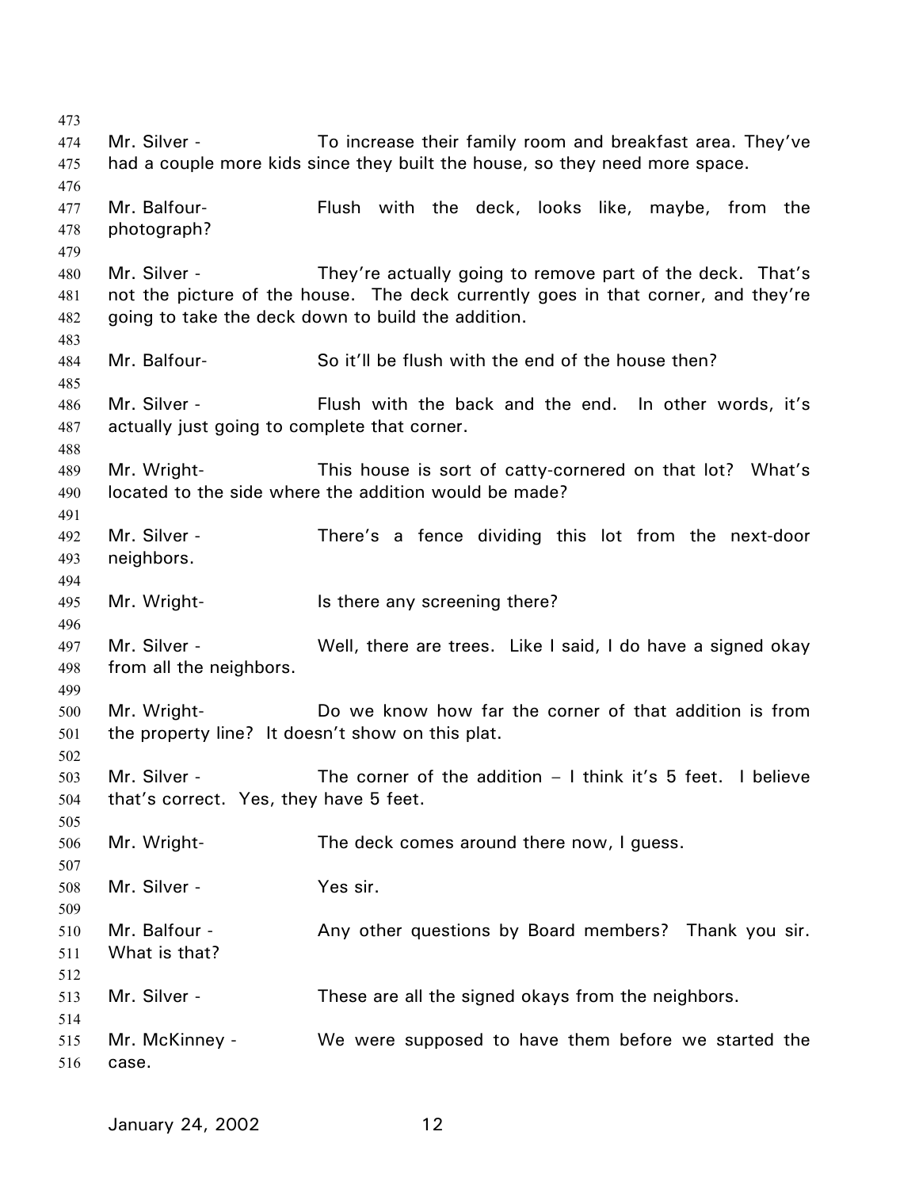Mr. Silver - To increase their family room and breakfast area. They've had a couple more kids since they built the house, so they need more space.

Mr. Balfour- Flush with the deck, looks like, maybe, from the photograph?

Mr. Silver - They're actually going to remove part of the deck. That's not the picture of the house. The deck currently goes in that corner, and they're going to take the deck down to build the addition.

Mr. Balfour- So it'll be flush with the end of the house then?

Mr. Silver - Flush with the back and the end. In other words, it's actually just going to complete that corner.

Mr. Wright- This house is sort of catty-cornered on that lot? What's located to the side where the addition would be made?

Mr. Silver - There's a fence dividing this lot from the next-door neighbors.

Mr. Wright- Is there any screening there?

Mr. Silver - Well, there are trees. Like I said, I do have a signed okay from all the neighbors.

Mr. Wright- Do we know how far the corner of that addition is from the property line? It doesn't show on this plat.

Mr. Silver - The corner of the addition – I think it's 5 feet. I believe that's correct. Yes, they have 5 feet.

Mr. Wright- The deck comes around there now, I guess.

Mr. Silver - Yes sir.

Mr. Balfour - Any other questions by Board members? Thank you sir. What is that?

Mr. Silver - These are all the signed okays from the neighbors.

Mr. McKinney - We were supposed to have them before we started the case.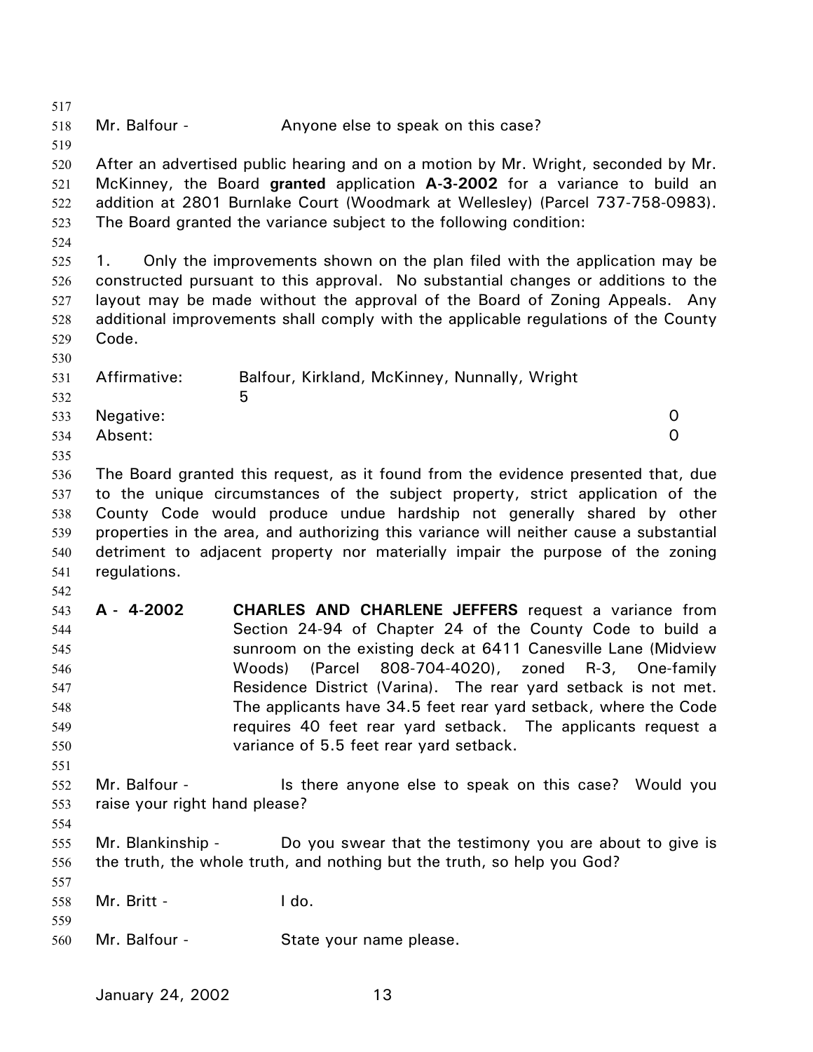Mr. Balfour - Anyone else to speak on this case?

After an advertised public hearing and on a motion by Mr. Wright, seconded by Mr. McKinney, the Board **granted** application **A-3-2002** for a variance to build an addition at 2801 Burnlake Court (Woodmark at Wellesley) (Parcel 737-758-0983). The Board granted the variance subject to the following condition:

1. Only the improvements shown on the plan filed with the application may be constructed pursuant to this approval. No substantial changes or additions to the layout may be made without the approval of the Board of Zoning Appeals. Any additional improvements shall comply with the applicable regulations of the County Code.

Affirmative: Balfour, Kirkland, McKinney, Nunnally, Wright 5
Negative: 0
Absent: 0

The Board granted this request, as it found from the evidence presented that, due to the unique circumstances of the subject property, strict application of the County Code would produce undue hardship not generally shared by other properties in the area, and authorizing this variance will neither cause a substantial detriment to adjacent property nor materially impair the purpose of the zoning regulations.

**A - 4-2002** **CHARLES AND CHARLENE JEFFERS** request a variance from Section 24-94 of Chapter 24 of the County Code to build a sunroom on the existing deck at 6411 Canesville Lane (Midview Woods) (Parcel 808-704-4020), zoned R-3, One-family Residence District (Varina). The rear yard setback is not met. The applicants have 34.5 feet rear yard setback, where the Code requires 40 feet rear yard setback. The applicants request a variance of 5.5 feet rear yard setback.

Mr. Balfour - Is there anyone else to speak on this case? Would you raise your right hand please?

Mr. Blankinship - Do you swear that the testimony you are about to give is the truth, the whole truth, and nothing but the truth, so help you God?

Mr. Britt - I do.

Mr. Balfour - State your name please.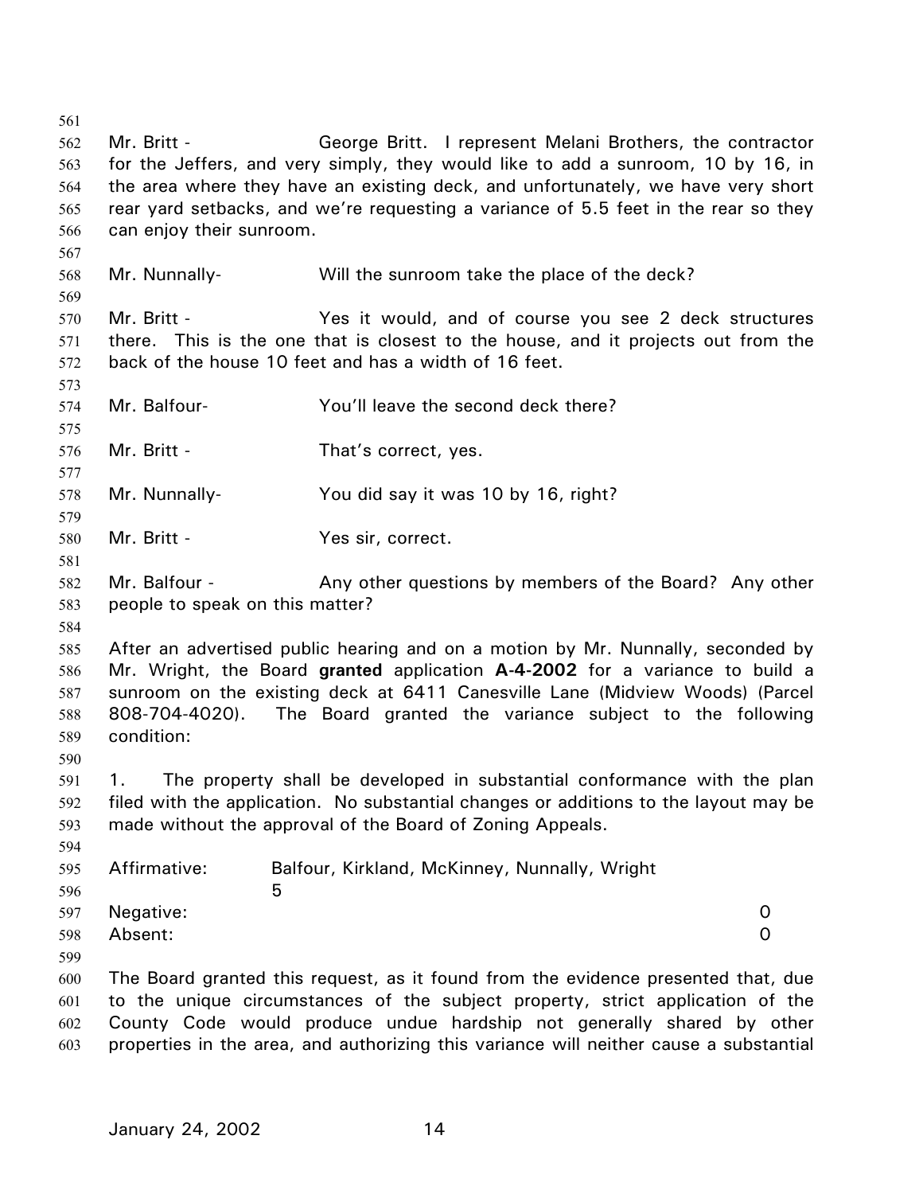Mr. Britt - George Britt. I represent Melani Brothers, the contractor for the Jeffers, and very simply, they would like to add a sunroom, 10 by 16, in the area where they have an existing deck, and unfortunately, we have very short rear yard setbacks, and we're requesting a variance of 5.5 feet in the rear so they can enjoy their sunroom.

Mr. Nunnally- Will the sunroom take the place of the deck?

Mr. Britt - Yes it would, and of course you see 2 deck structures there. This is the one that is closest to the house, and it projects out from the back of the house 10 feet and has a width of 16 feet.

Mr. Balfour- You'll leave the second deck there?

Mr. Britt - That's correct, yes.

Mr. Nunnally- You did say it was 10 by 16, right?

Mr. Britt - Yes sir, correct.

Mr. Balfour - Any other questions by members of the Board? Any other people to speak on this matter?

After an advertised public hearing and on a motion by Mr. Nunnally, seconded by Mr. Wright, the Board **granted** application **A-4-2002** for a variance to build a sunroom on the existing deck at 6411 Canesville Lane (Midview Woods) (Parcel 808-704-4020). The Board granted the variance subject to the following condition:

1. The property shall be developed in substantial conformance with the plan filed with the application. No substantial changes or additions to the layout may be made without the approval of the Board of Zoning Appeals.

Affirmative: Balfour, Kirkland, McKinney, Nunnally, Wright 5
Negative: 0
Absent: 0

The Board granted this request, as it found from the evidence presented that, due to the unique circumstances of the subject property, strict application of the County Code would produce undue hardship not generally shared by other properties in the area, and authorizing this variance will neither cause a substantial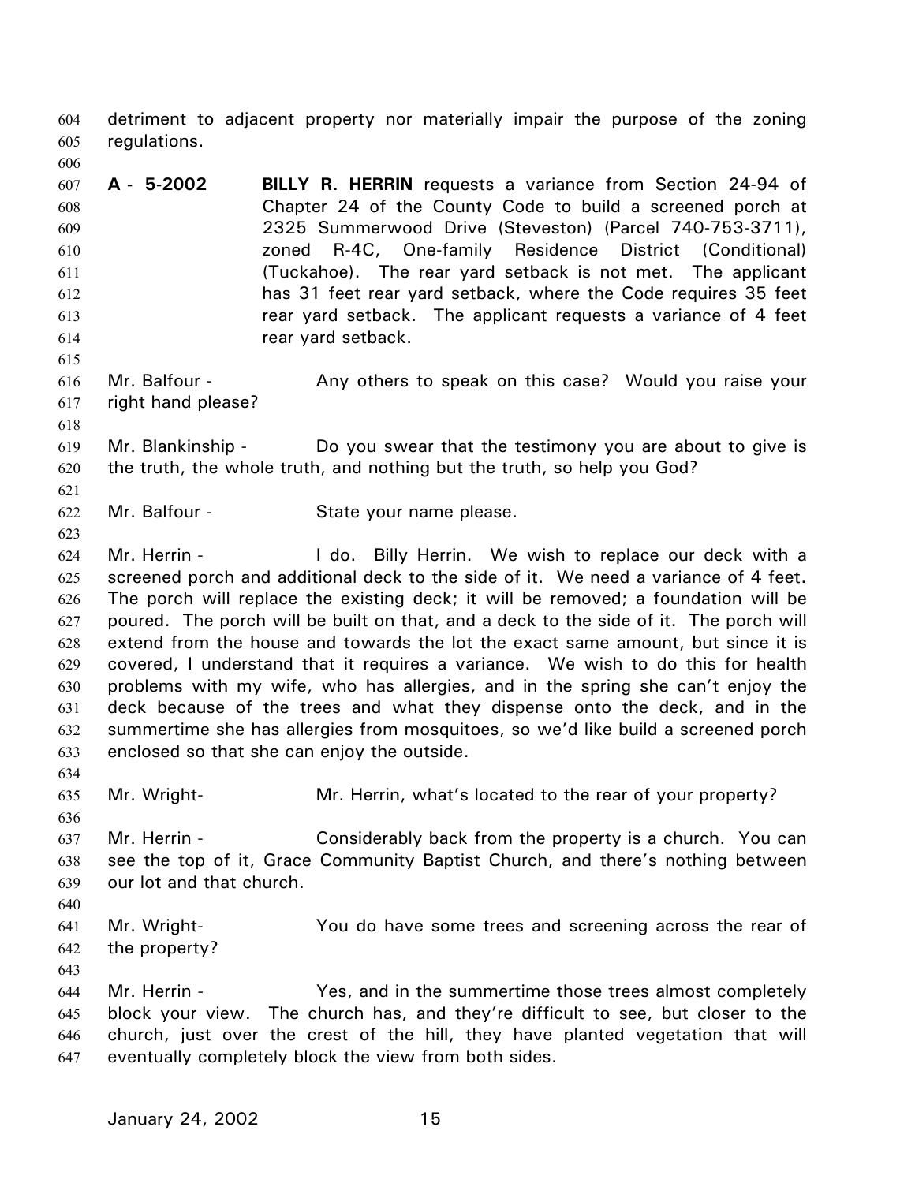detriment to adjacent property nor materially impair the purpose of the zoning regulations.

**A - 5-2002** **BILLY R. HERRIN** requests a variance from Section 24-94 of Chapter 24 of the County Code to build a screened porch at 2325 Summerwood Drive (Steveston) (Parcel 740-753-3711), zoned R-4C, One-family Residence District (Conditional) (Tuckahoe). The rear yard setback is not met. The applicant has 31 feet rear yard setback, where the Code requires 35 feet rear yard setback. The applicant requests a variance of 4 feet rear yard setback.

Mr. Balfour - Any others to speak on this case? Would you raise your right hand please?

Mr. Blankinship - Do you swear that the testimony you are about to give is the truth, the whole truth, and nothing but the truth, so help you God?

Mr. Balfour - State your name please.

Mr. Herrin - I do. Billy Herrin. We wish to replace our deck with a screened porch and additional deck to the side of it. We need a variance of 4 feet. The porch will replace the existing deck; it will be removed; a foundation will be poured. The porch will be built on that, and a deck to the side of it. The porch will extend from the house and towards the lot the exact same amount, but since it is covered, I understand that it requires a variance. We wish to do this for health problems with my wife, who has allergies, and in the spring she can't enjoy the deck because of the trees and what they dispense onto the deck, and in the summertime she has allergies from mosquitoes, so we'd like build a screened porch enclosed so that she can enjoy the outside.

Mr. Wright- Mr. Herrin, what's located to the rear of your property?

Mr. Herrin - Considerably back from the property is a church. You can see the top of it, Grace Community Baptist Church, and there's nothing between our lot and that church.

Mr. Wright- You do have some trees and screening across the rear of the property?

Mr. Herrin - Yes, and in the summertime those trees almost completely block your view. The church has, and they're difficult to see, but closer to the church, just over the crest of the hill, they have planted vegetation that will eventually completely block the view from both sides.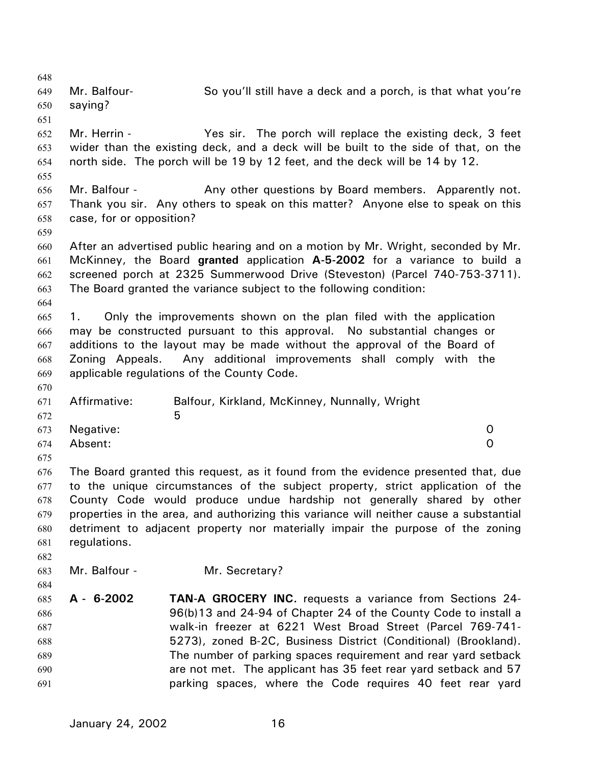Mr. Balfour- So you'll still have a deck and a porch, is that what you're saying?

Mr. Herrin - Yes sir. The porch will replace the existing deck, 3 feet wider than the existing deck, and a deck will be built to the side of that, on the north side. The porch will be 19 by 12 feet, and the deck will be 14 by 12.

Mr. Balfour - Any other questions by Board members. Apparently not. Thank you sir. Any others to speak on this matter? Anyone else to speak on this case, for or opposition?

After an advertised public hearing and on a motion by Mr. Wright, seconded by Mr. McKinney, the Board **granted** application **A-5-2002** for a variance to build a screened porch at 2325 Summerwood Drive (Steveston) (Parcel 740-753-3711). The Board granted the variance subject to the following condition:

1. Only the improvements shown on the plan filed with the application may be constructed pursuant to this approval. No substantial changes or additions to the layout may be made without the approval of the Board of Zoning Appeals. Any additional improvements shall comply with the applicable regulations of the County Code.

Affirmative: Balfour, Kirkland, McKinney, Nunnally, Wright 5
Negative: 0
Absent: 0

The Board granted this request, as it found from the evidence presented that, due to the unique circumstances of the subject property, strict application of the County Code would produce undue hardship not generally shared by other properties in the area, and authorizing this variance will neither cause a substantial detriment to adjacent property nor materially impair the purpose of the zoning regulations.

Mr. Balfour - Mr. Secretary?

**A - 6-2002** **TAN-A GROCERY INC.** requests a variance from Sections 24-96(b)13 and 24-94 of Chapter 24 of the County Code to install a walk-in freezer at 6221 West Broad Street (Parcel 769-741-5273), zoned B-2C, Business District (Conditional) (Brookland). The number of parking spaces requirement and rear yard setback are not met. The applicant has 35 feet rear yard setback and 57 parking spaces, where the Code requires 40 feet rear yard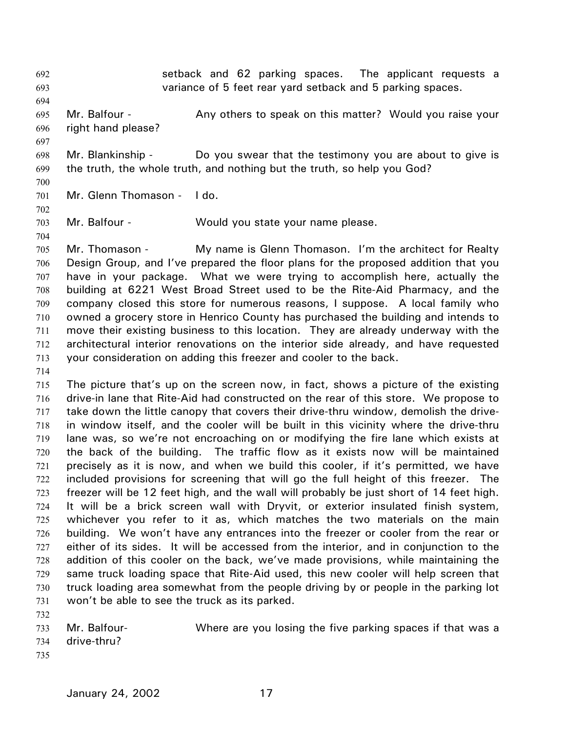setback and 62 parking spaces. The applicant requests a variance of 5 feet rear yard setback and 5 parking spaces.

Mr. Balfour - Any others to speak on this matter? Would you raise your right hand please?

Mr. Blankinship - Do you swear that the testimony you are about to give is the truth, the whole truth, and nothing but the truth, so help you God?

Mr. Glenn Thomason - I do.

Mr. Balfour - Would you state your name please.

Mr. Thomason - My name is Glenn Thomason. I'm the architect for Realty Design Group, and I've prepared the floor plans for the proposed addition that you have in your package. What we were trying to accomplish here, actually the building at 6221 West Broad Street used to be the Rite-Aid Pharmacy, and the company closed this store for numerous reasons, I suppose. A local family who owned a grocery store in Henrico County has purchased the building and intends to move their existing business to this location. They are already underway with the architectural interior renovations on the interior side already, and have requested your consideration on adding this freezer and cooler to the back.

The picture that's up on the screen now, in fact, shows a picture of the existing drive-in lane that Rite-Aid had constructed on the rear of this store. We propose to take down the little canopy that covers their drive-thru window, demolish the drive-in window itself, and the cooler will be built in this vicinity where the drive-thru lane was, so we're not encroaching on or modifying the fire lane which exists at the back of the building. The traffic flow as it exists now will be maintained precisely as it is now, and when we build this cooler, if it's permitted, we have included provisions for screening that will go the full height of this freezer. The freezer will be 12 feet high, and the wall will probably be just short of 14 feet high. It will be a brick screen wall with Dryvit, or exterior insulated finish system, whichever you refer to it as, which matches the two materials on the main building. We won't have any entrances into the freezer or cooler from the rear or either of its sides. It will be accessed from the interior, and in conjunction to the addition of this cooler on the back, we've made provisions, while maintaining the same truck loading space that Rite-Aid used, this new cooler will help screen that truck loading area somewhat from the people driving by or people in the parking lot won't be able to see the truck as its parked.

Mr. Balfour- Where are you losing the five parking spaces if that was a drive-thru?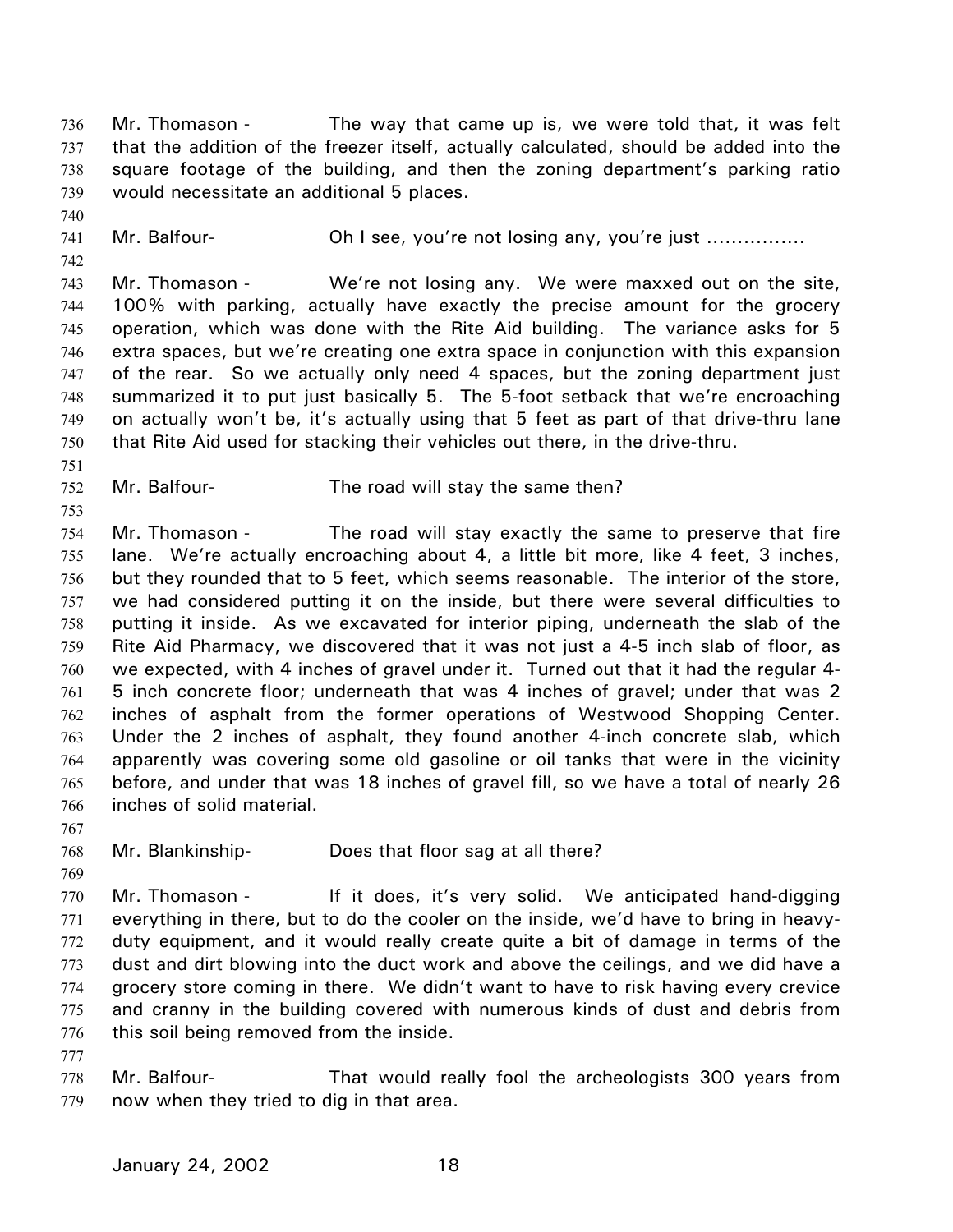Mr. Thomason - The way that came up is, we were told that, it was felt that the addition of the freezer itself, actually calculated, should be added into the square footage of the building, and then the zoning department's parking ratio would necessitate an additional 5 places.

Mr. Balfour- Oh I see, you're not losing any, you're just ................

Mr. Thomason - We're not losing any. We were maxxed out on the site, 100% with parking, actually have exactly the precise amount for the grocery operation, which was done with the Rite Aid building. The variance asks for 5 extra spaces, but we're creating one extra space in conjunction with this expansion of the rear. So we actually only need 4 spaces, but the zoning department just summarized it to put just basically 5. The 5-foot setback that we're encroaching on actually won't be, it's actually using that 5 feet as part of that drive-thru lane that Rite Aid used for stacking their vehicles out there, in the drive-thru.

Mr. Balfour- The road will stay the same then?

Mr. Thomason - The road will stay exactly the same to preserve that fire lane. We're actually encroaching about 4, a little bit more, like 4 feet, 3 inches, but they rounded that to 5 feet, which seems reasonable. The interior of the store, we had considered putting it on the inside, but there were several difficulties to putting it inside. As we excavated for interior piping, underneath the slab of the Rite Aid Pharmacy, we discovered that it was not just a 4-5 inch slab of floor, as we expected, with 4 inches of gravel under it. Turned out that it had the regular 4-5 inch concrete floor; underneath that was 4 inches of gravel; under that was 2 inches of asphalt from the former operations of Westwood Shopping Center. Under the 2 inches of asphalt, they found another 4-inch concrete slab, which apparently was covering some old gasoline or oil tanks that were in the vicinity before, and under that was 18 inches of gravel fill, so we have a total of nearly 26 inches of solid material.

Mr. Blankinship- Does that floor sag at all there?

Mr. Thomason - If it does, it's very solid. We anticipated hand-digging everything in there, but to do the cooler on the inside, we'd have to bring in heavy-duty equipment, and it would really create quite a bit of damage in terms of the dust and dirt blowing into the duct work and above the ceilings, and we did have a grocery store coming in there. We didn't want to have to risk having every crevice and cranny in the building covered with numerous kinds of dust and debris from this soil being removed from the inside.

Mr. Balfour- That would really fool the archeologists 300 years from now when they tried to dig in that area.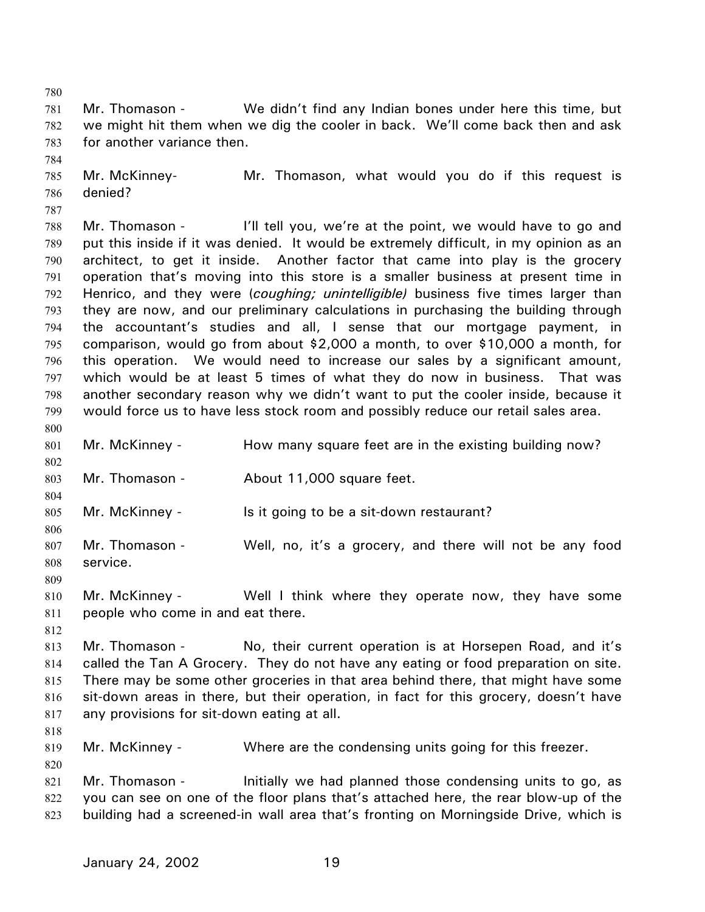Mr. Thomason - We didn't find any Indian bones under here this time, but we might hit them when we dig the cooler in back. We'll come back then and ask for another variance then.

Mr. McKinney- Mr. Thomason, what would you do if this request is denied?

Mr. Thomason - I'll tell you, we're at the point, we would have to go and put this inside if it was denied. It would be extremely difficult, in my opinion as an architect, to get it inside. Another factor that came into play is the grocery operation that's moving into this store is a smaller business at present time in Henrico, and they were (*coughing; unintelligible)* business five times larger than they are now, and our preliminary calculations in purchasing the building through the accountant's studies and all, I sense that our mortgage payment, in comparison, would go from about $2,000 a month, to over $10,000 a month, for this operation. We would need to increase our sales by a significant amount, which would be at least 5 times of what they do now in business. That was another secondary reason why we didn't want to put the cooler inside, because it would force us to have less stock room and possibly reduce our retail sales area.

Mr. McKinney - How many square feet are in the existing building now?

Mr. Thomason - About 11,000 square feet.

Mr. McKinney - Is it going to be a sit-down restaurant?

Mr. Thomason - Well, no, it's a grocery, and there will not be any food service.

Mr. McKinney - Well I think where they operate now, they have some people who come in and eat there.

Mr. Thomason - No, their current operation is at Horsepen Road, and it's called the Tan A Grocery. They do not have any eating or food preparation on site. There may be some other groceries in that area behind there, that might have some sit-down areas in there, but their operation, in fact for this grocery, doesn't have any provisions for sit-down eating at all.

Mr. McKinney - Where are the condensing units going for this freezer.

Mr. Thomason - Initially we had planned those condensing units to go, as you can see on one of the floor plans that's attached here, the rear blow-up of the building had a screened-in wall area that's fronting on Morningside Drive, which is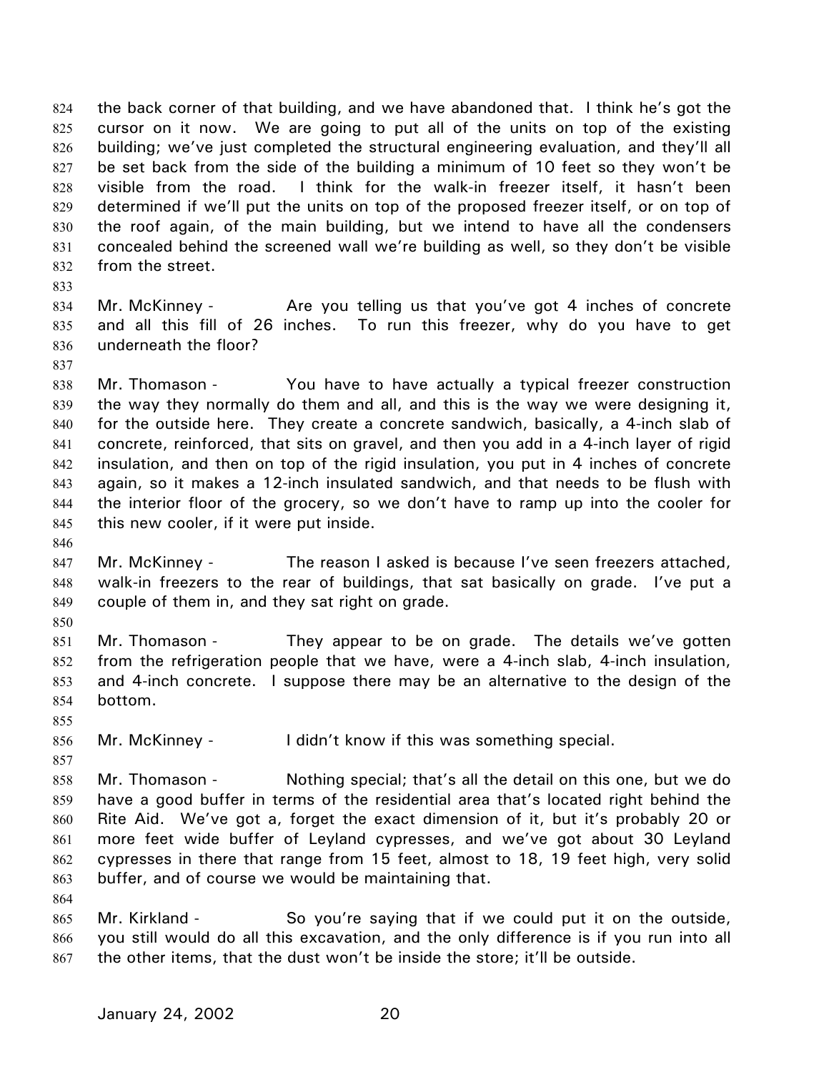the back corner of that building, and we have abandoned that. I think he's got the cursor on it now. We are going to put all of the units on top of the existing building; we've just completed the structural engineering evaluation, and they'll all be set back from the side of the building a minimum of 10 feet so they won't be visible from the road. I think for the walk-in freezer itself, it hasn't been determined if we'll put the units on top of the proposed freezer itself, or on top of the roof again, of the main building, but we intend to have all the condensers concealed behind the screened wall we're building as well, so they don't be visible from the street.

Mr. McKinney - Are you telling us that you've got 4 inches of concrete and all this fill of 26 inches. To run this freezer, why do you have to get underneath the floor?

Mr. Thomason - You have to have actually a typical freezer construction the way they normally do them and all, and this is the way we were designing it, for the outside here. They create a concrete sandwich, basically, a 4-inch slab of concrete, reinforced, that sits on gravel, and then you add in a 4-inch layer of rigid insulation, and then on top of the rigid insulation, you put in 4 inches of concrete again, so it makes a 12-inch insulated sandwich, and that needs to be flush with the interior floor of the grocery, so we don't have to ramp up into the cooler for this new cooler, if it were put inside.

Mr. McKinney - The reason I asked is because I've seen freezers attached, walk-in freezers to the rear of buildings, that sat basically on grade. I've put a couple of them in, and they sat right on grade.

Mr. Thomason - They appear to be on grade. The details we've gotten from the refrigeration people that we have, were a 4-inch slab, 4-inch insulation, and 4-inch concrete. I suppose there may be an alternative to the design of the bottom.

Mr. McKinney - I didn't know if this was something special.

Mr. Thomason - Nothing special; that's all the detail on this one, but we do have a good buffer in terms of the residential area that's located right behind the Rite Aid. We've got a, forget the exact dimension of it, but it's probably 20 or more feet wide buffer of Leyland cypresses, and we've got about 30 Leyland cypresses in there that range from 15 feet, almost to 18, 19 feet high, very solid buffer, and of course we would be maintaining that.

Mr. Kirkland - So you're saying that if we could put it on the outside, you still would do all this excavation, and the only difference is if you run into all the other items, that the dust won't be inside the store; it'll be outside.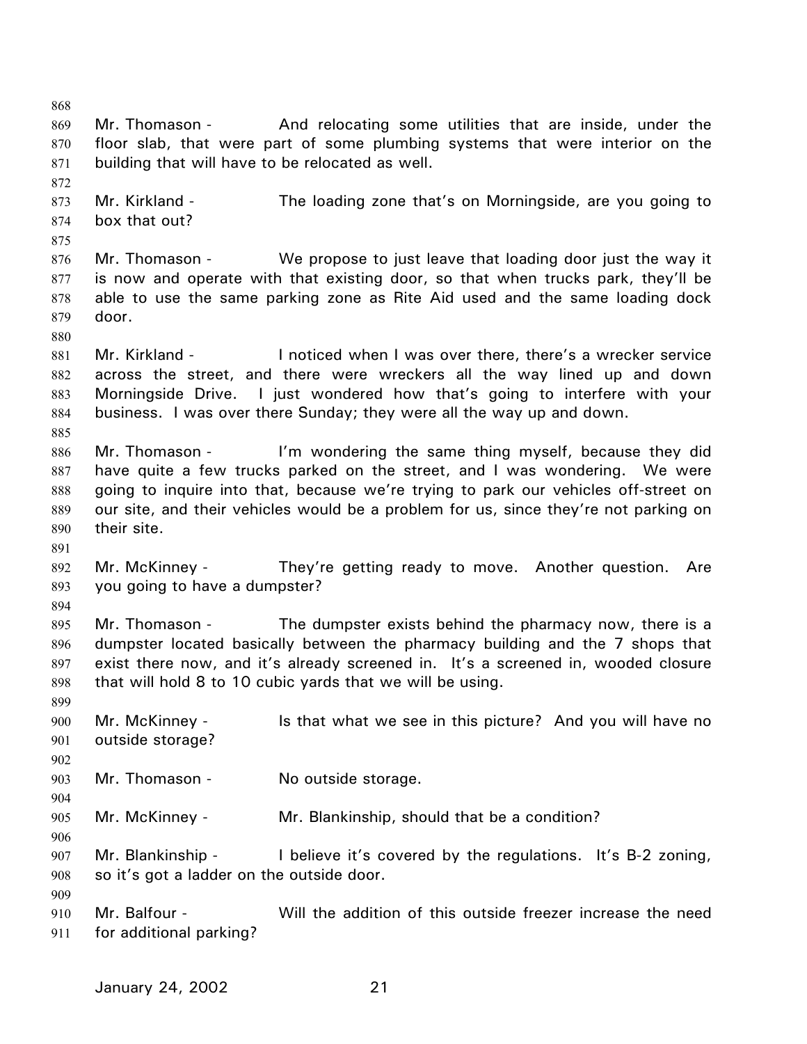Mr. Thomason - And relocating some utilities that are inside, under the floor slab, that were part of some plumbing systems that were interior on the building that will have to be relocated as well.

Mr. Kirkland - The loading zone that's on Morningside, are you going to box that out?

Mr. Thomason - We propose to just leave that loading door just the way it is now and operate with that existing door, so that when trucks park, they'll be able to use the same parking zone as Rite Aid used and the same loading dock door.

Mr. Kirkland - I noticed when I was over there, there's a wrecker service across the street, and there were wreckers all the way lined up and down Morningside Drive. I just wondered how that's going to interfere with your business. I was over there Sunday; they were all the way up and down.

Mr. Thomason - I'm wondering the same thing myself, because they did have quite a few trucks parked on the street, and I was wondering. We were going to inquire into that, because we're trying to park our vehicles off-street on our site, and their vehicles would be a problem for us, since they're not parking on their site.

Mr. McKinney - They're getting ready to move. Another question. Are you going to have a dumpster?

Mr. Thomason - The dumpster exists behind the pharmacy now, there is a dumpster located basically between the pharmacy building and the 7 shops that exist there now, and it's already screened in. It's a screened in, wooded closure that will hold 8 to 10 cubic yards that we will be using.

Mr. McKinney - Is that what we see in this picture? And you will have no outside storage?

Mr. Thomason - No outside storage.

Mr. McKinney - Mr. Blankinship, should that be a condition?

Mr. Blankinship - I believe it's covered by the regulations. It's B-2 zoning, so it's got a ladder on the outside door.

Mr. Balfour - Will the addition of this outside freezer increase the need for additional parking?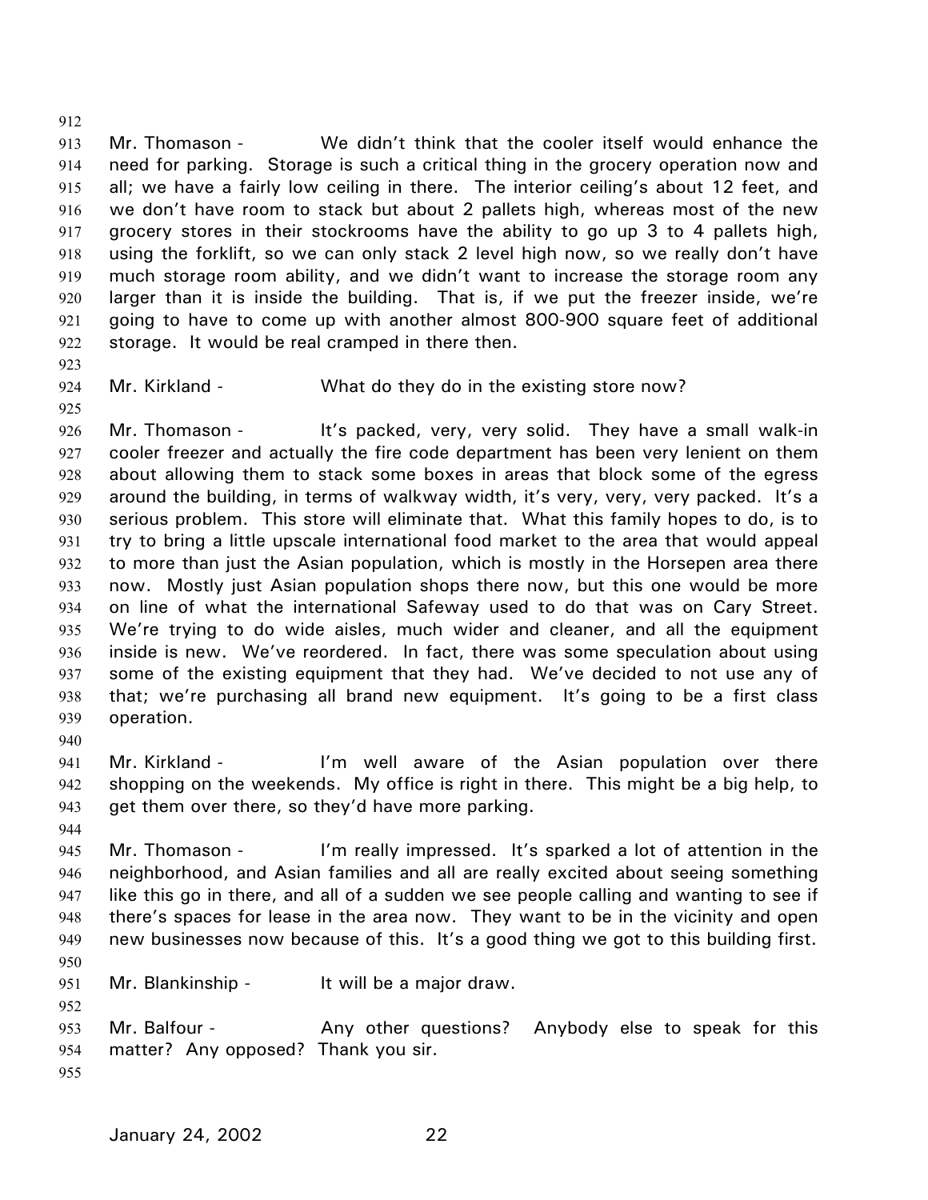Mr. Thomason - We didn't think that the cooler itself would enhance the need for parking. Storage is such a critical thing in the grocery operation now and all; we have a fairly low ceiling in there. The interior ceiling's about 12 feet, and we don't have room to stack but about 2 pallets high, whereas most of the new grocery stores in their stockrooms have the ability to go up 3 to 4 pallets high, using the forklift, so we can only stack 2 level high now, so we really don't have much storage room ability, and we didn't want to increase the storage room any larger than it is inside the building. That is, if we put the freezer inside, we're going to have to come up with another almost 800-900 square feet of additional storage. It would be real cramped in there then.

Mr. Kirkland - What do they do in the existing store now?

Mr. Thomason - It's packed, very, very solid. They have a small walk-in cooler freezer and actually the fire code department has been very lenient on them about allowing them to stack some boxes in areas that block some of the egress around the building, in terms of walkway width, it's very, very, very packed. It's a serious problem. This store will eliminate that. What this family hopes to do, is to try to bring a little upscale international food market to the area that would appeal to more than just the Asian population, which is mostly in the Horsepen area there now. Mostly just Asian population shops there now, but this one would be more on line of what the international Safeway used to do that was on Cary Street. We're trying to do wide aisles, much wider and cleaner, and all the equipment inside is new. We've reordered. In fact, there was some speculation about using some of the existing equipment that they had. We've decided to not use any of that; we're purchasing all brand new equipment. It's going to be a first class operation.

Mr. Kirkland - I'm well aware of the Asian population over there shopping on the weekends. My office is right in there. This might be a big help, to get them over there, so they'd have more parking.

Mr. Thomason - I'm really impressed. It's sparked a lot of attention in the neighborhood, and Asian families and all are really excited about seeing something like this go in there, and all of a sudden we see people calling and wanting to see if there's spaces for lease in the area now. They want to be in the vicinity and open new businesses now because of this. It's a good thing we got to this building first.

Mr. Blankinship - It will be a major draw.

Mr. Balfour - Any other questions? Anybody else to speak for this matter? Any opposed? Thank you sir.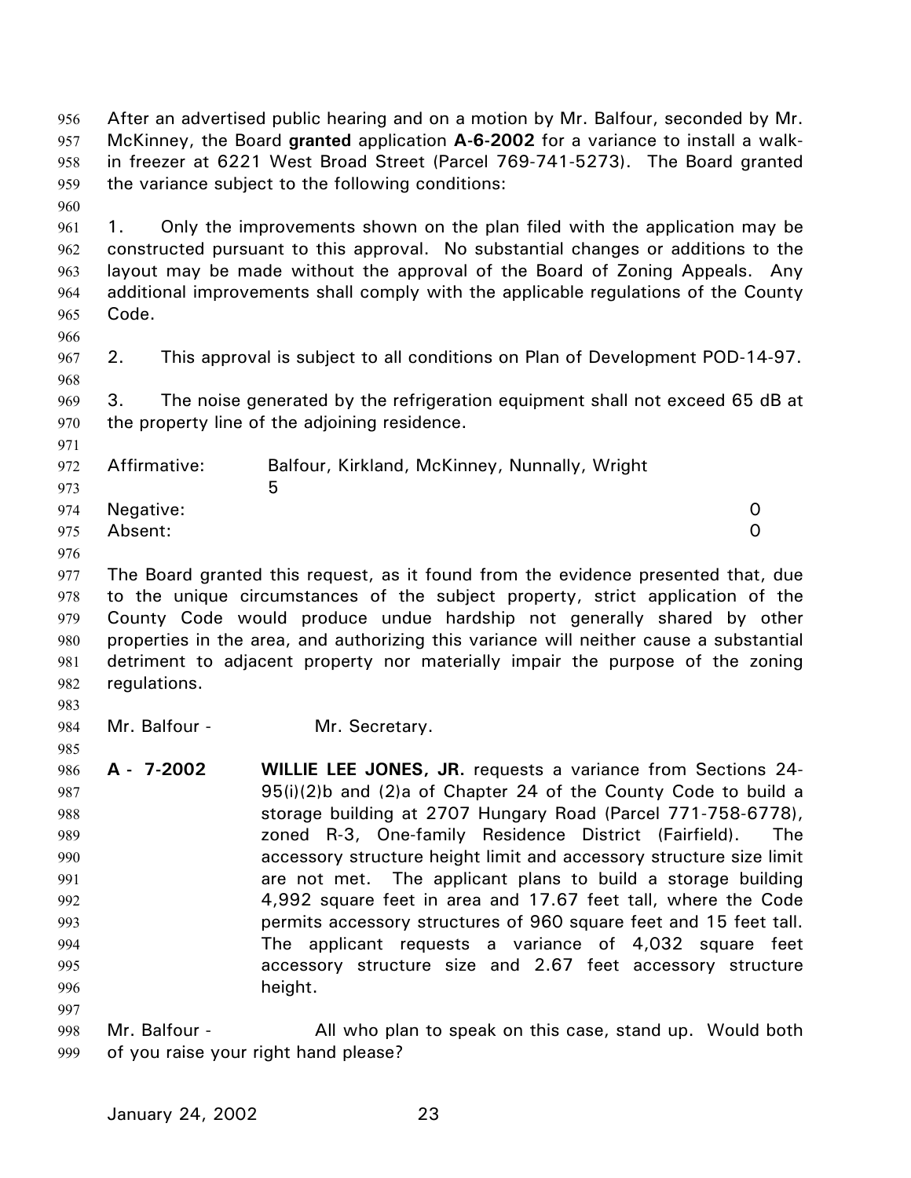After an advertised public hearing and on a motion by Mr. Balfour, seconded by Mr. McKinney, the Board **granted** application **A-6-2002** for a variance to install a walk-in freezer at 6221 West Broad Street (Parcel 769-741-5273). The Board granted the variance subject to the following conditions:

1. Only the improvements shown on the plan filed with the application may be constructed pursuant to this approval. No substantial changes or additions to the layout may be made without the approval of the Board of Zoning Appeals. Any additional improvements shall comply with the applicable regulations of the County Code.

2. This approval is subject to all conditions on Plan of Development POD-14-97.

3. The noise generated by the refrigeration equipment shall not exceed 65 dB at the property line of the adjoining residence.

| | | |
|---|---|---|
| Affirmative: | Balfour, Kirkland, McKinney, Nunnally, Wright | 5 |
| Negative: | | 0 |
| Absent: | | 0 |

The Board granted this request, as it found from the evidence presented that, due to the unique circumstances of the subject property, strict application of the County Code would produce undue hardship not generally shared by other properties in the area, and authorizing this variance will neither cause a substantial detriment to adjacent property nor materially impair the purpose of the zoning regulations.

Mr. Balfour - Mr. Secretary.

**A - 7-2002** **WILLIE LEE JONES, JR.** requests a variance from Sections 24-95(i)(2)b and (2)a of Chapter 24 of the County Code to build a storage building at 2707 Hungary Road (Parcel 771-758-6778), zoned R-3, One-family Residence District (Fairfield). The accessory structure height limit and accessory structure size limit are not met. The applicant plans to build a storage building 4,992 square feet in area and 17.67 feet tall, where the Code permits accessory structures of 960 square feet and 15 feet tall. The applicant requests a variance of 4,032 square feet accessory structure size and 2.67 feet accessory structure height.

Mr. Balfour - All who plan to speak on this case, stand up. Would both of you raise your right hand please?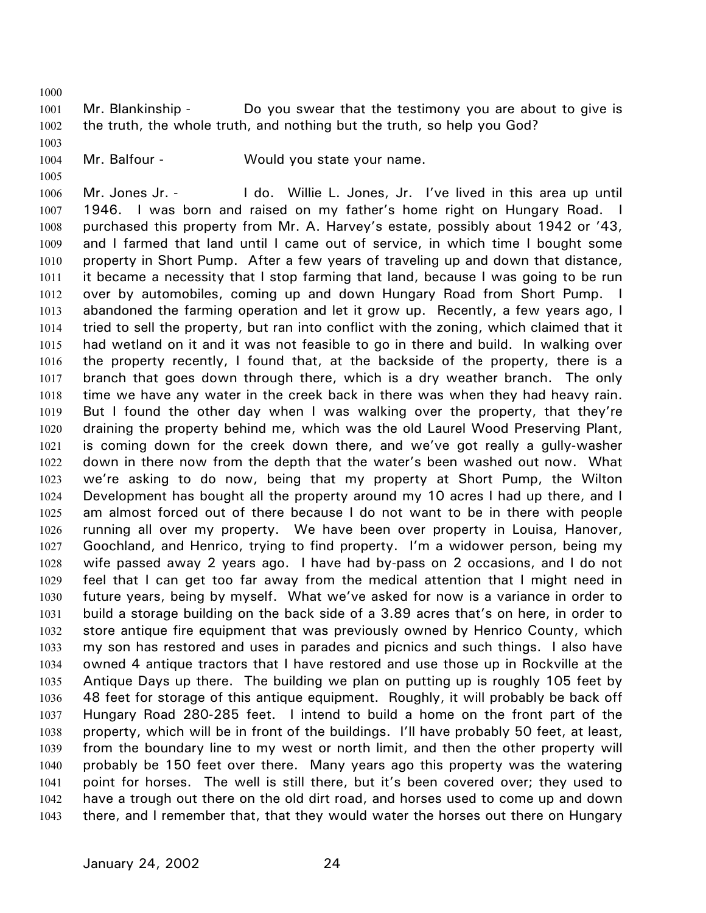Mr. Blankinship - Do you swear that the testimony you are about to give is the truth, the whole truth, and nothing but the truth, so help you God?

Mr. Balfour - Would you state your name.

Mr. Jones Jr. - I do. Willie L. Jones, Jr. I've lived in this area up until 1946. I was born and raised on my father's home right on Hungary Road. I purchased this property from Mr. A. Harvey's estate, possibly about 1942 or '43, and I farmed that land until I came out of service, in which time I bought some property in Short Pump. After a few years of traveling up and down that distance, it became a necessity that I stop farming that land, because I was going to be run over by automobiles, coming up and down Hungary Road from Short Pump. I abandoned the farming operation and let it grow up. Recently, a few years ago, I tried to sell the property, but ran into conflict with the zoning, which claimed that it had wetland on it and it was not feasible to go in there and build. In walking over the property recently, I found that, at the backside of the property, there is a branch that goes down through there, which is a dry weather branch. The only time we have any water in the creek back in there was when they had heavy rain. But I found the other day when I was walking over the property, that they're draining the property behind me, which was the old Laurel Wood Preserving Plant, is coming down for the creek down there, and we've got really a gully-washer down in there now from the depth that the water's been washed out now. What we're asking to do now, being that my property at Short Pump, the Wilton Development has bought all the property around my 10 acres I had up there, and I am almost forced out of there because I do not want to be in there with people running all over my property. We have been over property in Louisa, Hanover, Goochland, and Henrico, trying to find property. I'm a widower person, being my wife passed away 2 years ago. I have had by-pass on 2 occasions, and I do not feel that I can get too far away from the medical attention that I might need in future years, being by myself. What we've asked for now is a variance in order to build a storage building on the back side of a 3.89 acres that's on here, in order to store antique fire equipment that was previously owned by Henrico County, which my son has restored and uses in parades and picnics and such things. I also have owned 4 antique tractors that I have restored and use those up in Rockville at the Antique Days up there. The building we plan on putting up is roughly 105 feet by 48 feet for storage of this antique equipment. Roughly, it will probably be back off Hungary Road 280-285 feet. I intend to build a home on the front part of the property, which will be in front of the buildings. I'll have probably 50 feet, at least, from the boundary line to my west or north limit, and then the other property will probably be 150 feet over there. Many years ago this property was the watering point for horses. The well is still there, but it's been covered over; they used to have a trough out there on the old dirt road, and horses used to come up and down there, and I remember that, that they would water the horses out there on Hungary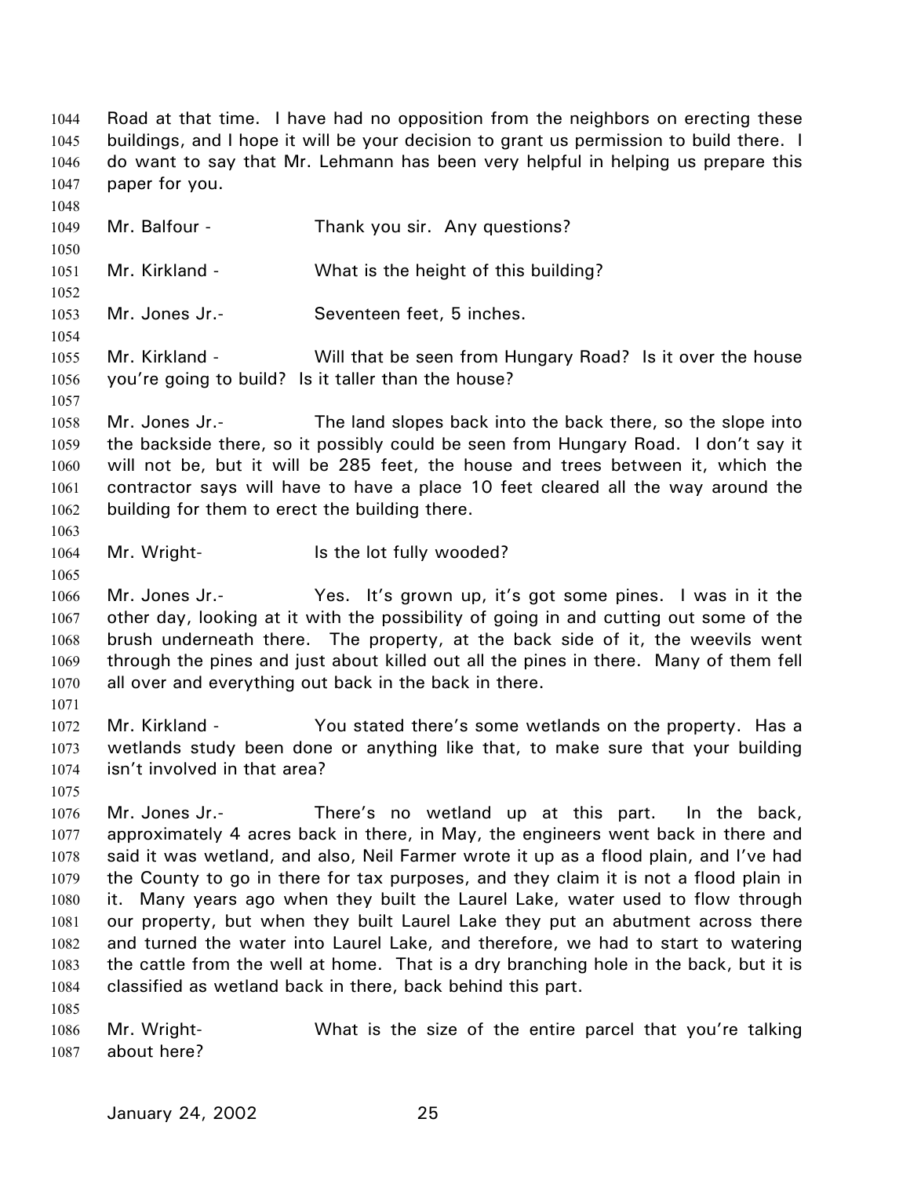Road at that time. I have had no opposition from the neighbors on erecting these buildings, and I hope it will be your decision to grant us permission to build there. I do want to say that Mr. Lehmann has been very helpful in helping us prepare this paper for you.

Mr. Balfour - Thank you sir. Any questions?

Mr. Kirkland - What is the height of this building?

Mr. Jones Jr.- Seventeen feet, 5 inches.

Mr. Kirkland - Will that be seen from Hungary Road? Is it over the house you're going to build? Is it taller than the house?

Mr. Jones Jr.- The land slopes back into the back there, so the slope into the backside there, so it possibly could be seen from Hungary Road. I don't say it will not be, but it will be 285 feet, the house and trees between it, which the contractor says will have to have a place 10 feet cleared all the way around the building for them to erect the building there.

Mr. Wright- Is the lot fully wooded?

Mr. Jones Jr.- Yes. It's grown up, it's got some pines. I was in it the other day, looking at it with the possibility of going in and cutting out some of the brush underneath there. The property, at the back side of it, the weevils went through the pines and just about killed out all the pines in there. Many of them fell all over and everything out back in the back in there.

Mr. Kirkland - You stated there's some wetlands on the property. Has a wetlands study been done or anything like that, to make sure that your building isn't involved in that area?

Mr. Jones Jr.- There's no wetland up at this part. In the back, approximately 4 acres back in there, in May, the engineers went back in there and said it was wetland, and also, Neil Farmer wrote it up as a flood plain, and I've had the County to go in there for tax purposes, and they claim it is not a flood plain in it. Many years ago when they built the Laurel Lake, water used to flow through our property, but when they built Laurel Lake they put an abutment across there and turned the water into Laurel Lake, and therefore, we had to start to watering the cattle from the well at home. That is a dry branching hole in the back, but it is classified as wetland back in there, back behind this part.

Mr. Wright- What is the size of the entire parcel that you're talking about here?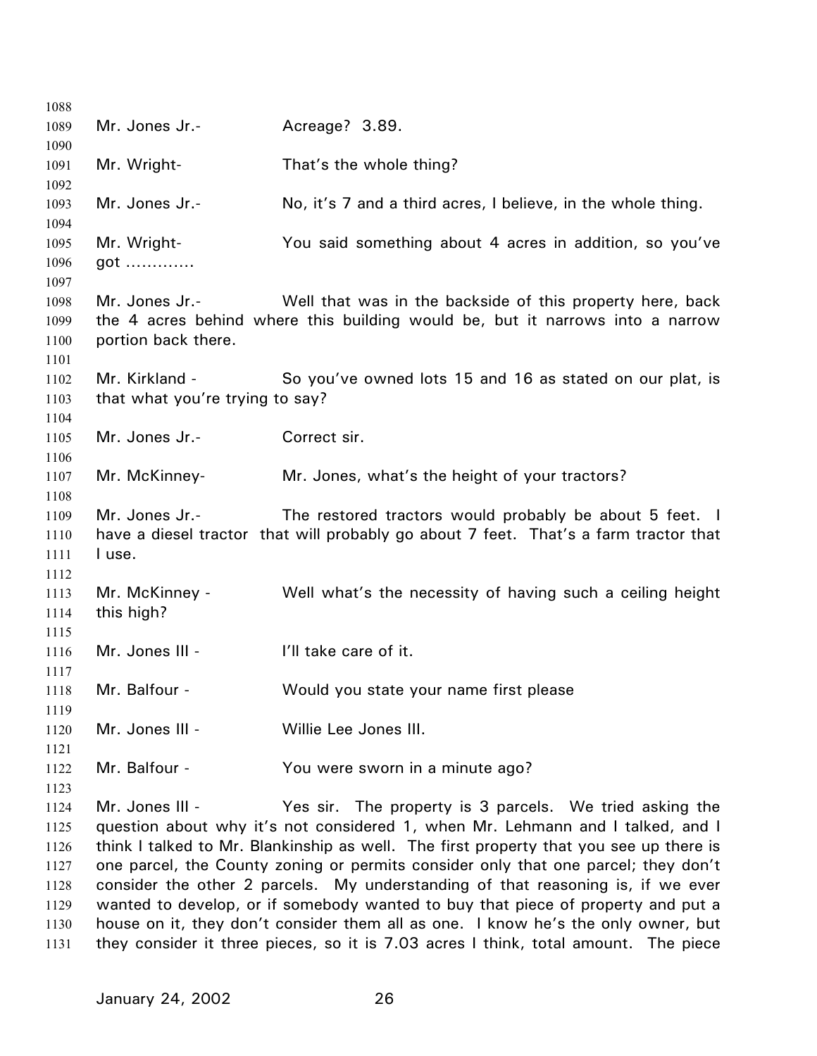Mr. Jones Jr.- Acreage? 3.89.

Mr. Wright- That's the whole thing?

Mr. Jones Jr.- No, it's 7 and a third acres, I believe, in the whole thing.

Mr. Wright- You said something about 4 acres in addition, so you've got .............

Mr. Jones Jr.- Well that was in the backside of this property here, back the 4 acres behind where this building would be, but it narrows into a narrow portion back there.

Mr. Kirkland - So you've owned lots 15 and 16 as stated on our plat, is that what you're trying to say?

Mr. Jones Jr.- Correct sir.

Mr. McKinney- Mr. Jones, what's the height of your tractors?

Mr. Jones Jr.- The restored tractors would probably be about 5 feet. I have a diesel tractor that will probably go about 7 feet. That's a farm tractor that I use.

Mr. McKinney - Well what's the necessity of having such a ceiling height this high?

Mr. Jones III - I'll take care of it.

Mr. Balfour - Would you state your name first please

Mr. Jones III - Willie Lee Jones III.

Mr. Balfour - You were sworn in a minute ago?

Mr. Jones III - Yes sir. The property is 3 parcels. We tried asking the question about why it's not considered 1, when Mr. Lehmann and I talked, and I think I talked to Mr. Blankinship as well. The first property that you see up there is one parcel, the County zoning or permits consider only that one parcel; they don't consider the other 2 parcels. My understanding of that reasoning is, if we ever wanted to develop, or if somebody wanted to buy that piece of property and put a house on it, they don't consider them all as one. I know he's the only owner, but they consider it three pieces, so it is 7.03 acres I think, total amount. The piece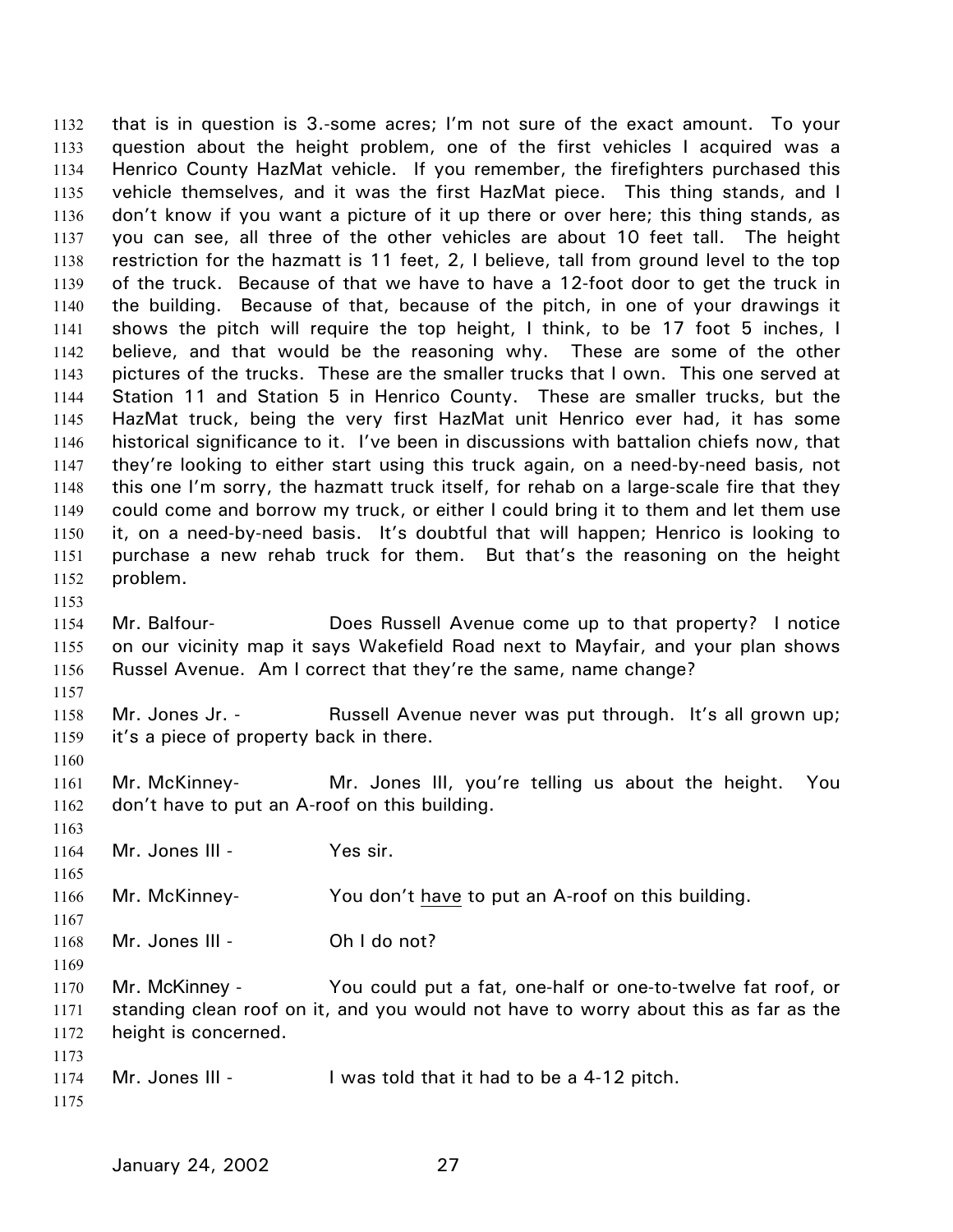that is in question is 3.-some acres; I'm not sure of the exact amount. To your question about the height problem, one of the first vehicles I acquired was a Henrico County HazMat vehicle. If you remember, the firefighters purchased this vehicle themselves, and it was the first HazMat piece. This thing stands, and I don't know if you want a picture of it up there or over here; this thing stands, as you can see, all three of the other vehicles are about 10 feet tall. The height restriction for the hazmatt is 11 feet, 2, I believe, tall from ground level to the top of the truck. Because of that we have to have a 12-foot door to get the truck in the building. Because of that, because of the pitch, in one of your drawings it shows the pitch will require the top height, I think, to be 17 foot 5 inches, I believe, and that would be the reasoning why. These are some of the other pictures of the trucks. These are the smaller trucks that I own. This one served at Station 11 and Station 5 in Henrico County. These are smaller trucks, but the HazMat truck, being the very first HazMat unit Henrico ever had, it has some historical significance to it. I've been in discussions with battalion chiefs now, that they're looking to either start using this truck again, on a need-by-need basis, not this one I'm sorry, the hazmatt truck itself, for rehab on a large-scale fire that they could come and borrow my truck, or either I could bring it to them and let them use it, on a need-by-need basis. It's doubtful that will happen; Henrico is looking to purchase a new rehab truck for them. But that's the reasoning on the height problem.

Mr. Balfour- Does Russell Avenue come up to that property? I notice on our vicinity map it says Wakefield Road next to Mayfair, and your plan shows Russel Avenue. Am I correct that they're the same, name change?

Mr. Jones Jr. - Russell Avenue never was put through. It's all grown up; it's a piece of property back in there.

Mr. McKinney- Mr. Jones III, you're telling us about the height. You don't have to put an A-roof on this building.

Mr. Jones III - Yes sir.

Mr. McKinney- You don't <u>have</u> to put an A-roof on this building.

Mr. Jones III - Oh I do not?

Mr. McKinney - You could put a fat, one-half or one-to-twelve fat roof, or standing clean roof on it, and you would not have to worry about this as far as the height is concerned.

Mr. Jones III - I was told that it had to be a 4-12 pitch.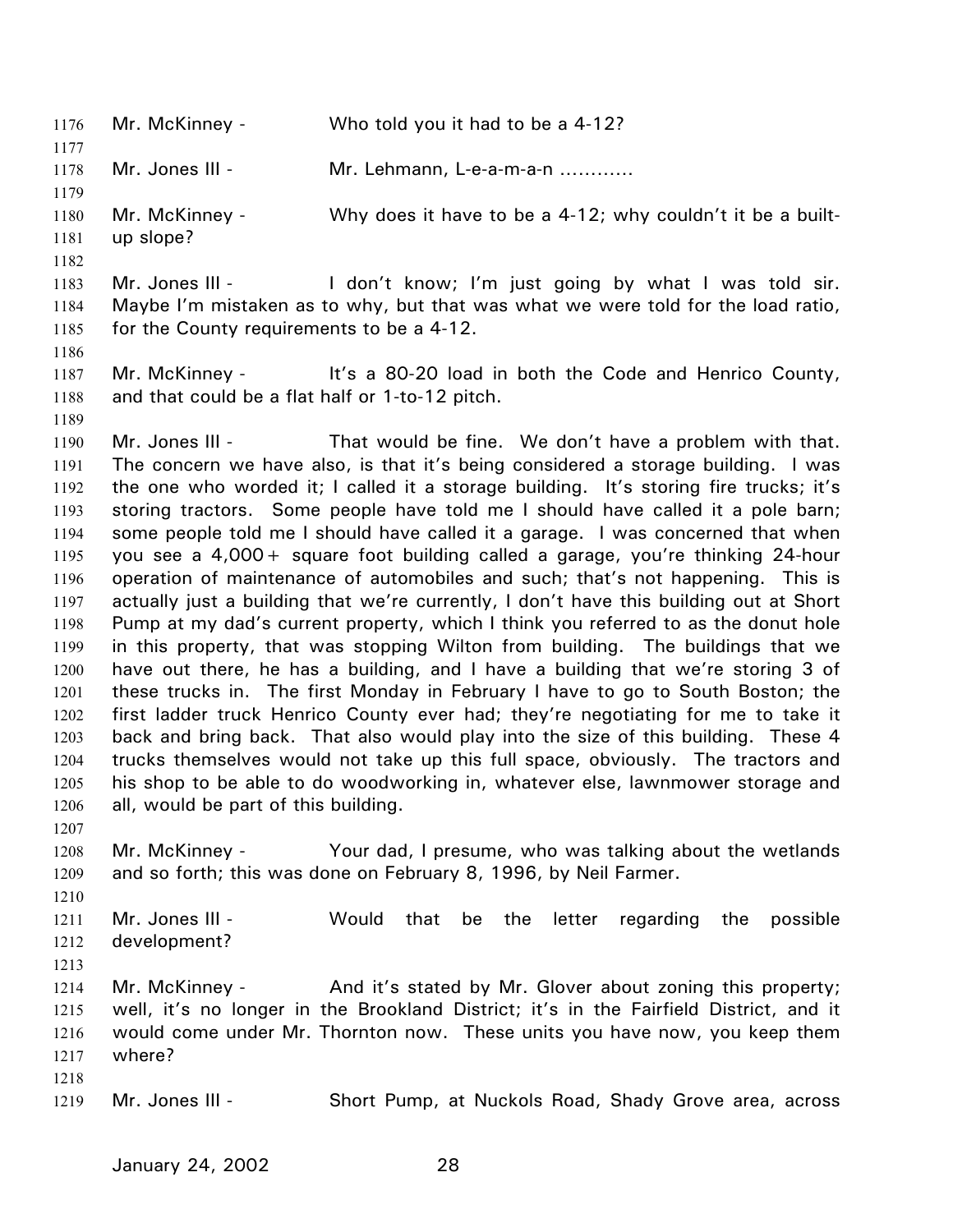Mr. McKinney - Who told you it had to be a 4-12?

Mr. Jones III - Mr. Lehmann, L-e-a-m-a-n …………

Mr. McKinney - Why does it have to be a 4-12; why couldn't it be a built-up slope?

Mr. Jones III - I don't know; I'm just going by what I was told sir. Maybe I'm mistaken as to why, but that was what we were told for the load ratio, for the County requirements to be a 4-12.

Mr. McKinney - It's a 80-20 load in both the Code and Henrico County, and that could be a flat half or 1-to-12 pitch.

Mr. Jones III - That would be fine. We don't have a problem with that. The concern we have also, is that it's being considered a storage building. I was the one who worded it; I called it a storage building. It's storing fire trucks; it's storing tractors. Some people have told me I should have called it a pole barn; some people told me I should have called it a garage. I was concerned that when you see a 4,000+ square foot building called a garage, you're thinking 24-hour operation of maintenance of automobiles and such; that's not happening. This is actually just a building that we're currently, I don't have this building out at Short Pump at my dad's current property, which I think you referred to as the donut hole in this property, that was stopping Wilton from building. The buildings that we have out there, he has a building, and I have a building that we're storing 3 of these trucks in. The first Monday in February I have to go to South Boston; the first ladder truck Henrico County ever had; they're negotiating for me to take it back and bring back. That also would play into the size of this building. These 4 trucks themselves would not take up this full space, obviously. The tractors and his shop to be able to do woodworking in, whatever else, lawnmower storage and all, would be part of this building.

Mr. McKinney - Your dad, I presume, who was talking about the wetlands and so forth; this was done on February 8, 1996, by Neil Farmer.

Mr. Jones III - Would that be the letter regarding the possible development?

Mr. McKinney - And it's stated by Mr. Glover about zoning this property; well, it's no longer in the Brookland District; it's in the Fairfield District, and it would come under Mr. Thornton now. These units you have now, you keep them where?

Mr. Jones III - Short Pump, at Nuckols Road, Shady Grove area, across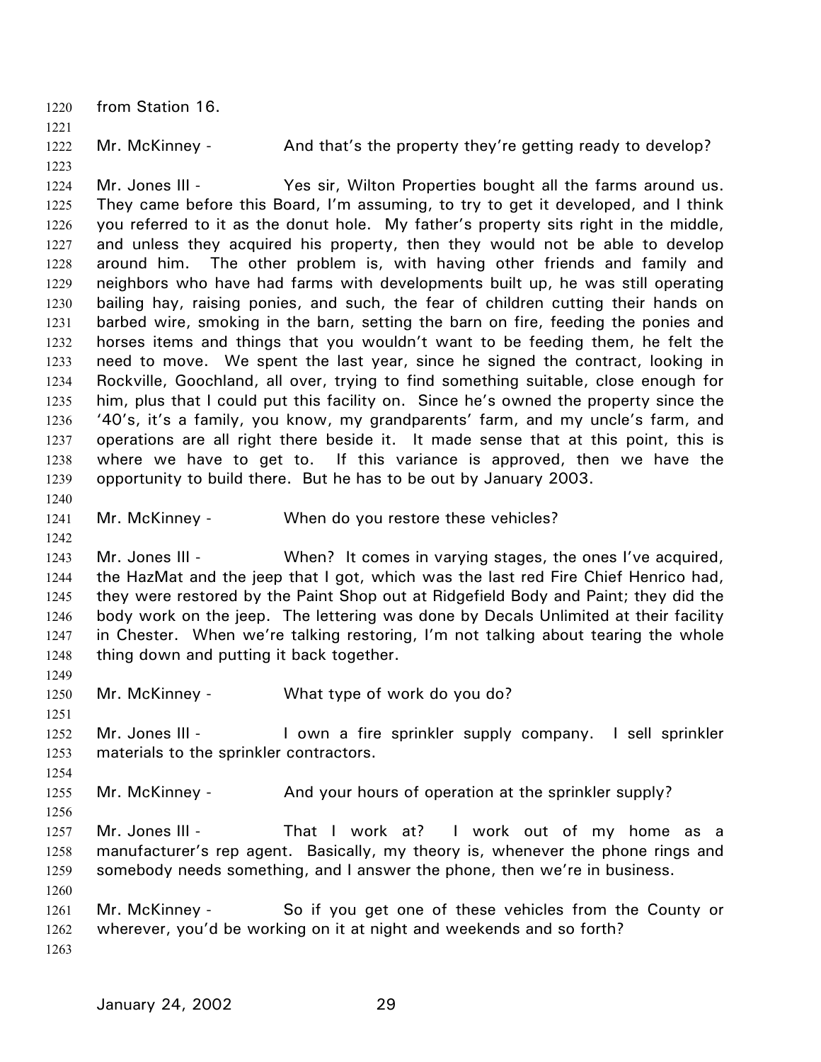from Station 16.

Mr. McKinney - And that's the property they're getting ready to develop?

Mr. Jones III - Yes sir, Wilton Properties bought all the farms around us. They came before this Board, I'm assuming, to try to get it developed, and I think you referred to it as the donut hole. My father's property sits right in the middle, and unless they acquired his property, then they would not be able to develop around him. The other problem is, with having other friends and family and neighbors who have had farms with developments built up, he was still operating bailing hay, raising ponies, and such, the fear of children cutting their hands on barbed wire, smoking in the barn, setting the barn on fire, feeding the ponies and horses items and things that you wouldn't want to be feeding them, he felt the need to move. We spent the last year, since he signed the contract, looking in Rockville, Goochland, all over, trying to find something suitable, close enough for him, plus that I could put this facility on. Since he's owned the property since the '40's, it's a family, you know, my grandparents' farm, and my uncle's farm, and operations are all right there beside it. It made sense that at this point, this is where we have to get to. If this variance is approved, then we have the opportunity to build there. But he has to be out by January 2003.

Mr. McKinney - When do you restore these vehicles?

Mr. Jones III - When? It comes in varying stages, the ones I've acquired, the HazMat and the jeep that I got, which was the last red Fire Chief Henrico had, they were restored by the Paint Shop out at Ridgefield Body and Paint; they did the body work on the jeep. The lettering was done by Decals Unlimited at their facility in Chester. When we're talking restoring, I'm not talking about tearing the whole thing down and putting it back together.

Mr. McKinney - What type of work do you do?

Mr. Jones III - I own a fire sprinkler supply company. I sell sprinkler materials to the sprinkler contractors.

Mr. McKinney - And your hours of operation at the sprinkler supply?

Mr. Jones III - That I work at? I work out of my home as a manufacturer's rep agent. Basically, my theory is, whenever the phone rings and somebody needs something, and I answer the phone, then we're in business.

Mr. McKinney - So if you get one of these vehicles from the County or wherever, you'd be working on it at night and weekends and so forth?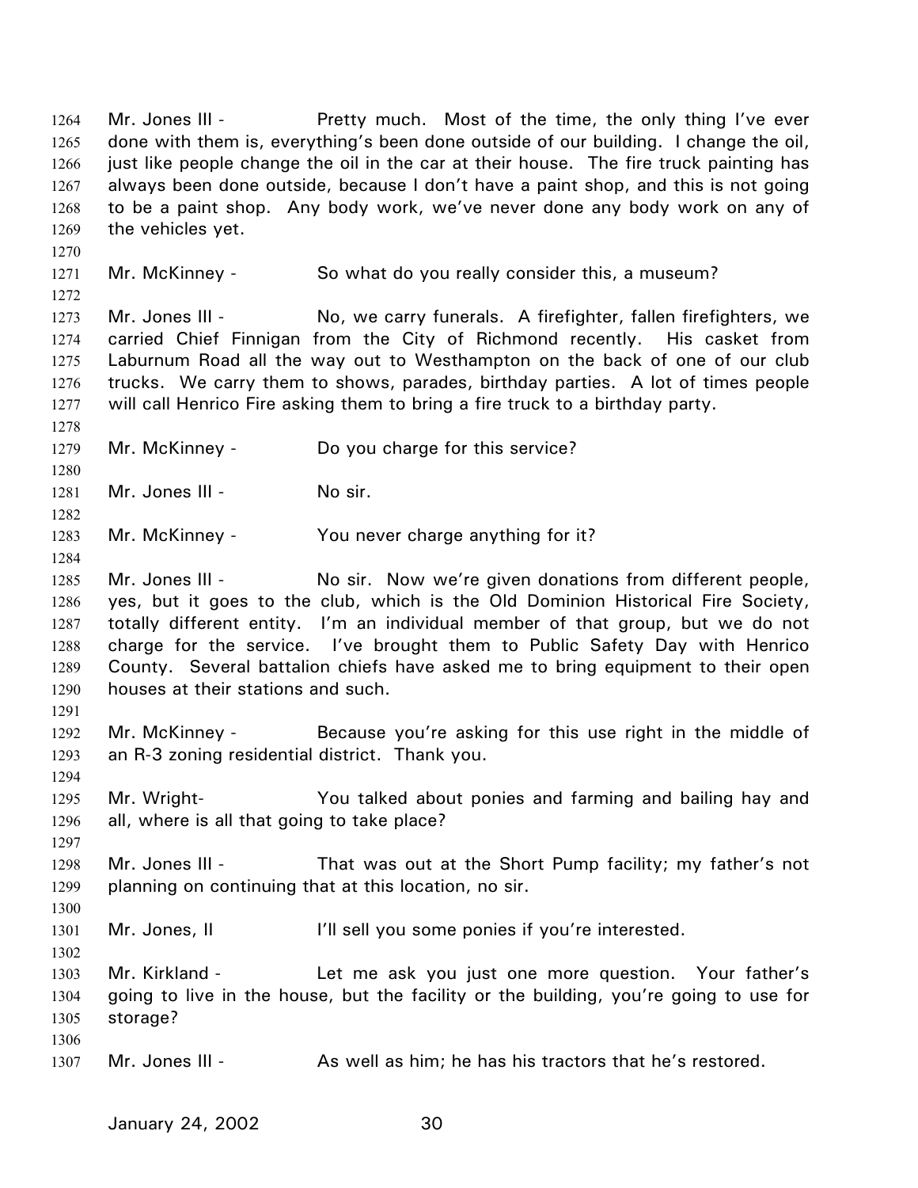Mr. Jones III - Pretty much. Most of the time, the only thing I've ever done with them is, everything's been done outside of our building. I change the oil, just like people change the oil in the car at their house. The fire truck painting has always been done outside, because I don't have a paint shop, and this is not going to be a paint shop. Any body work, we've never done any body work on any of the vehicles yet.

Mr. McKinney - So what do you really consider this, a museum?

Mr. Jones III - No, we carry funerals. A firefighter, fallen firefighters, we carried Chief Finnigan from the City of Richmond recently. His casket from Laburnum Road all the way out to Westhampton on the back of one of our club trucks. We carry them to shows, parades, birthday parties. A lot of times people will call Henrico Fire asking them to bring a fire truck to a birthday party.

Mr. McKinney - Do you charge for this service?

Mr. Jones III - No sir.

Mr. McKinney - You never charge anything for it?

Mr. Jones III - No sir. Now we're given donations from different people, yes, but it goes to the club, which is the Old Dominion Historical Fire Society, totally different entity. I'm an individual member of that group, but we do not charge for the service. I've brought them to Public Safety Day with Henrico County. Several battalion chiefs have asked me to bring equipment to their open houses at their stations and such.

Mr. McKinney - Because you're asking for this use right in the middle of an R-3 zoning residential district. Thank you.

Mr. Wright- You talked about ponies and farming and bailing hay and all, where is all that going to take place?

Mr. Jones III - That was out at the Short Pump facility; my father's not planning on continuing that at this location, no sir.

Mr. Jones, II I'll sell you some ponies if you're interested.

Mr. Kirkland - Let me ask you just one more question. Your father's going to live in the house, but the facility or the building, you're going to use for storage?

Mr. Jones III - As well as him; he has his tractors that he's restored.

January 24, 2002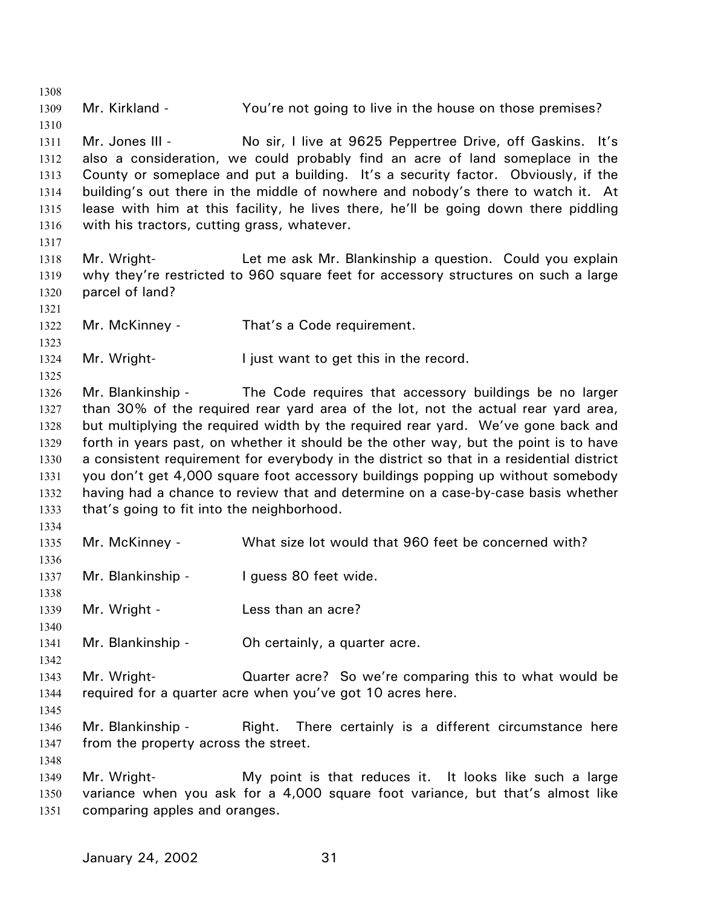Mr. Kirkland - You're not going to live in the house on those premises?

Mr. Jones III - No sir, I live at 9625 Peppertree Drive, off Gaskins. It's also a consideration, we could probably find an acre of land someplace in the County or someplace and put a building. It's a security factor. Obviously, if the building's out there in the middle of nowhere and nobody's there to watch it. At lease with him at this facility, he lives there, he'll be going down there piddling with his tractors, cutting grass, whatever.

Mr. Wright- Let me ask Mr. Blankinship a question. Could you explain why they're restricted to 960 square feet for accessory structures on such a large parcel of land?

Mr. McKinney - That's a Code requirement.

Mr. Wright- I just want to get this in the record.

Mr. Blankinship - The Code requires that accessory buildings be no larger than 30% of the required rear yard area of the lot, not the actual rear yard area, but multiplying the required width by the required rear yard. We've gone back and forth in years past, on whether it should be the other way, but the point is to have a consistent requirement for everybody in the district so that in a residential district you don't get 4,000 square foot accessory buildings popping up without somebody having had a chance to review that and determine on a case-by-case basis whether that's going to fit into the neighborhood.

Mr. McKinney - What size lot would that 960 feet be concerned with?

Mr. Blankinship - I guess 80 feet wide.

Mr. Wright - Less than an acre?

Mr. Blankinship - Oh certainly, a quarter acre.

Mr. Wright- Quarter acre? So we're comparing this to what would be required for a quarter acre when you've got 10 acres here.

Mr. Blankinship - Right. There certainly is a different circumstance here from the property across the street.

Mr. Wright- My point is that reduces it. It looks like such a large variance when you ask for a 4,000 square foot variance, but that's almost like comparing apples and oranges.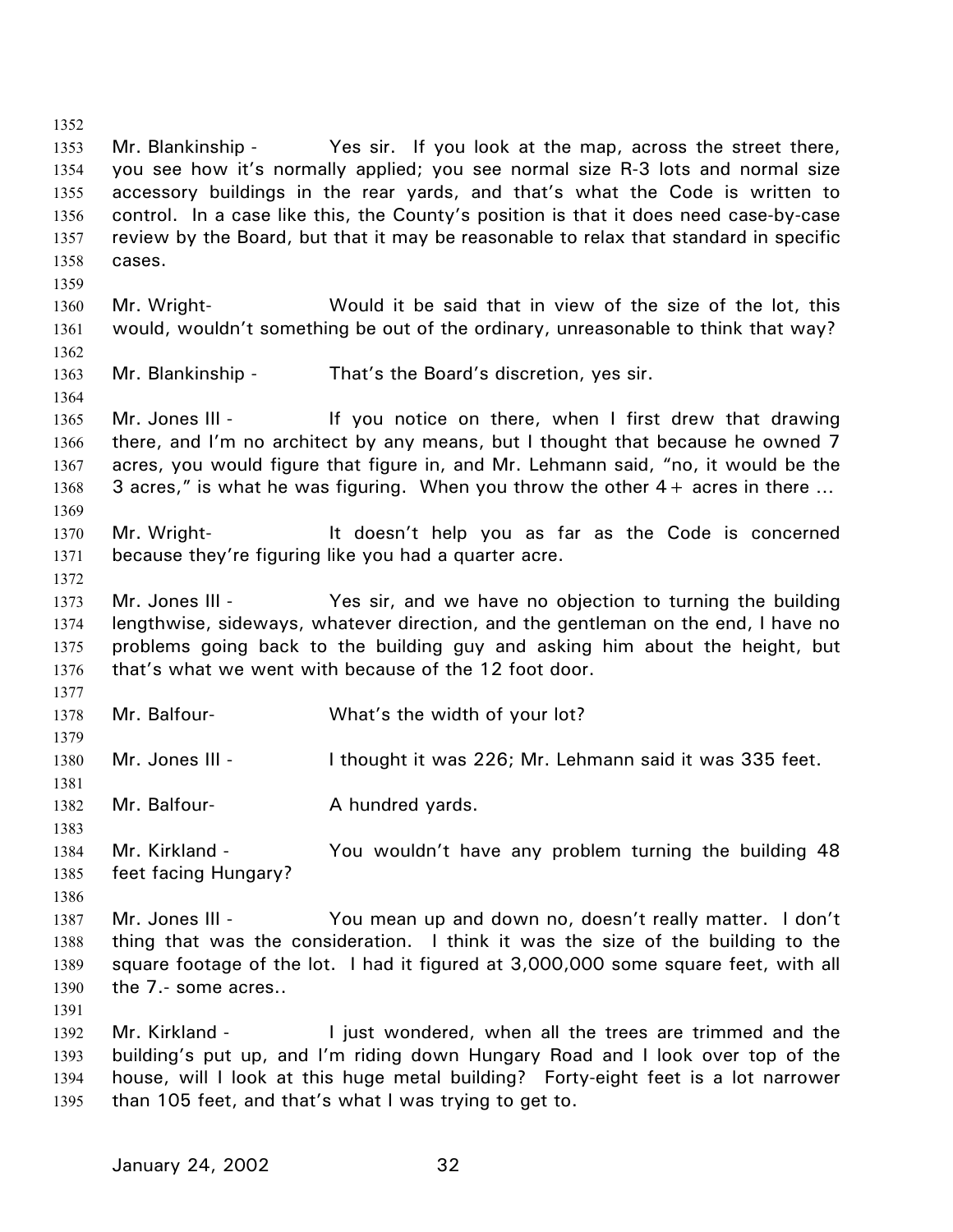Mr. Blankinship - Yes sir. If you look at the map, across the street there, you see how it's normally applied; you see normal size R-3 lots and normal size accessory buildings in the rear yards, and that's what the Code is written to control. In a case like this, the County's position is that it does need case-by-case review by the Board, but that it may be reasonable to relax that standard in specific cases.

Mr. Wright- Would it be said that in view of the size of the lot, this would, wouldn't something be out of the ordinary, unreasonable to think that way?

Mr. Blankinship - That's the Board's discretion, yes sir.

Mr. Jones III - If you notice on there, when I first drew that drawing there, and I'm no architect by any means, but I thought that because he owned 7 acres, you would figure that figure in, and Mr. Lehmann said, "no, it would be the 3 acres," is what he was figuring. When you throw the other 4+ acres in there …

Mr. Wright- It doesn't help you as far as the Code is concerned because they're figuring like you had a quarter acre.

Mr. Jones III - Yes sir, and we have no objection to turning the building lengthwise, sideways, whatever direction, and the gentleman on the end, I have no problems going back to the building guy and asking him about the height, but that's what we went with because of the 12 foot door.

Mr. Balfour- What's the width of your lot?

Mr. Jones III - I thought it was 226; Mr. Lehmann said it was 335 feet.

Mr. Balfour- A hundred yards.

Mr. Kirkland - You wouldn't have any problem turning the building 48 feet facing Hungary?

Mr. Jones III - You mean up and down no, doesn't really matter. I don't thing that was the consideration. I think it was the size of the building to the square footage of the lot. I had it figured at 3,000,000 some square feet, with all the 7.- some acres..

Mr. Kirkland - I just wondered, when all the trees are trimmed and the building's put up, and I'm riding down Hungary Road and I look over top of the house, will I look at this huge metal building? Forty-eight feet is a lot narrower than 105 feet, and that's what I was trying to get to.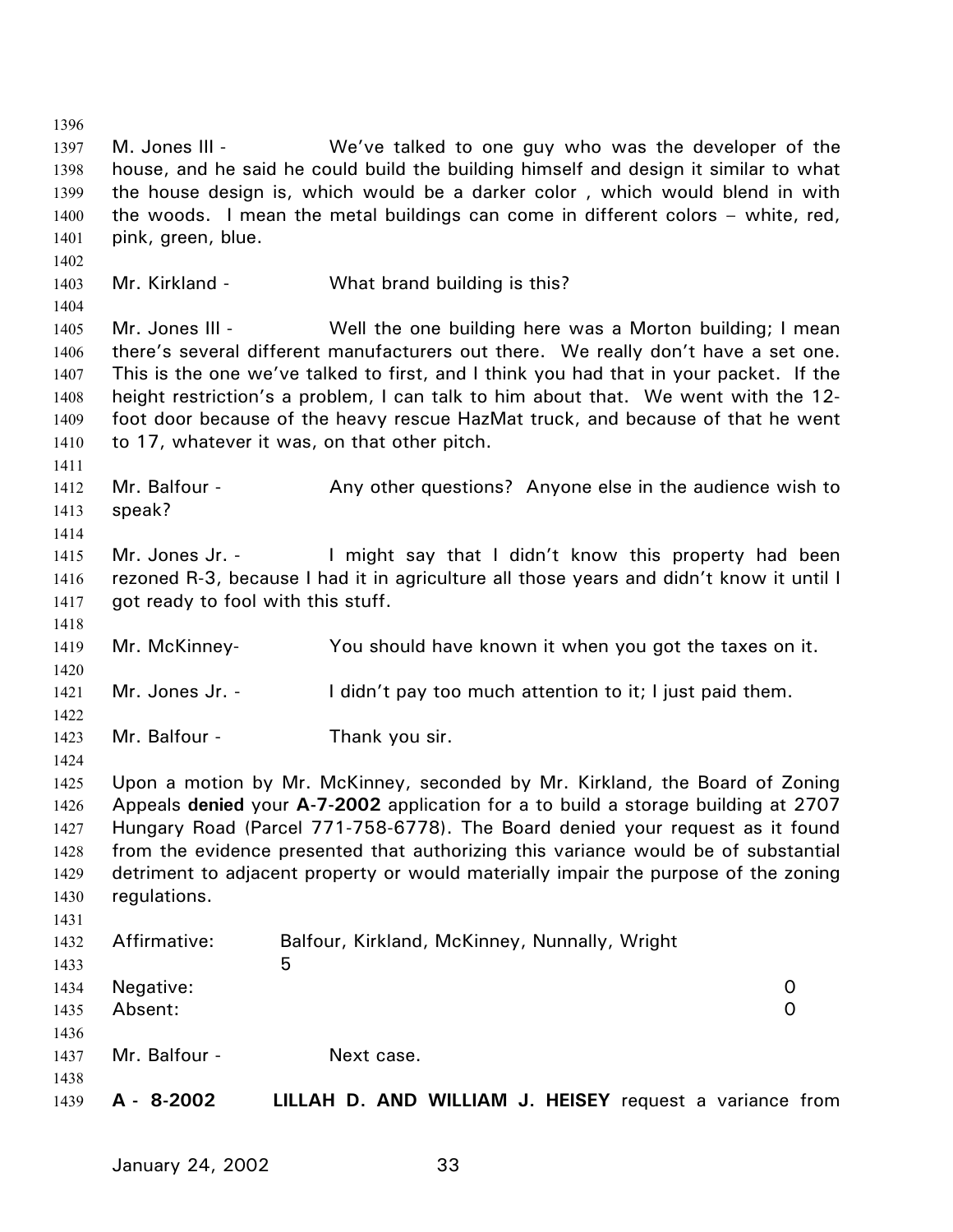M. Jones III - We've talked to one guy who was the developer of the house, and he said he could build the building himself and design it similar to what the house design is, which would be a darker color , which would blend in with the woods. I mean the metal buildings can come in different colors – white, red, pink, green, blue.

Mr. Kirkland - What brand building is this?

Mr. Jones III - Well the one building here was a Morton building; I mean there's several different manufacturers out there. We really don't have a set one. This is the one we've talked to first, and I think you had that in your packet. If the height restriction's a problem, I can talk to him about that. We went with the 12-foot door because of the heavy rescue HazMat truck, and because of that he went to 17, whatever it was, on that other pitch.

Mr. Balfour - Any other questions? Anyone else in the audience wish to speak?

Mr. Jones Jr. - I might say that I didn't know this property had been rezoned R-3, because I had it in agriculture all those years and didn't know it until I got ready to fool with this stuff.

Mr. McKinney- You should have known it when you got the taxes on it.

Mr. Jones Jr. - I didn't pay too much attention to it; I just paid them.

Mr. Balfour - Thank you sir.

Upon a motion by Mr. McKinney, seconded by Mr. Kirkland, the Board of Zoning Appeals **denied** your **A-7-2002** application for a to build a storage building at 2707 Hungary Road (Parcel 771-758-6778). The Board denied your request as it found from the evidence presented that authorizing this variance would be of substantial detriment to adjacent property or would materially impair the purpose of the zoning regulations.

Affirmative: Balfour, Kirkland, McKinney, Nunnally, Wright 5
Negative: 0
Absent: 0

Mr. Balfour - Next case.

**A - 8-2002** **LILLAH D. AND WILLIAM J. HEISEY** request a variance from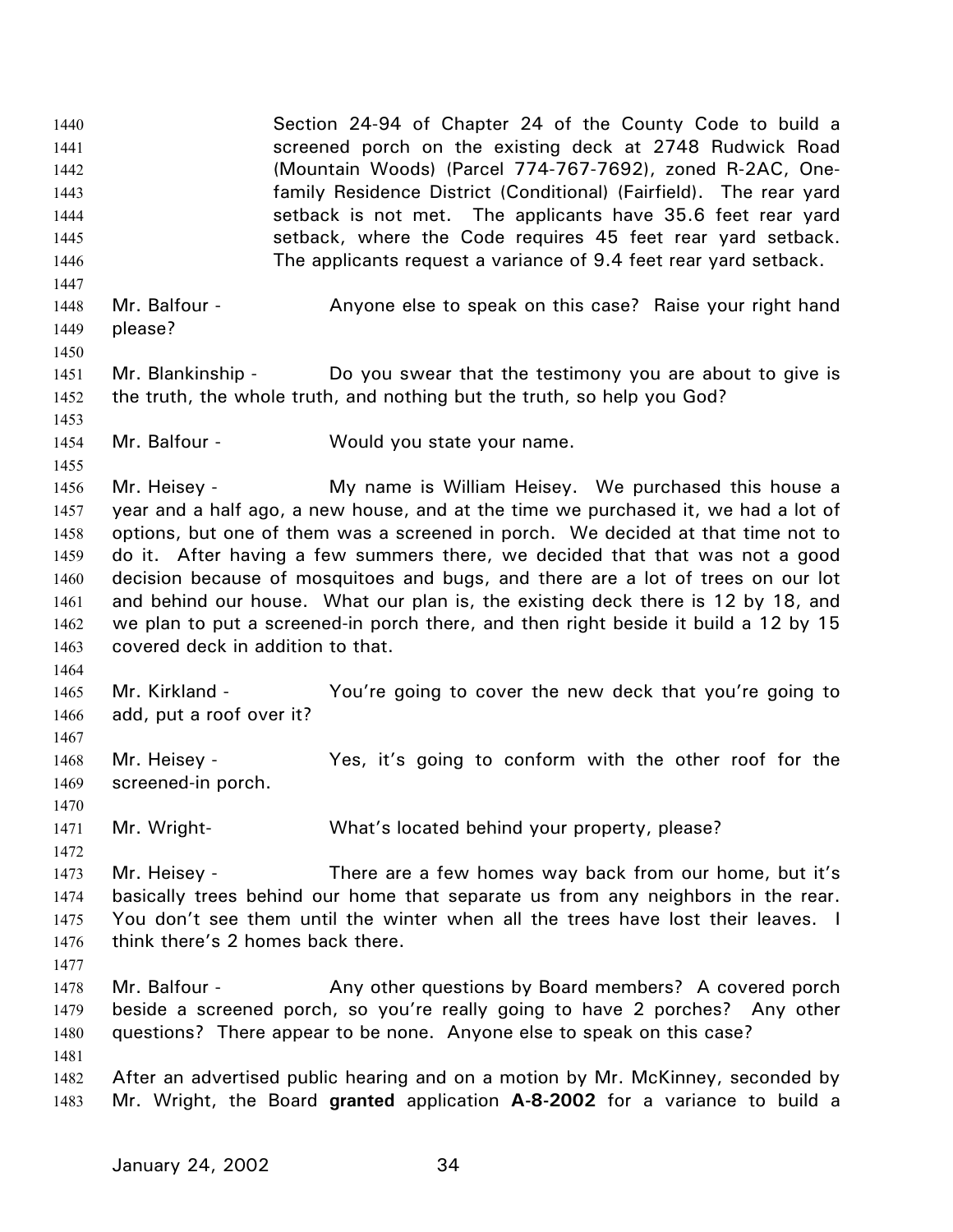Section 24-94 of Chapter 24 of the County Code to build a screened porch on the existing deck at 2748 Rudwick Road (Mountain Woods) (Parcel 774-767-7692), zoned R-2AC, One-family Residence District (Conditional) (Fairfield). The rear yard setback is not met. The applicants have 35.6 feet rear yard setback, where the Code requires 45 feet rear yard setback. The applicants request a variance of 9.4 feet rear yard setback.

Mr. Balfour - Anyone else to speak on this case? Raise your right hand please?

Mr. Blankinship - Do you swear that the testimony you are about to give is the truth, the whole truth, and nothing but the truth, so help you God?

Mr. Balfour - Would you state your name.

Mr. Heisey - My name is William Heisey. We purchased this house a year and a half ago, a new house, and at the time we purchased it, we had a lot of options, but one of them was a screened in porch. We decided at that time not to do it. After having a few summers there, we decided that that was not a good decision because of mosquitoes and bugs, and there are a lot of trees on our lot and behind our house. What our plan is, the existing deck there is 12 by 18, and we plan to put a screened-in porch there, and then right beside it build a 12 by 15 covered deck in addition to that.

Mr. Kirkland - You're going to cover the new deck that you're going to add, put a roof over it?

Mr. Heisey - Yes, it's going to conform with the other roof for the screened-in porch.

Mr. Wright- What's located behind your property, please?

Mr. Heisey - There are a few homes way back from our home, but it's basically trees behind our home that separate us from any neighbors in the rear. You don't see them until the winter when all the trees have lost their leaves. I think there's 2 homes back there.

Mr. Balfour - Any other questions by Board members? A covered porch beside a screened porch, so you're really going to have 2 porches? Any other questions? There appear to be none. Anyone else to speak on this case?

After an advertised public hearing and on a motion by Mr. McKinney, seconded by Mr. Wright, the Board **granted** application **A-8-2002** for a variance to build a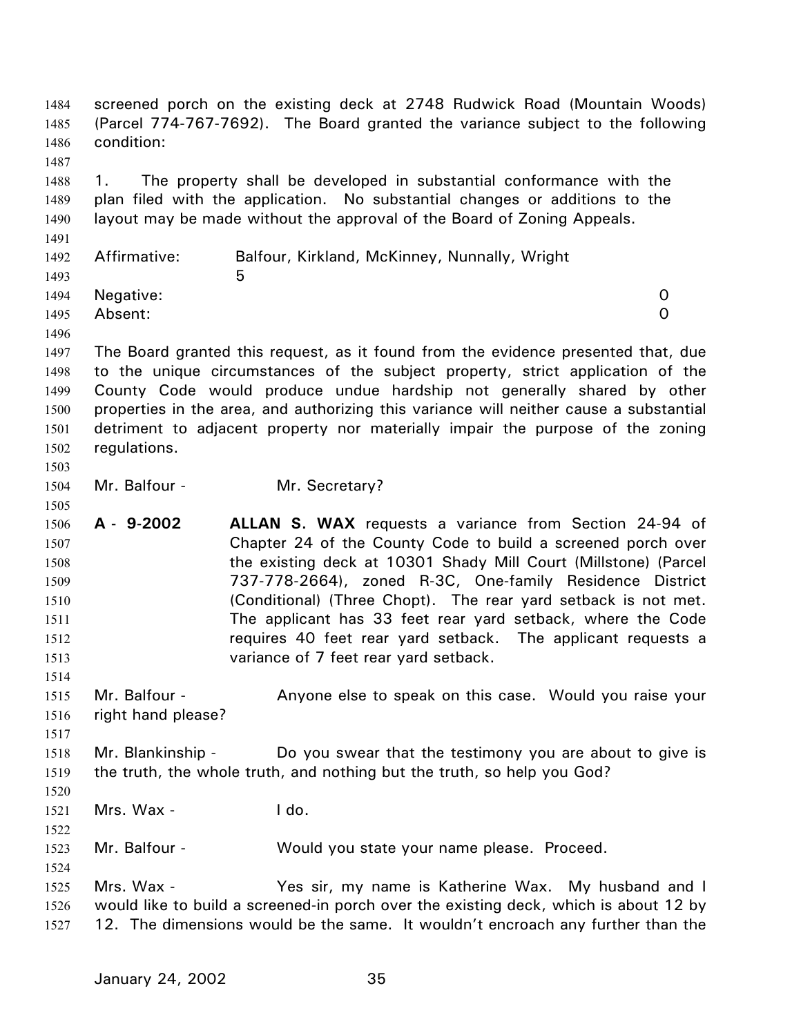screened porch on the existing deck at 2748 Rudwick Road (Mountain Woods) (Parcel 774-767-7692). The Board granted the variance subject to the following condition:

1. The property shall be developed in substantial conformance with the plan filed with the application. No substantial changes or additions to the layout may be made without the approval of the Board of Zoning Appeals.

Affirmative: Balfour, Kirkland, McKinney, Nunnally, Wright 5
Negative: 0
Absent: 0

The Board granted this request, as it found from the evidence presented that, due to the unique circumstances of the subject property, strict application of the County Code would produce undue hardship not generally shared by other properties in the area, and authorizing this variance will neither cause a substantial detriment to adjacent property nor materially impair the purpose of the zoning regulations.

Mr. Balfour - Mr. Secretary?

**A - 9-2002** **ALLAN S. WAX** requests a variance from Section 24-94 of Chapter 24 of the County Code to build a screened porch over the existing deck at 10301 Shady Mill Court (Millstone) (Parcel 737-778-2664), zoned R-3C, One-family Residence District (Conditional) (Three Chopt). The rear yard setback is not met. The applicant has 33 feet rear yard setback, where the Code requires 40 feet rear yard setback. The applicant requests a variance of 7 feet rear yard setback.

Mr. Balfour - Anyone else to speak on this case. Would you raise your right hand please?

Mr. Blankinship - Do you swear that the testimony you are about to give is the truth, the whole truth, and nothing but the truth, so help you God?

Mrs. Wax - I do.

Mr. Balfour - Would you state your name please. Proceed.

Mrs. Wax - Yes sir, my name is Katherine Wax. My husband and I would like to build a screened-in porch over the existing deck, which is about 12 by 12. The dimensions would be the same. It wouldn't encroach any further than the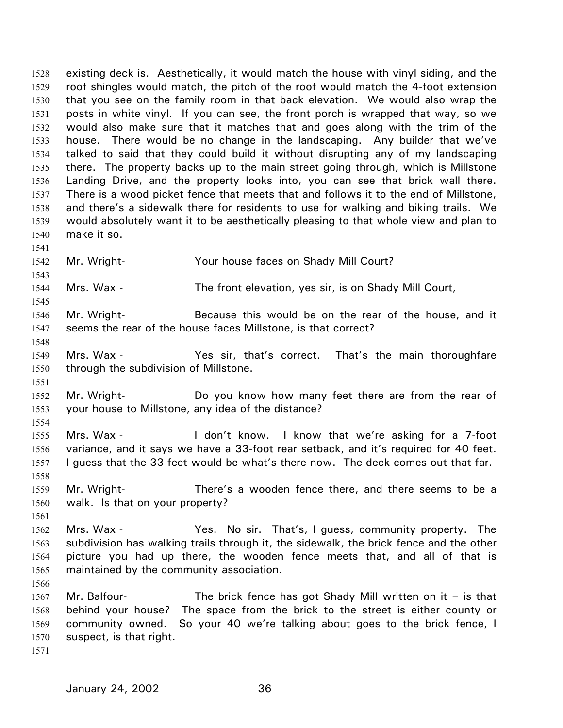existing deck is. Aesthetically, it would match the house with vinyl siding, and the roof shingles would match, the pitch of the roof would match the 4-foot extension that you see on the family room in that back elevation. We would also wrap the posts in white vinyl. If you can see, the front porch is wrapped that way, so we would also make sure that it matches that and goes along with the trim of the house. There would be no change in the landscaping. Any builder that we've talked to said that they could build it without disrupting any of my landscaping there. The property backs up to the main street going through, which is Millstone Landing Drive, and the property looks into, you can see that brick wall there. There is a wood picket fence that meets that and follows it to the end of Millstone, and there's a sidewalk there for residents to use for walking and biking trails. We would absolutely want it to be aesthetically pleasing to that whole view and plan to make it so.

Mr. Wright- Your house faces on Shady Mill Court?

Mrs. Wax - The front elevation, yes sir, is on Shady Mill Court,

Mr. Wright- Because this would be on the rear of the house, and it seems the rear of the house faces Millstone, is that correct?

Mrs. Wax - Yes sir, that's correct. That's the main thoroughfare through the subdivision of Millstone.

Mr. Wright- Do you know how many feet there are from the rear of your house to Millstone, any idea of the distance?

Mrs. Wax - I don't know. I know that we're asking for a 7-foot variance, and it says we have a 33-foot rear setback, and it's required for 40 feet. I guess that the 33 feet would be what's there now. The deck comes out that far.

Mr. Wright- There's a wooden fence there, and there seems to be a walk. Is that on your property?

Mrs. Wax - Yes. No sir. That's, I guess, community property. The subdivision has walking trails through it, the sidewalk, the brick fence and the other picture you had up there, the wooden fence meets that, and all of that is maintained by the community association.

Mr. Balfour- The brick fence has got Shady Mill written on it – is that behind your house? The space from the brick to the street is either county or community owned. So your 40 we're talking about goes to the brick fence, I suspect, is that right.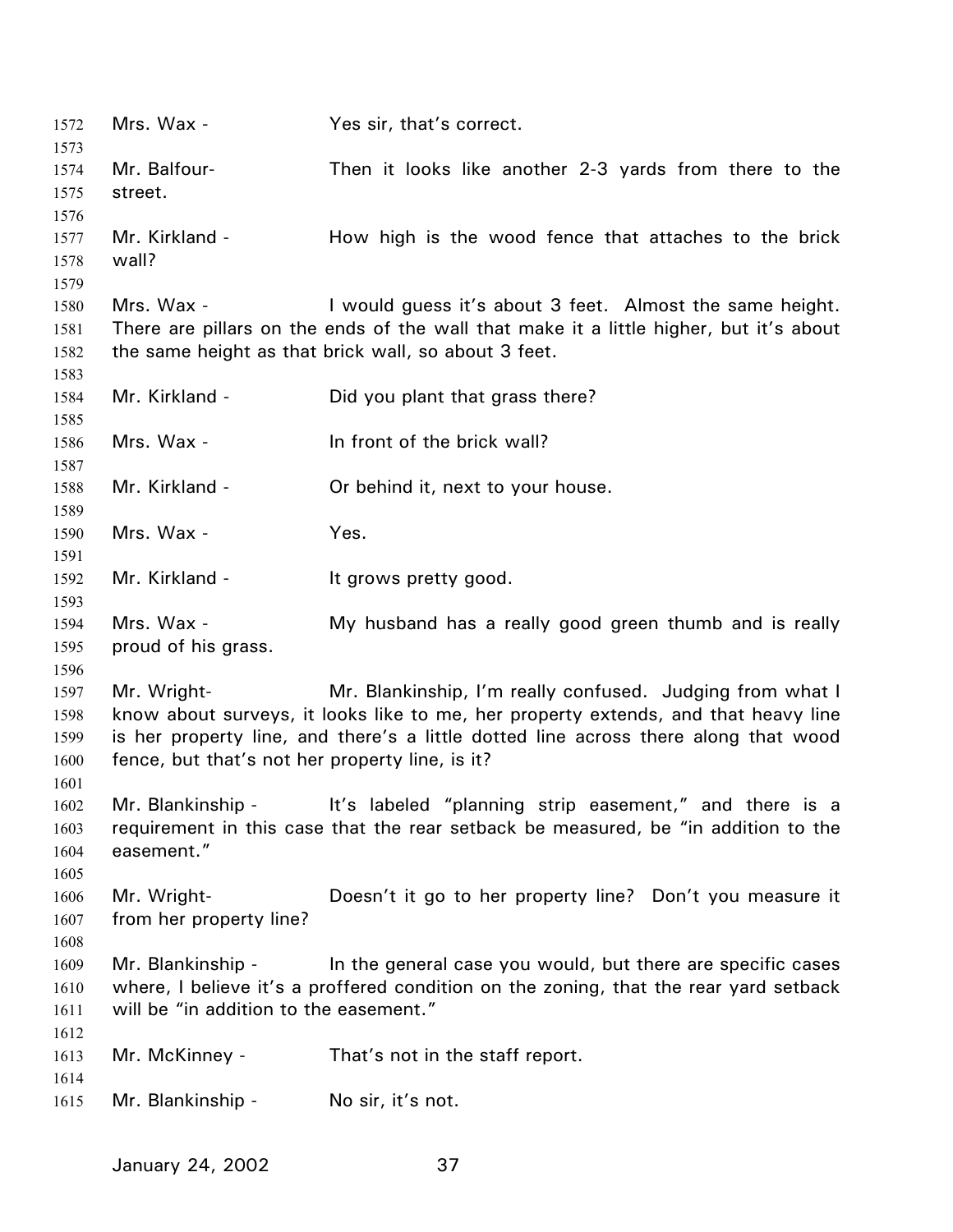Mrs. Wax - Yes sir, that's correct.

Mr. Balfour- Then it looks like another 2-3 yards from there to the street.

Mr. Kirkland - How high is the wood fence that attaches to the brick wall?

Mrs. Wax - I would guess it's about 3 feet. Almost the same height. There are pillars on the ends of the wall that make it a little higher, but it's about the same height as that brick wall, so about 3 feet.

Mr. Kirkland - Did you plant that grass there?

Mrs. Wax - In front of the brick wall?

Mr. Kirkland - Or behind it, next to your house.

Mrs. Wax - Yes.

Mr. Kirkland - It grows pretty good.

Mrs. Wax - My husband has a really good green thumb and is really proud of his grass.

Mr. Wright- Mr. Blankinship, I'm really confused. Judging from what I know about surveys, it looks like to me, her property extends, and that heavy line is her property line, and there's a little dotted line across there along that wood fence, but that's not her property line, is it?

Mr. Blankinship - It's labeled "planning strip easement," and there is a requirement in this case that the rear setback be measured, be "in addition to the easement."

Mr. Wright- Doesn't it go to her property line? Don't you measure it from her property line?

Mr. Blankinship - In the general case you would, but there are specific cases where, I believe it's a proffered condition on the zoning, that the rear yard setback will be "in addition to the easement."

Mr. McKinney - That's not in the staff report.

Mr. Blankinship - No sir, it's not.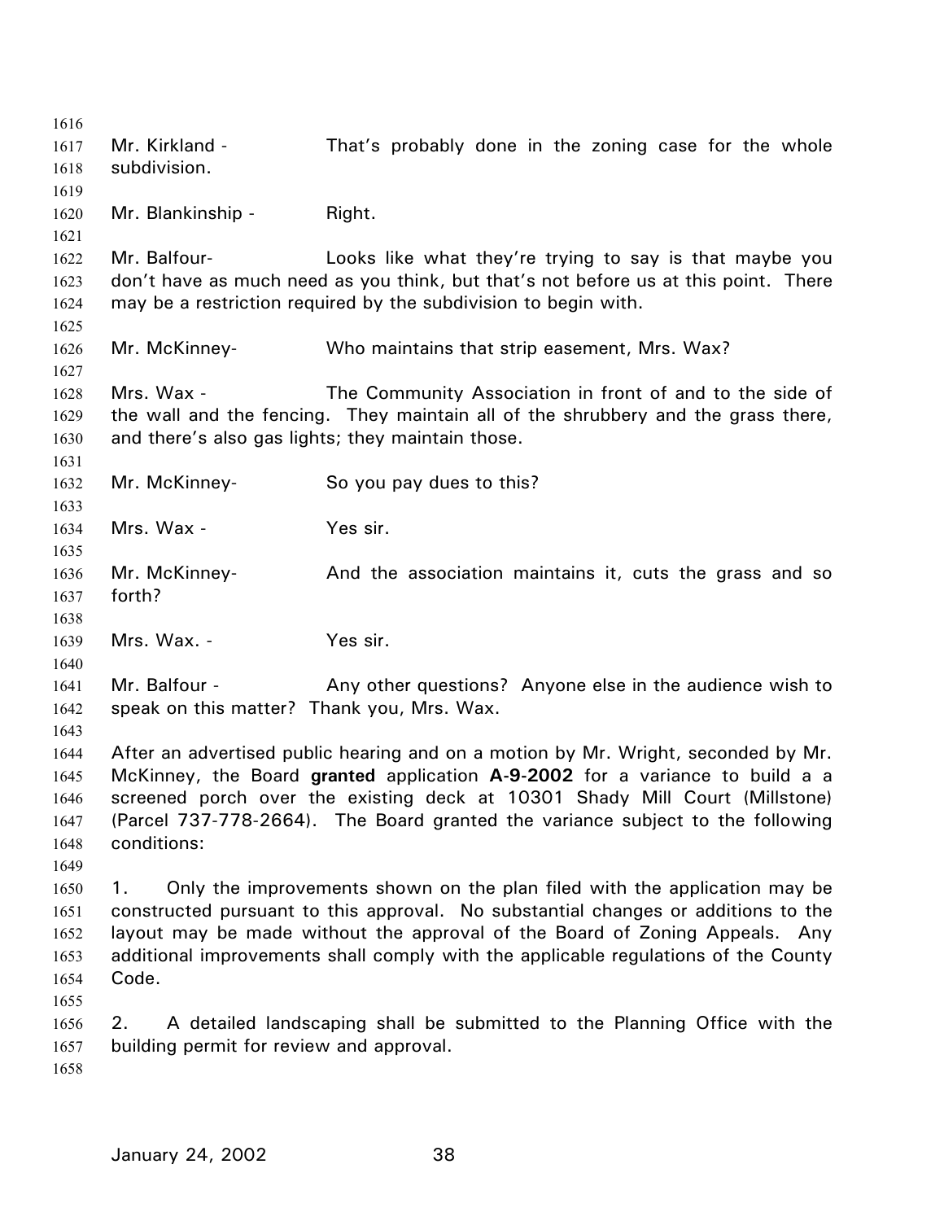Mr. Kirkland - That's probably done in the zoning case for the whole subdivision.

Mr. Blankinship - Right.

Mr. Balfour- Looks like what they're trying to say is that maybe you don't have as much need as you think, but that's not before us at this point. There may be a restriction required by the subdivision to begin with.

Mr. McKinney- Who maintains that strip easement, Mrs. Wax?

Mrs. Wax - The Community Association in front of and to the side of the wall and the fencing. They maintain all of the shrubbery and the grass there, and there's also gas lights; they maintain those.

Mr. McKinney- So you pay dues to this?

Mrs. Wax - Yes sir.

Mr. McKinney- And the association maintains it, cuts the grass and so forth?

Mrs. Wax. - Yes sir.

Mr. Balfour - Any other questions? Anyone else in the audience wish to speak on this matter? Thank you, Mrs. Wax.

After an advertised public hearing and on a motion by Mr. Wright, seconded by Mr. McKinney, the Board **granted** application **A-9-2002** for a variance to build a a screened porch over the existing deck at 10301 Shady Mill Court (Millstone) (Parcel 737-778-2664). The Board granted the variance subject to the following conditions:

1. Only the improvements shown on the plan filed with the application may be constructed pursuant to this approval. No substantial changes or additions to the layout may be made without the approval of the Board of Zoning Appeals. Any additional improvements shall comply with the applicable regulations of the County Code.

2. A detailed landscaping shall be submitted to the Planning Office with the building permit for review and approval.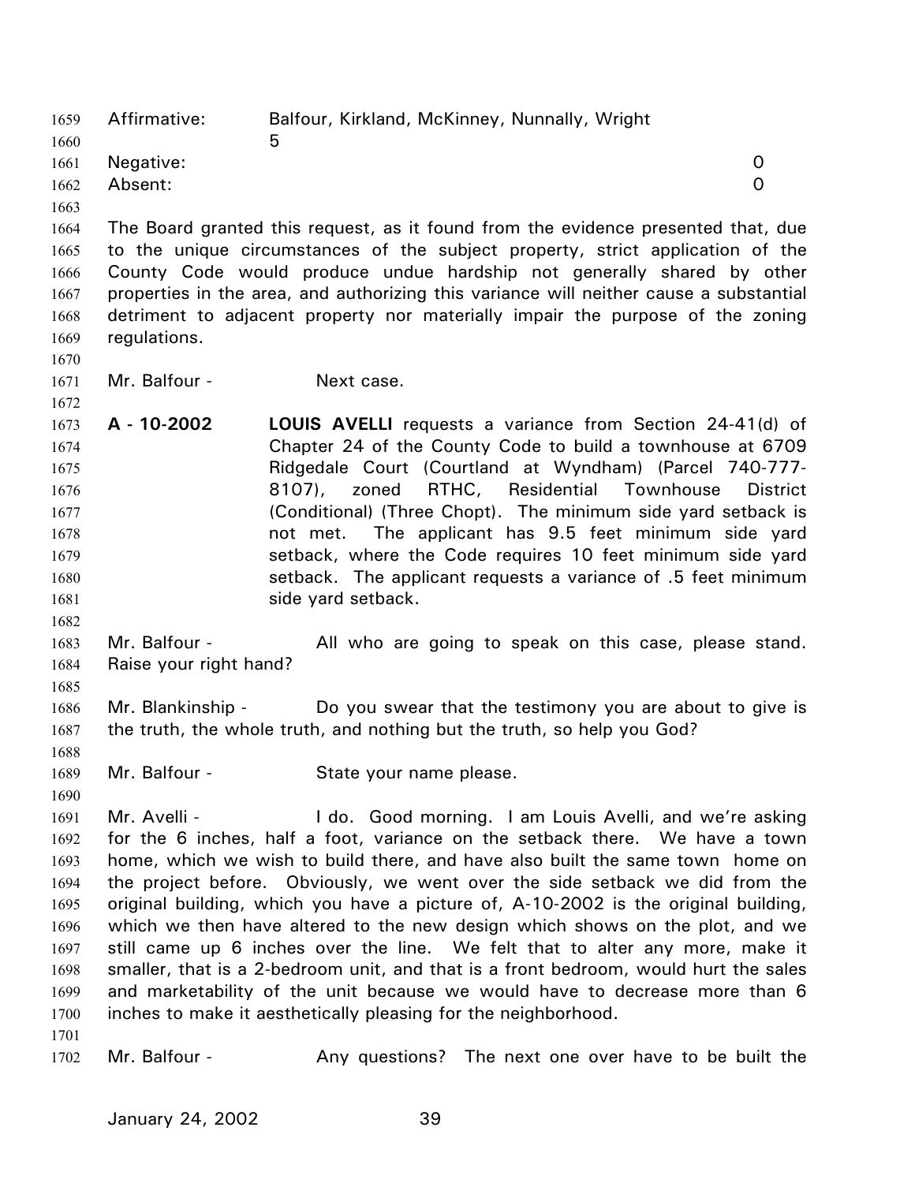Affirmative: Balfour, Kirkland, McKinney, Nunnally, Wright 5
Negative: 0
Absent: 0

The Board granted this request, as it found from the evidence presented that, due to the unique circumstances of the subject property, strict application of the County Code would produce undue hardship not generally shared by other properties in the area, and authorizing this variance will neither cause a substantial detriment to adjacent property nor materially impair the purpose of the zoning regulations.

Mr. Balfour - Next case.

**A - 10-2002** **LOUIS AVELLI** requests a variance from Section 24-41(d) of Chapter 24 of the County Code to build a townhouse at 6709 Ridgedale Court (Courtland at Wyndham) (Parcel 740-777-8107), zoned RTHC, Residential Townhouse District (Conditional) (Three Chopt). The minimum side yard setback is not met. The applicant has 9.5 feet minimum side yard setback, where the Code requires 10 feet minimum side yard setback. The applicant requests a variance of .5 feet minimum side yard setback.

Mr. Balfour - All who are going to speak on this case, please stand. Raise your right hand?

Mr. Blankinship - Do you swear that the testimony you are about to give is the truth, the whole truth, and nothing but the truth, so help you God?

Mr. Balfour - State your name please.

Mr. Avelli - I do. Good morning. I am Louis Avelli, and we're asking for the 6 inches, half a foot, variance on the setback there. We have a town home, which we wish to build there, and have also built the same town home on the project before. Obviously, we went over the side setback we did from the original building, which you have a picture of, A-10-2002 is the original building, which we then have altered to the new design which shows on the plot, and we still came up 6 inches over the line. We felt that to alter any more, make it smaller, that is a 2-bedroom unit, and that is a front bedroom, would hurt the sales and marketability of the unit because we would have to decrease more than 6 inches to make it aesthetically pleasing for the neighborhood.

Mr. Balfour - Any questions? The next one over have to be built the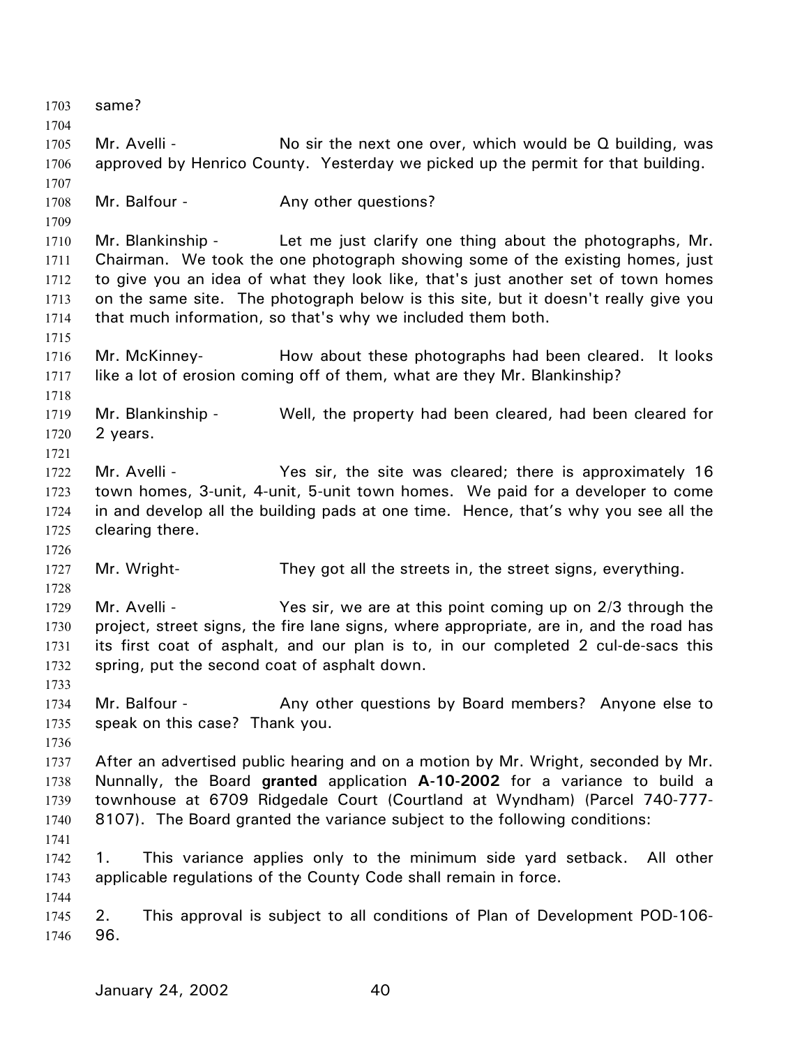same?

Mr. Avelli - No sir the next one over, which would be Q building, was approved by Henrico County. Yesterday we picked up the permit for that building.

Mr. Balfour - Any other questions?

Mr. Blankinship - Let me just clarify one thing about the photographs, Mr. Chairman. We took the one photograph showing some of the existing homes, just to give you an idea of what they look like, that's just another set of town homes on the same site. The photograph below is this site, but it doesn't really give you that much information, so that's why we included them both.

Mr. McKinney- How about these photographs had been cleared. It looks like a lot of erosion coming off of them, what are they Mr. Blankinship?

Mr. Blankinship - Well, the property had been cleared, had been cleared for 2 years.

Mr. Avelli - Yes sir, the site was cleared; there is approximately 16 town homes, 3-unit, 4-unit, 5-unit town homes. We paid for a developer to come in and develop all the building pads at one time. Hence, that's why you see all the clearing there.

Mr. Wright- They got all the streets in, the street signs, everything.

Mr. Avelli - Yes sir, we are at this point coming up on 2/3 through the project, street signs, the fire lane signs, where appropriate, are in, and the road has its first coat of asphalt, and our plan is to, in our completed 2 cul-de-sacs this spring, put the second coat of asphalt down.

Mr. Balfour - Any other questions by Board members? Anyone else to speak on this case? Thank you.

After an advertised public hearing and on a motion by Mr. Wright, seconded by Mr. Nunnally, the Board **granted** application **A-10-2002** for a variance to build a townhouse at 6709 Ridgedale Court (Courtland at Wyndham) (Parcel 740-777-8107). The Board granted the variance subject to the following conditions:

1. This variance applies only to the minimum side yard setback. All other applicable regulations of the County Code shall remain in force.

2. This approval is subject to all conditions of Plan of Development POD-106-96.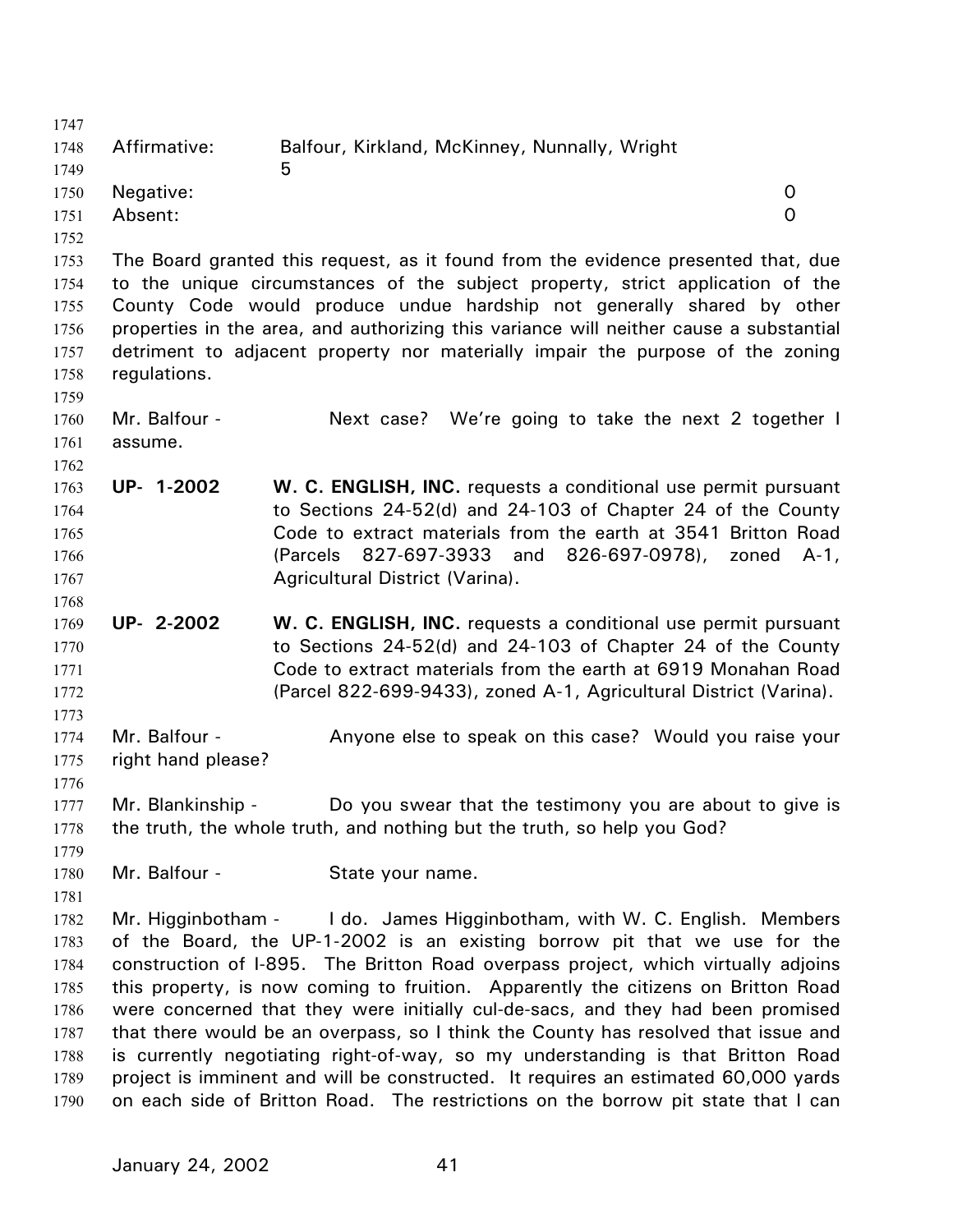| | | |
|---|---|---|
| Affirmative: | Balfour, Kirkland, McKinney, Nunnally, Wright | 5 |
| Negative: | | 0 |
| Absent: | | 0 |

The Board granted this request, as it found from the evidence presented that, due to the unique circumstances of the subject property, strict application of the County Code would produce undue hardship not generally shared by other properties in the area, and authorizing this variance will neither cause a substantial detriment to adjacent property nor materially impair the purpose of the zoning regulations.

Mr. Balfour - Next case? We're going to take the next 2 together I assume.

**UP- 1-2002** **W. C. ENGLISH, INC.** requests a conditional use permit pursuant to Sections 24-52(d) and 24-103 of Chapter 24 of the County Code to extract materials from the earth at 3541 Britton Road (Parcels 827-697-3933 and 826-697-0978), zoned A-1, Agricultural District (Varina).

**UP- 2-2002** **W. C. ENGLISH, INC.** requests a conditional use permit pursuant to Sections 24-52(d) and 24-103 of Chapter 24 of the County Code to extract materials from the earth at 6919 Monahan Road (Parcel 822-699-9433), zoned A-1, Agricultural District (Varina).

Mr. Balfour - Anyone else to speak on this case? Would you raise your right hand please?

Mr. Blankinship - Do you swear that the testimony you are about to give is the truth, the whole truth, and nothing but the truth, so help you God?

Mr. Balfour - State your name.

Mr. Higginbotham - I do. James Higginbotham, with W. C. English. Members of the Board, the UP-1-2002 is an existing borrow pit that we use for the construction of I-895. The Britton Road overpass project, which virtually adjoins this property, is now coming to fruition. Apparently the citizens on Britton Road were concerned that they were initially cul-de-sacs, and they had been promised that there would be an overpass, so I think the County has resolved that issue and is currently negotiating right-of-way, so my understanding is that Britton Road project is imminent and will be constructed. It requires an estimated 60,000 yards on each side of Britton Road. The restrictions on the borrow pit state that I can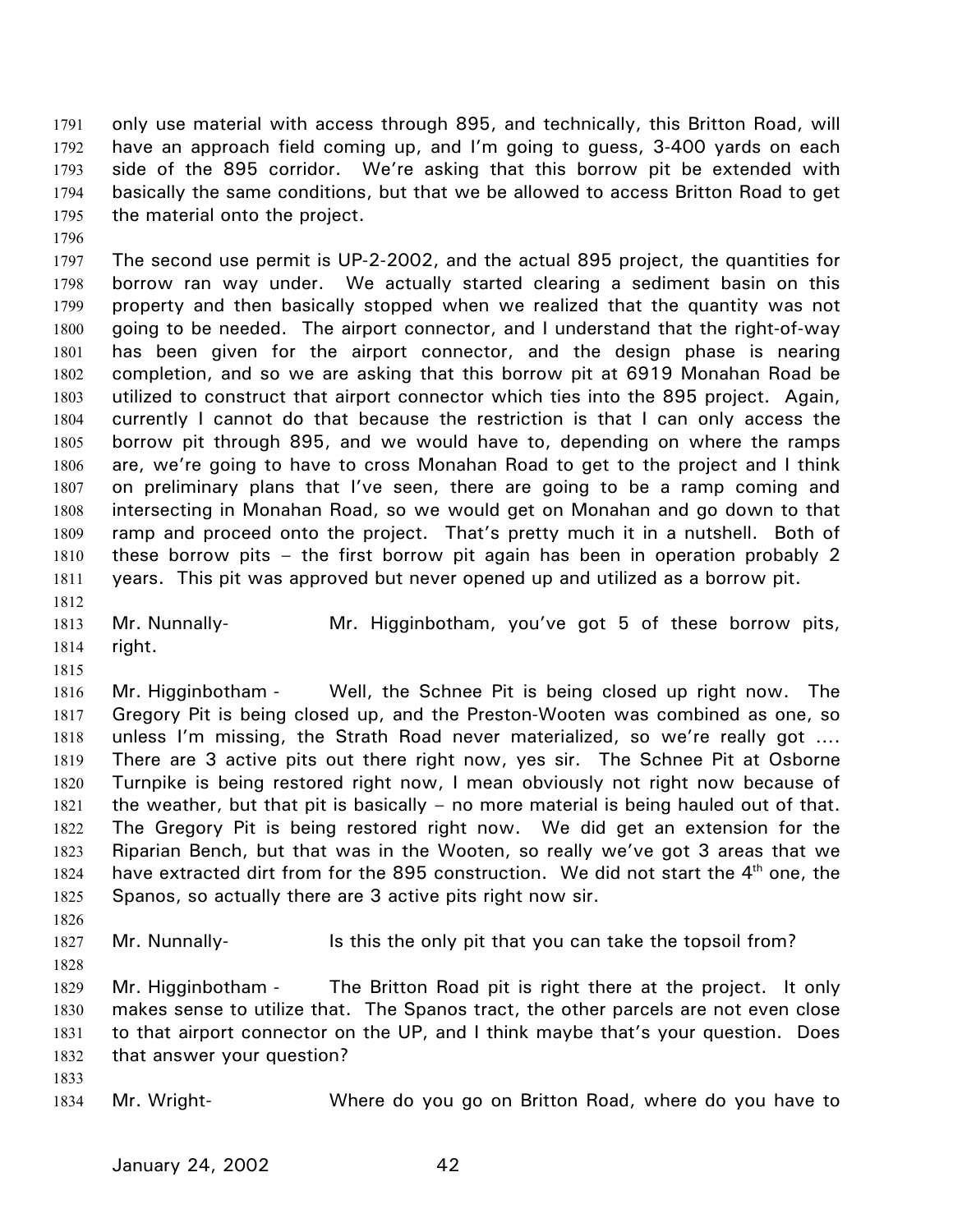only use material with access through 895, and technically, this Britton Road, will have an approach field coming up, and I'm going to guess, 3-400 yards on each side of the 895 corridor. We're asking that this borrow pit be extended with basically the same conditions, but that we be allowed to access Britton Road to get the material onto the project.

The second use permit is UP-2-2002, and the actual 895 project, the quantities for borrow ran way under. We actually started clearing a sediment basin on this property and then basically stopped when we realized that the quantity was not going to be needed. The airport connector, and I understand that the right-of-way has been given for the airport connector, and the design phase is nearing completion, and so we are asking that this borrow pit at 6919 Monahan Road be utilized to construct that airport connector which ties into the 895 project. Again, currently I cannot do that because the restriction is that I can only access the borrow pit through 895, and we would have to, depending on where the ramps are, we're going to have to cross Monahan Road to get to the project and I think on preliminary plans that I've seen, there are going to be a ramp coming and intersecting in Monahan Road, so we would get on Monahan and go down to that ramp and proceed onto the project. That's pretty much it in a nutshell. Both of these borrow pits – the first borrow pit again has been in operation probably 2 years. This pit was approved but never opened up and utilized as a borrow pit.

Mr. Nunnally- Mr. Higginbotham, you've got 5 of these borrow pits, right.

Mr. Higginbotham - Well, the Schnee Pit is being closed up right now. The Gregory Pit is being closed up, and the Preston-Wooten was combined as one, so unless I'm missing, the Strath Road never materialized, so we're really got .... There are 3 active pits out there right now, yes sir. The Schnee Pit at Osborne Turnpike is being restored right now, I mean obviously not right now because of the weather, but that pit is basically – no more material is being hauled out of that. The Gregory Pit is being restored right now. We did get an extension for the Riparian Bench, but that was in the Wooten, so really we've got 3 areas that we have extracted dirt from for the 895 construction. We did not start the 4th one, the Spanos, so actually there are 3 active pits right now sir.

Mr. Nunnally- Is this the only pit that you can take the topsoil from?

Mr. Higginbotham - The Britton Road pit is right there at the project. It only makes sense to utilize that. The Spanos tract, the other parcels are not even close to that airport connector on the UP, and I think maybe that's your question. Does that answer your question?

Mr. Wright- Where do you go on Britton Road, where do you have to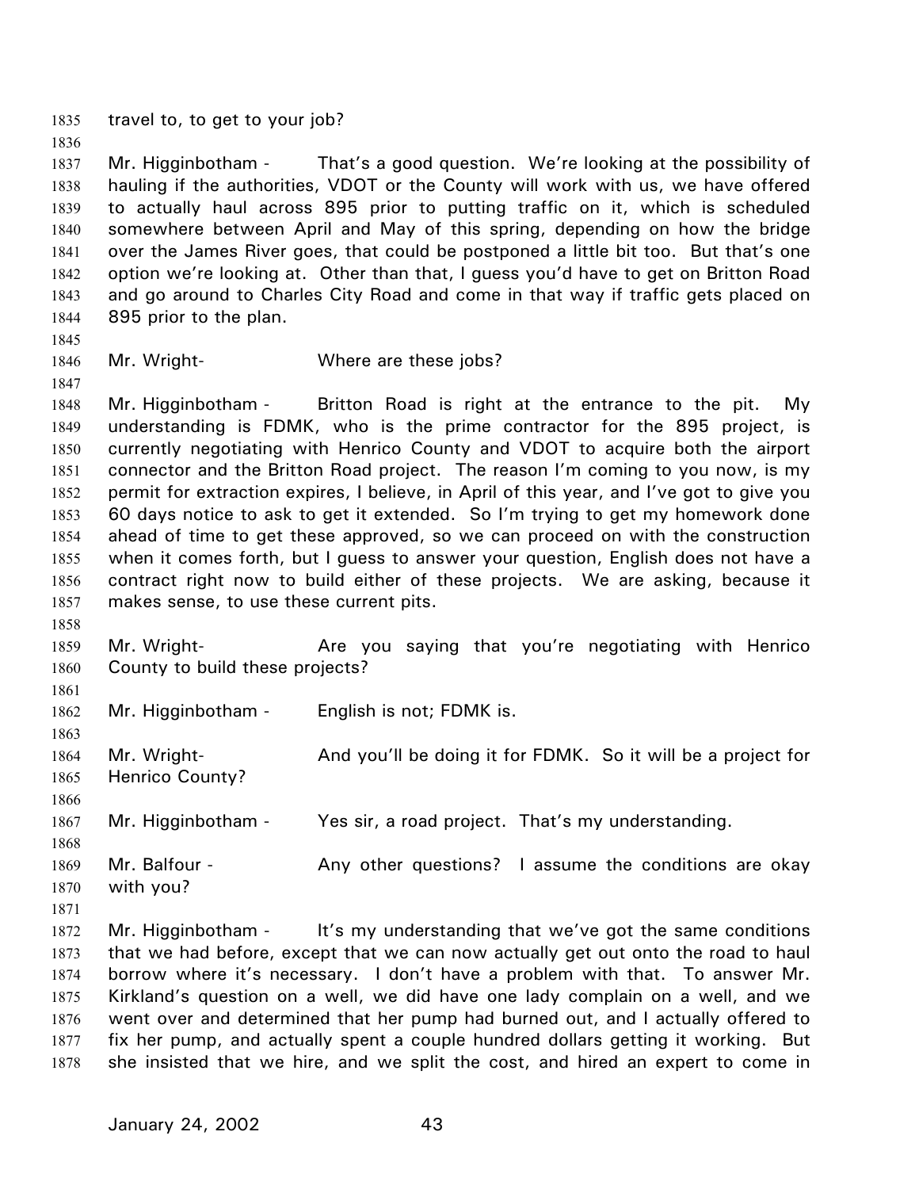travel to, to get to your job?

Mr. Higginbotham - That's a good question. We're looking at the possibility of hauling if the authorities, VDOT or the County will work with us, we have offered to actually haul across 895 prior to putting traffic on it, which is scheduled somewhere between April and May of this spring, depending on how the bridge over the James River goes, that could be postponed a little bit too. But that's one option we're looking at. Other than that, I guess you'd have to get on Britton Road and go around to Charles City Road and come in that way if traffic gets placed on 895 prior to the plan.

Mr. Wright- Where are these jobs?

Mr. Higginbotham - Britton Road is right at the entrance to the pit. My understanding is FDMK, who is the prime contractor for the 895 project, is currently negotiating with Henrico County and VDOT to acquire both the airport connector and the Britton Road project. The reason I'm coming to you now, is my permit for extraction expires, I believe, in April of this year, and I've got to give you 60 days notice to ask to get it extended. So I'm trying to get my homework done ahead of time to get these approved, so we can proceed on with the construction when it comes forth, but I guess to answer your question, English does not have a contract right now to build either of these projects. We are asking, because it makes sense, to use these current pits.

Mr. Wright- Are you saying that you're negotiating with Henrico County to build these projects?

Mr. Higginbotham - English is not; FDMK is.

Mr. Wright- And you'll be doing it for FDMK. So it will be a project for Henrico County?

Mr. Higginbotham - Yes sir, a road project. That's my understanding.

Mr. Balfour - Any other questions? I assume the conditions are okay with you?

Mr. Higginbotham - It's my understanding that we've got the same conditions that we had before, except that we can now actually get out onto the road to haul borrow where it's necessary. I don't have a problem with that. To answer Mr. Kirkland's question on a well, we did have one lady complain on a well, and we went over and determined that her pump had burned out, and I actually offered to fix her pump, and actually spent a couple hundred dollars getting it working. But she insisted that we hire, and we split the cost, and hired an expert to come in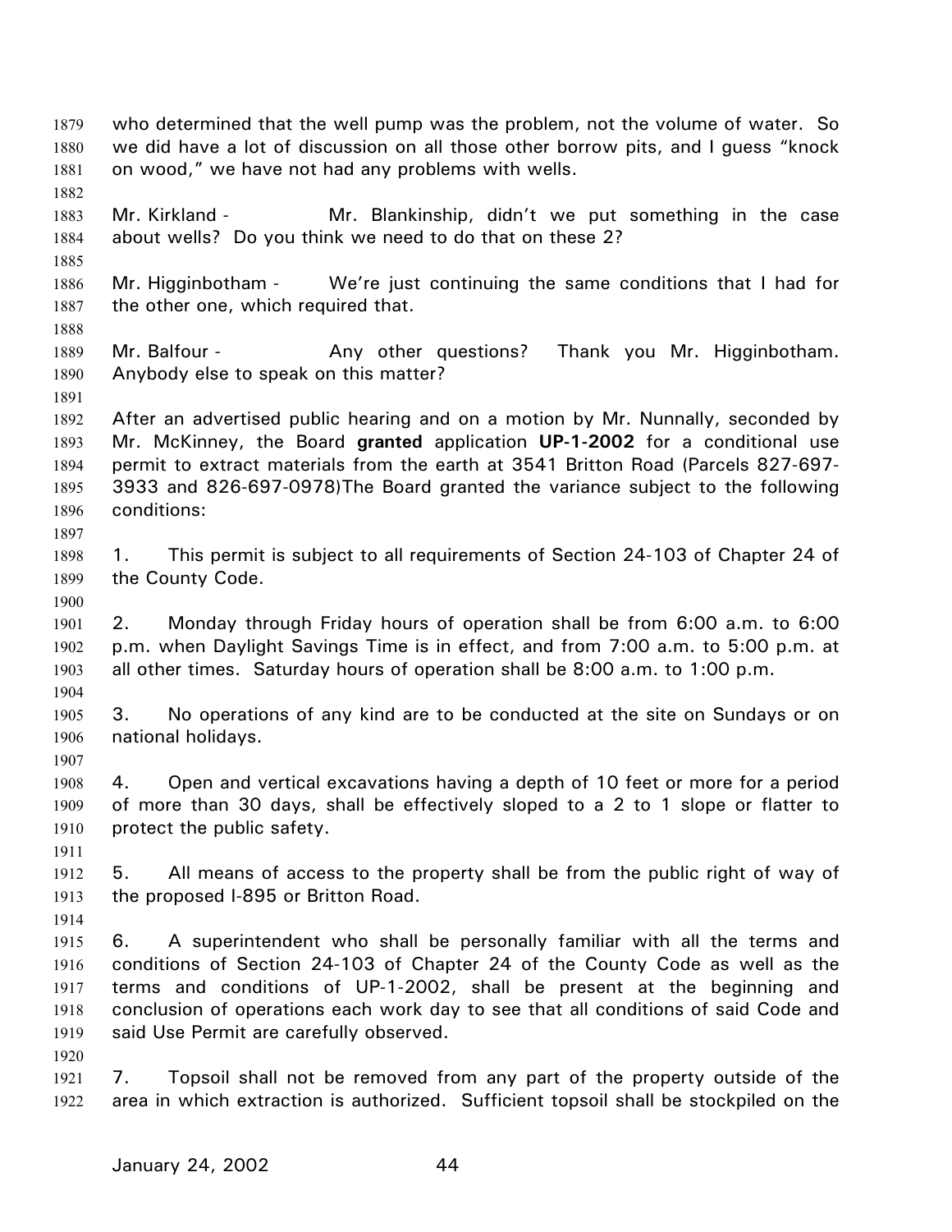who determined that the well pump was the problem, not the volume of water. So we did have a lot of discussion on all those other borrow pits, and I guess "knock on wood," we have not had any problems with wells.

Mr. Kirkland - Mr. Blankinship, didn't we put something in the case about wells? Do you think we need to do that on these 2?

Mr. Higginbotham - We're just continuing the same conditions that I had for the other one, which required that.

Mr. Balfour - Any other questions? Thank you Mr. Higginbotham. Anybody else to speak on this matter?

After an advertised public hearing and on a motion by Mr. Nunnally, seconded by Mr. McKinney, the Board **granted** application **UP-1-2002** for a conditional use permit to extract materials from the earth at 3541 Britton Road (Parcels 827-697-3933 and 826-697-0978)The Board granted the variance subject to the following conditions:

1. This permit is subject to all requirements of Section 24-103 of Chapter 24 of the County Code.

2. Monday through Friday hours of operation shall be from 6:00 a.m. to 6:00 p.m. when Daylight Savings Time is in effect, and from 7:00 a.m. to 5:00 p.m. at all other times. Saturday hours of operation shall be 8:00 a.m. to 1:00 p.m.

3. No operations of any kind are to be conducted at the site on Sundays or on national holidays.

4. Open and vertical excavations having a depth of 10 feet or more for a period of more than 30 days, shall be effectively sloped to a 2 to 1 slope or flatter to protect the public safety.

5. All means of access to the property shall be from the public right of way of the proposed I-895 or Britton Road.

6. A superintendent who shall be personally familiar with all the terms and conditions of Section 24-103 of Chapter 24 of the County Code as well as the terms and conditions of UP-1-2002, shall be present at the beginning and conclusion of operations each work day to see that all conditions of said Code and said Use Permit are carefully observed.

7. Topsoil shall not be removed from any part of the property outside of the area in which extraction is authorized. Sufficient topsoil shall be stockpiled on the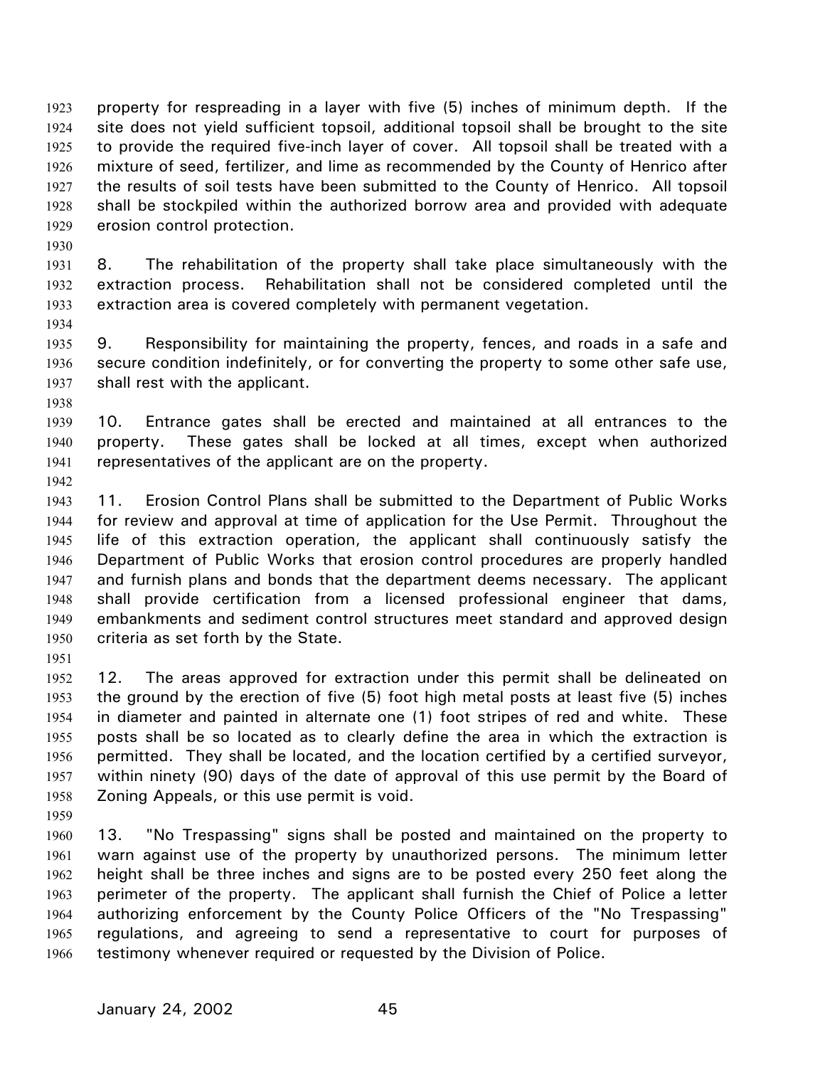property for respreading in a layer with five (5) inches of minimum depth. If the site does not yield sufficient topsoil, additional topsoil shall be brought to the site to provide the required five-inch layer of cover. All topsoil shall be treated with a mixture of seed, fertilizer, and lime as recommended by the County of Henrico after the results of soil tests have been submitted to the County of Henrico. All topsoil shall be stockpiled within the authorized borrow area and provided with adequate erosion control protection.

8. The rehabilitation of the property shall take place simultaneously with the extraction process. Rehabilitation shall not be considered completed until the extraction area is covered completely with permanent vegetation.

9. Responsibility for maintaining the property, fences, and roads in a safe and secure condition indefinitely, or for converting the property to some other safe use, shall rest with the applicant.

10. Entrance gates shall be erected and maintained at all entrances to the property. These gates shall be locked at all times, except when authorized representatives of the applicant are on the property.

11. Erosion Control Plans shall be submitted to the Department of Public Works for review and approval at time of application for the Use Permit. Throughout the life of this extraction operation, the applicant shall continuously satisfy the Department of Public Works that erosion control procedures are properly handled and furnish plans and bonds that the department deems necessary. The applicant shall provide certification from a licensed professional engineer that dams, embankments and sediment control structures meet standard and approved design criteria as set forth by the State.

12. The areas approved for extraction under this permit shall be delineated on the ground by the erection of five (5) foot high metal posts at least five (5) inches in diameter and painted in alternate one (1) foot stripes of red and white. These posts shall be so located as to clearly define the area in which the extraction is permitted. They shall be located, and the location certified by a certified surveyor, within ninety (90) days of the date of approval of this use permit by the Board of Zoning Appeals, or this use permit is void.

13. "No Trespassing" signs shall be posted and maintained on the property to warn against use of the property by unauthorized persons. The minimum letter height shall be three inches and signs are to be posted every 250 feet along the perimeter of the property. The applicant shall furnish the Chief of Police a letter authorizing enforcement by the County Police Officers of the "No Trespassing" regulations, and agreeing to send a representative to court for purposes of testimony whenever required or requested by the Division of Police.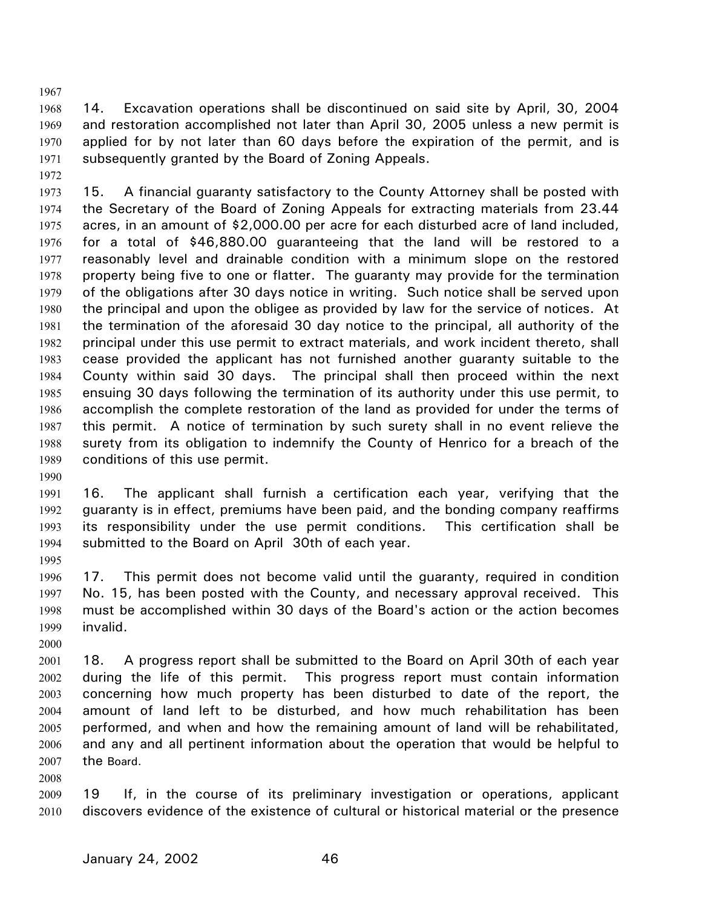14. Excavation operations shall be discontinued on said site by April, 30, 2004 and restoration accomplished not later than April 30, 2005 unless a new permit is applied for by not later than 60 days before the expiration of the permit, and is subsequently granted by the Board of Zoning Appeals.

15. A financial guaranty satisfactory to the County Attorney shall be posted with the Secretary of the Board of Zoning Appeals for extracting materials from 23.44 acres, in an amount of $2,000.00 per acre for each disturbed acre of land included, for a total of $46,880.00 guaranteeing that the land will be restored to a reasonably level and drainable condition with a minimum slope on the restored property being five to one or flatter. The guaranty may provide for the termination of the obligations after 30 days notice in writing. Such notice shall be served upon the principal and upon the obligee as provided by law for the service of notices. At the termination of the aforesaid 30 day notice to the principal, all authority of the principal under this use permit to extract materials, and work incident thereto, shall cease provided the applicant has not furnished another guaranty suitable to the County within said 30 days. The principal shall then proceed within the next ensuing 30 days following the termination of its authority under this use permit, to accomplish the complete restoration of the land as provided for under the terms of this permit. A notice of termination by such surety shall in no event relieve the surety from its obligation to indemnify the County of Henrico for a breach of the conditions of this use permit.

16. The applicant shall furnish a certification each year, verifying that the guaranty is in effect, premiums have been paid, and the bonding company reaffirms its responsibility under the use permit conditions. This certification shall be submitted to the Board on April 30th of each year.

17. This permit does not become valid until the guaranty, required in condition No. 15, has been posted with the County, and necessary approval received. This must be accomplished within 30 days of the Board's action or the action becomes invalid.

18. A progress report shall be submitted to the Board on April 30th of each year during the life of this permit. This progress report must contain information concerning how much property has been disturbed to date of the report, the amount of land left to be disturbed, and how much rehabilitation has been performed, and when and how the remaining amount of land will be rehabilitated, and any and all pertinent information about the operation that would be helpful to the Board.

19 If, in the course of its preliminary investigation or operations, applicant discovers evidence of the existence of cultural or historical material or the presence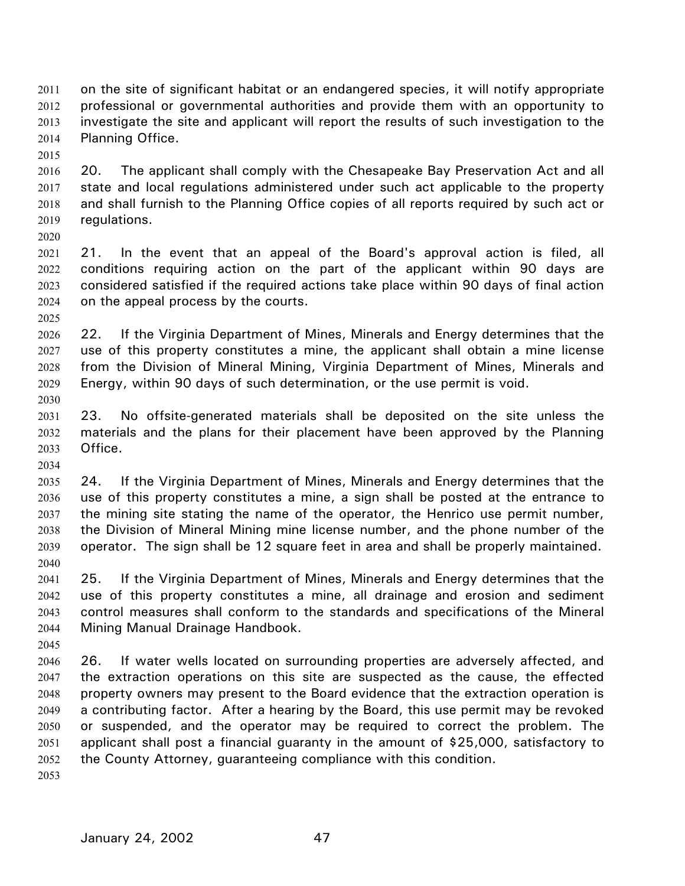on the site of significant habitat or an endangered species, it will notify appropriate professional or governmental authorities and provide them with an opportunity to investigate the site and applicant will report the results of such investigation to the Planning Office.

20. The applicant shall comply with the Chesapeake Bay Preservation Act and all state and local regulations administered under such act applicable to the property and shall furnish to the Planning Office copies of all reports required by such act or regulations.

21. In the event that an appeal of the Board's approval action is filed, all conditions requiring action on the part of the applicant within 90 days are considered satisfied if the required actions take place within 90 days of final action on the appeal process by the courts.

22. If the Virginia Department of Mines, Minerals and Energy determines that the use of this property constitutes a mine, the applicant shall obtain a mine license from the Division of Mineral Mining, Virginia Department of Mines, Minerals and Energy, within 90 days of such determination, or the use permit is void.

23. No offsite-generated materials shall be deposited on the site unless the materials and the plans for their placement have been approved by the Planning Office.

24. If the Virginia Department of Mines, Minerals and Energy determines that the use of this property constitutes a mine, a sign shall be posted at the entrance to the mining site stating the name of the operator, the Henrico use permit number, the Division of Mineral Mining mine license number, and the phone number of the operator. The sign shall be 12 square feet in area and shall be properly maintained.

25. If the Virginia Department of Mines, Minerals and Energy determines that the use of this property constitutes a mine, all drainage and erosion and sediment control measures shall conform to the standards and specifications of the Mineral Mining Manual Drainage Handbook.

26. If water wells located on surrounding properties are adversely affected, and the extraction operations on this site are suspected as the cause, the effected property owners may present to the Board evidence that the extraction operation is a contributing factor. After a hearing by the Board, this use permit may be revoked or suspended, and the operator may be required to correct the problem. The applicant shall post a financial guaranty in the amount of $25,000, satisfactory to the County Attorney, guaranteeing compliance with this condition.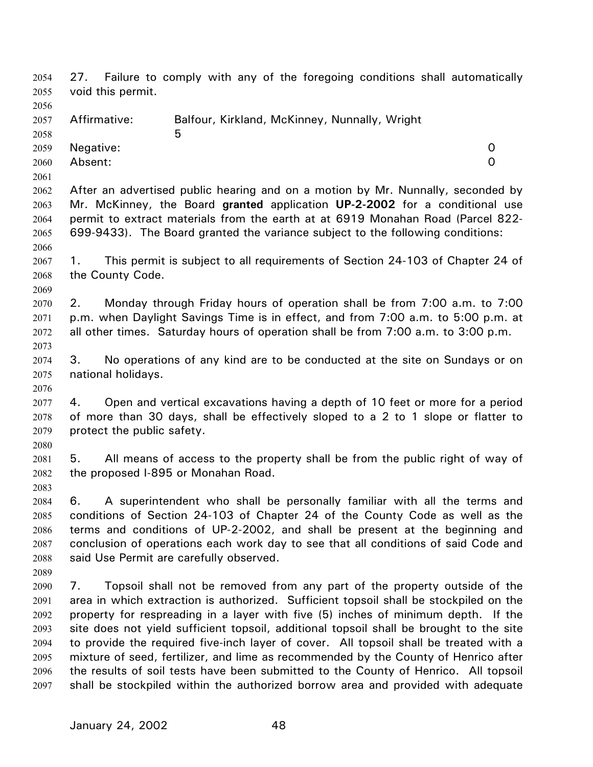27. Failure to comply with any of the foregoing conditions shall automatically void this permit.

Affirmative: Balfour, Kirkland, McKinney, Nunnally, Wright 5
Negative: 0
Absent: 0

After an advertised public hearing and on a motion by Mr. Nunnally, seconded by Mr. McKinney, the Board **granted** application **UP-2-2002** for a conditional use permit to extract materials from the earth at at 6919 Monahan Road (Parcel 822-699-9433). The Board granted the variance subject to the following conditions:

1. This permit is subject to all requirements of Section 24-103 of Chapter 24 of the County Code.

2. Monday through Friday hours of operation shall be from 7:00 a.m. to 7:00 p.m. when Daylight Savings Time is in effect, and from 7:00 a.m. to 5:00 p.m. at all other times. Saturday hours of operation shall be from 7:00 a.m. to 3:00 p.m.

3. No operations of any kind are to be conducted at the site on Sundays or on national holidays.

4. Open and vertical excavations having a depth of 10 feet or more for a period of more than 30 days, shall be effectively sloped to a 2 to 1 slope or flatter to protect the public safety.

5. All means of access to the property shall be from the public right of way of the proposed I-895 or Monahan Road.

6. A superintendent who shall be personally familiar with all the terms and conditions of Section 24-103 of Chapter 24 of the County Code as well as the terms and conditions of UP-2-2002, and shall be present at the beginning and conclusion of operations each work day to see that all conditions of said Code and said Use Permit are carefully observed.

7. Topsoil shall not be removed from any part of the property outside of the area in which extraction is authorized. Sufficient topsoil shall be stockpiled on the property for respreading in a layer with five (5) inches of minimum depth. If the site does not yield sufficient topsoil, additional topsoil shall be brought to the site to provide the required five-inch layer of cover. All topsoil shall be treated with a mixture of seed, fertilizer, and lime as recommended by the County of Henrico after the results of soil tests have been submitted to the County of Henrico. All topsoil shall be stockpiled within the authorized borrow area and provided with adequate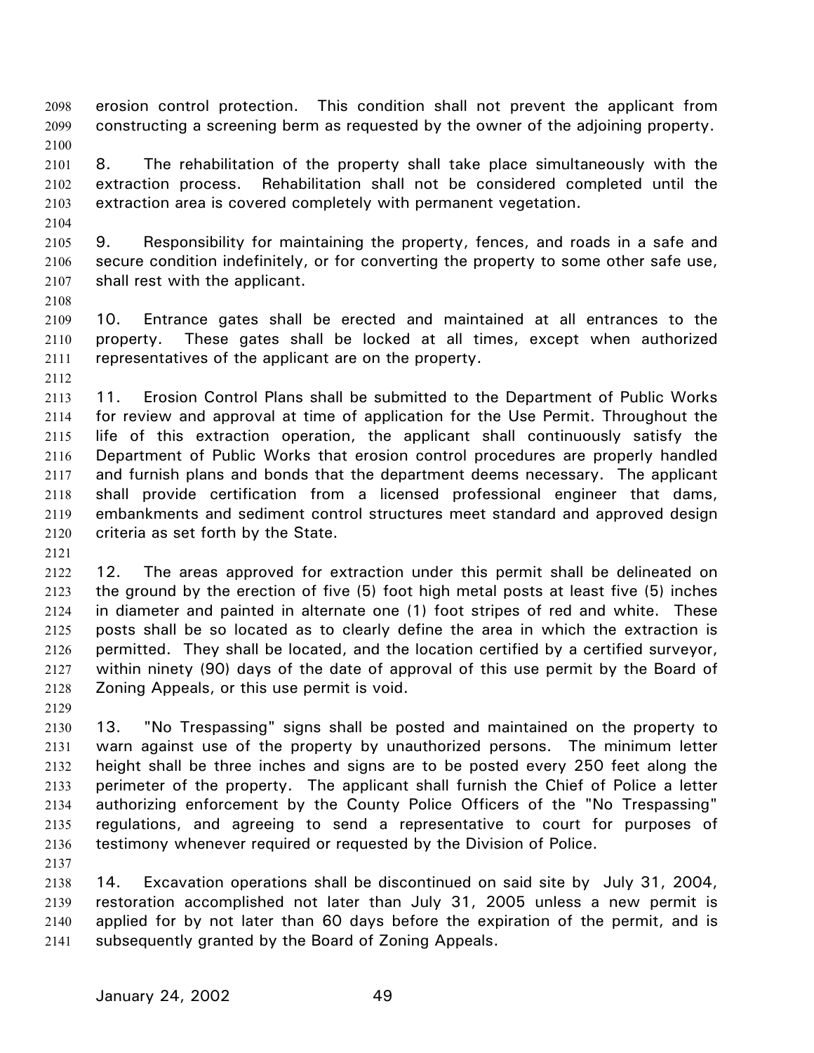erosion control protection. This condition shall not prevent the applicant from constructing a screening berm as requested by the owner of the adjoining property.

8. The rehabilitation of the property shall take place simultaneously with the extraction process. Rehabilitation shall not be considered completed until the extraction area is covered completely with permanent vegetation.

9. Responsibility for maintaining the property, fences, and roads in a safe and secure condition indefinitely, or for converting the property to some other safe use, shall rest with the applicant.

10. Entrance gates shall be erected and maintained at all entrances to the property. These gates shall be locked at all times, except when authorized representatives of the applicant are on the property.

11. Erosion Control Plans shall be submitted to the Department of Public Works for review and approval at time of application for the Use Permit. Throughout the life of this extraction operation, the applicant shall continuously satisfy the Department of Public Works that erosion control procedures are properly handled and furnish plans and bonds that the department deems necessary. The applicant shall provide certification from a licensed professional engineer that dams, embankments and sediment control structures meet standard and approved design criteria as set forth by the State.

12. The areas approved for extraction under this permit shall be delineated on the ground by the erection of five (5) foot high metal posts at least five (5) inches in diameter and painted in alternate one (1) foot stripes of red and white. These posts shall be so located as to clearly define the area in which the extraction is permitted. They shall be located, and the location certified by a certified surveyor, within ninety (90) days of the date of approval of this use permit by the Board of Zoning Appeals, or this use permit is void.

13. "No Trespassing" signs shall be posted and maintained on the property to warn against use of the property by unauthorized persons. The minimum letter height shall be three inches and signs are to be posted every 250 feet along the perimeter of the property. The applicant shall furnish the Chief of Police a letter authorizing enforcement by the County Police Officers of the "No Trespassing" regulations, and agreeing to send a representative to court for purposes of testimony whenever required or requested by the Division of Police.

14. Excavation operations shall be discontinued on said site by July 31, 2004, restoration accomplished not later than July 31, 2005 unless a new permit is applied for by not later than 60 days before the expiration of the permit, and is subsequently granted by the Board of Zoning Appeals.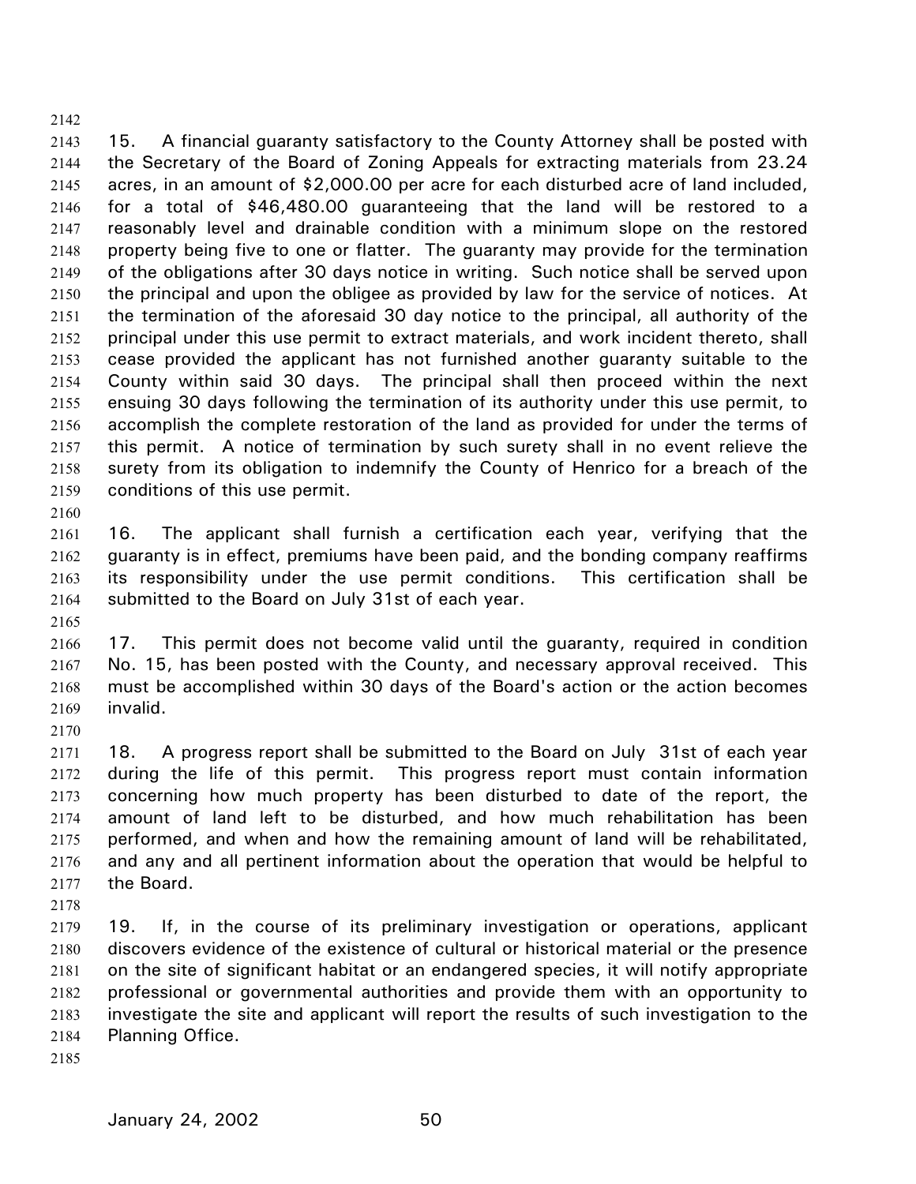15. A financial guaranty satisfactory to the County Attorney shall be posted with the Secretary of the Board of Zoning Appeals for extracting materials from 23.24 acres, in an amount of $2,000.00 per acre for each disturbed acre of land included, for a total of $46,480.00 guaranteeing that the land will be restored to a reasonably level and drainable condition with a minimum slope on the restored property being five to one or flatter. The guaranty may provide for the termination of the obligations after 30 days notice in writing. Such notice shall be served upon the principal and upon the obligee as provided by law for the service of notices. At the termination of the aforesaid 30 day notice to the principal, all authority of the principal under this use permit to extract materials, and work incident thereto, shall cease provided the applicant has not furnished another guaranty suitable to the County within said 30 days. The principal shall then proceed within the next ensuing 30 days following the termination of its authority under this use permit, to accomplish the complete restoration of the land as provided for under the terms of this permit. A notice of termination by such surety shall in no event relieve the surety from its obligation to indemnify the County of Henrico for a breach of the conditions of this use permit.

16. The applicant shall furnish a certification each year, verifying that the guaranty is in effect, premiums have been paid, and the bonding company reaffirms its responsibility under the use permit conditions. This certification shall be submitted to the Board on July 31st of each year.

17. This permit does not become valid until the guaranty, required in condition No. 15, has been posted with the County, and necessary approval received. This must be accomplished within 30 days of the Board's action or the action becomes invalid.

18. A progress report shall be submitted to the Board on July 31st of each year during the life of this permit. This progress report must contain information concerning how much property has been disturbed to date of the report, the amount of land left to be disturbed, and how much rehabilitation has been performed, and when and how the remaining amount of land will be rehabilitated, and any and all pertinent information about the operation that would be helpful to the Board.

19. If, in the course of its preliminary investigation or operations, applicant discovers evidence of the existence of cultural or historical material or the presence on the site of significant habitat or an endangered species, it will notify appropriate professional or governmental authorities and provide them with an opportunity to investigate the site and applicant will report the results of such investigation to the Planning Office.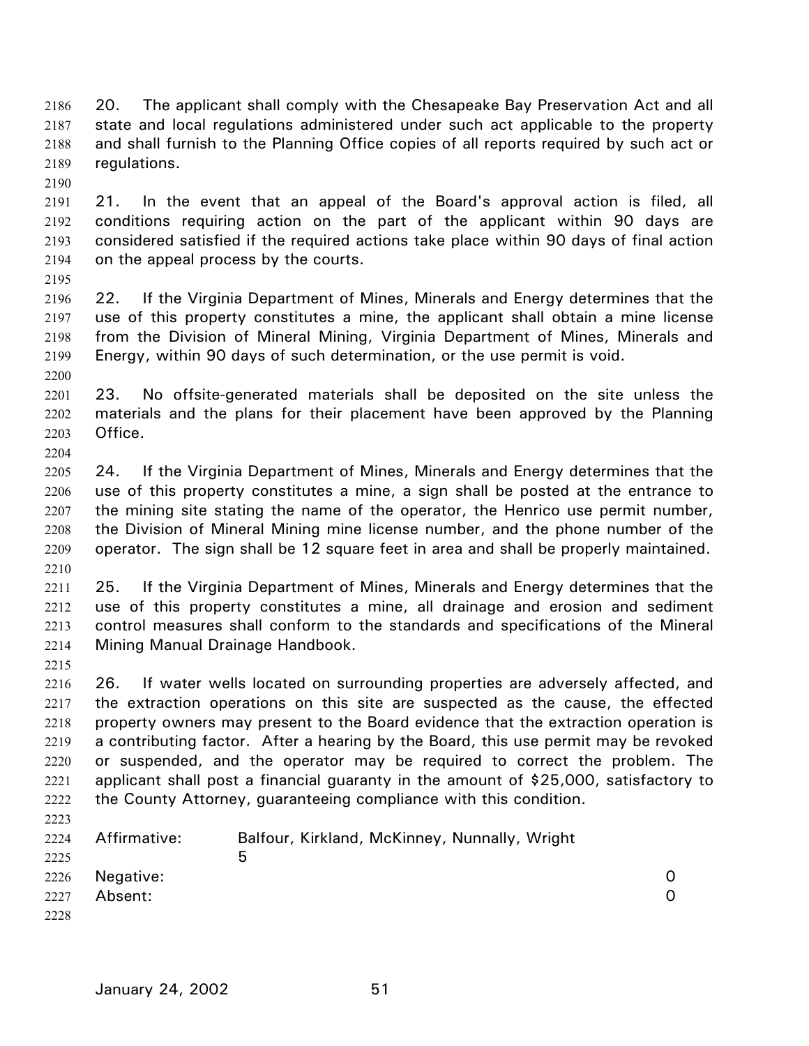20. The applicant shall comply with the Chesapeake Bay Preservation Act and all state and local regulations administered under such act applicable to the property and shall furnish to the Planning Office copies of all reports required by such act or regulations.

21. In the event that an appeal of the Board's approval action is filed, all conditions requiring action on the part of the applicant within 90 days are considered satisfied if the required actions take place within 90 days of final action on the appeal process by the courts.

22. If the Virginia Department of Mines, Minerals and Energy determines that the use of this property constitutes a mine, the applicant shall obtain a mine license from the Division of Mineral Mining, Virginia Department of Mines, Minerals and Energy, within 90 days of such determination, or the use permit is void.

23. No offsite-generated materials shall be deposited on the site unless the materials and the plans for their placement have been approved by the Planning Office.

24. If the Virginia Department of Mines, Minerals and Energy determines that the use of this property constitutes a mine, a sign shall be posted at the entrance to the mining site stating the name of the operator, the Henrico use permit number, the Division of Mineral Mining mine license number, and the phone number of the operator. The sign shall be 12 square feet in area and shall be properly maintained.

25. If the Virginia Department of Mines, Minerals and Energy determines that the use of this property constitutes a mine, all drainage and erosion and sediment control measures shall conform to the standards and specifications of the Mineral Mining Manual Drainage Handbook.

26. If water wells located on surrounding properties are adversely affected, and the extraction operations on this site are suspected as the cause, the effected property owners may present to the Board evidence that the extraction operation is a contributing factor. After a hearing by the Board, this use permit may be revoked or suspended, and the operator may be required to correct the problem. The applicant shall post a financial guaranty in the amount of $25,000, satisfactory to the County Attorney, guaranteeing compliance with this condition.

Affirmative: Balfour, Kirkland, McKinney, Nunnally, Wright 5
Negative: 0
Absent: 0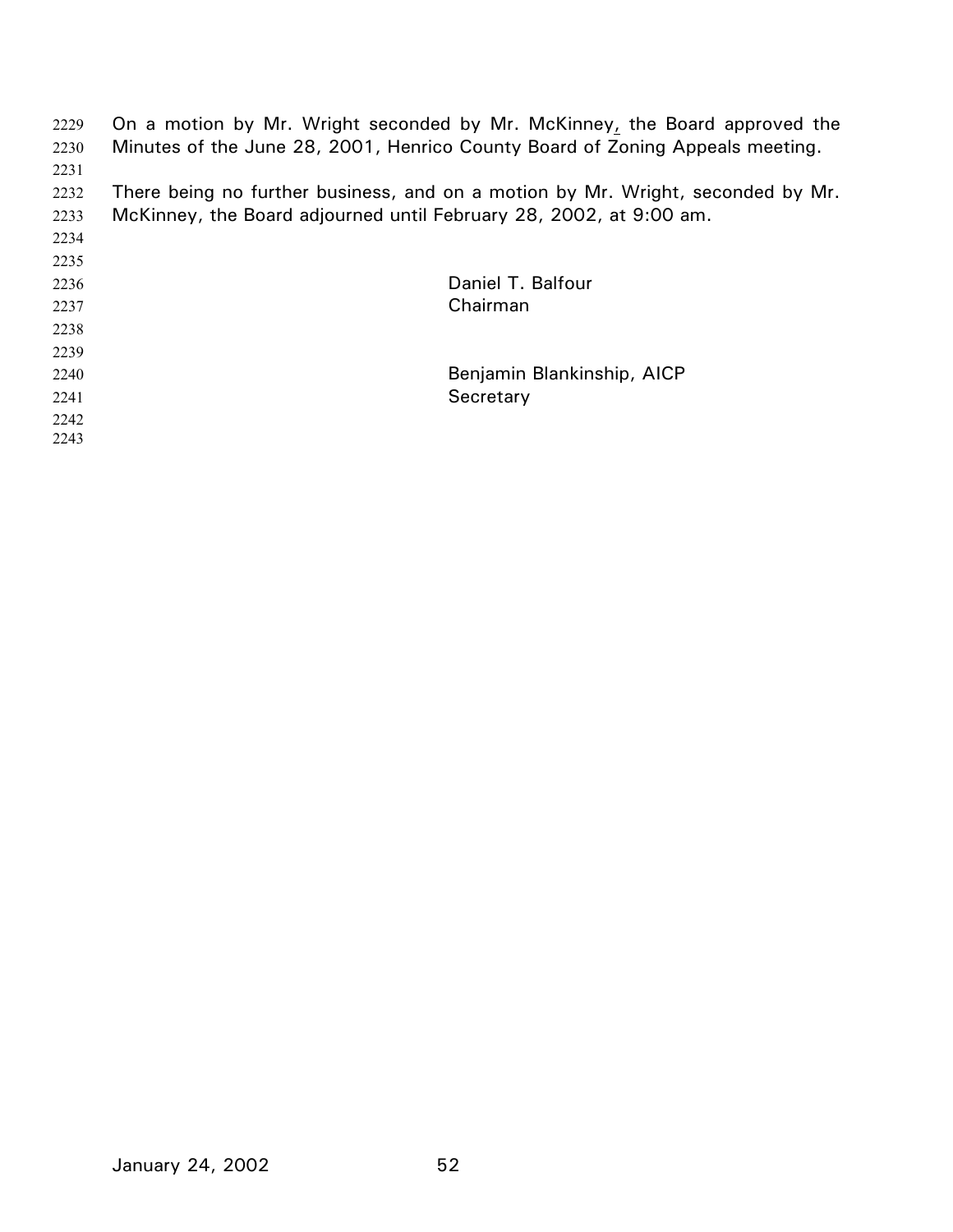On a motion by Mr. Wright seconded by Mr. McKinney, the Board approved the Minutes of the June 28, 2001, Henrico County Board of Zoning Appeals meeting.

There being no further business, and on a motion by Mr. Wright, seconded by Mr. McKinney, the Board adjourned until February 28, 2002, at 9:00 am.

Daniel T. Balfour
Chairman

Benjamin Blankinship, AICP
Secretary